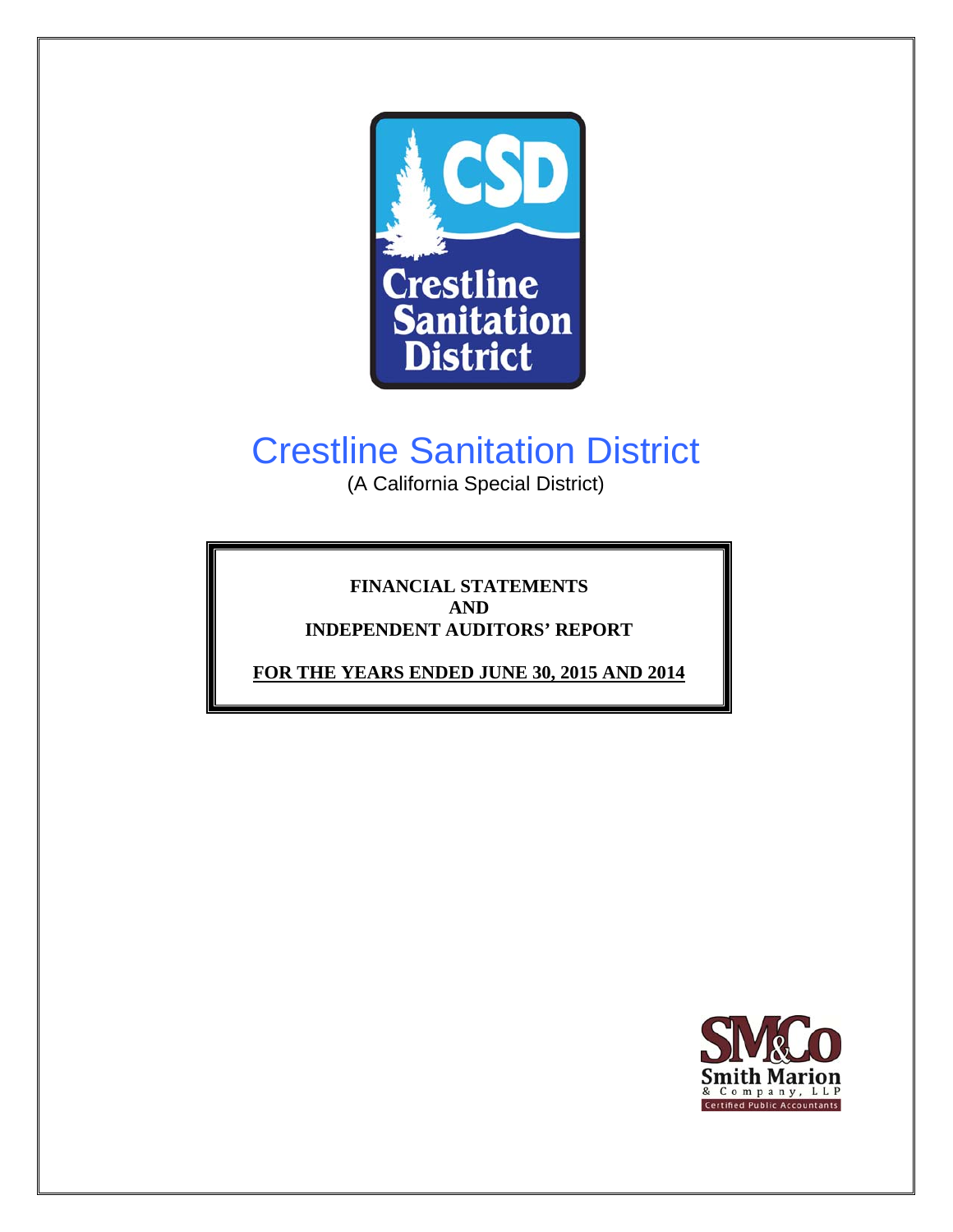# Crestline Sanitation District

(A California Special District)

**FINANCIAL STATEMENTS**
**AND**
**INDEPENDENT AUDITORS' REPORT**

**FOR THE YEARS ENDED JUNE 30, 2015 AND 2014**

Smith Marion & Company, LLP
Certified Public Accountants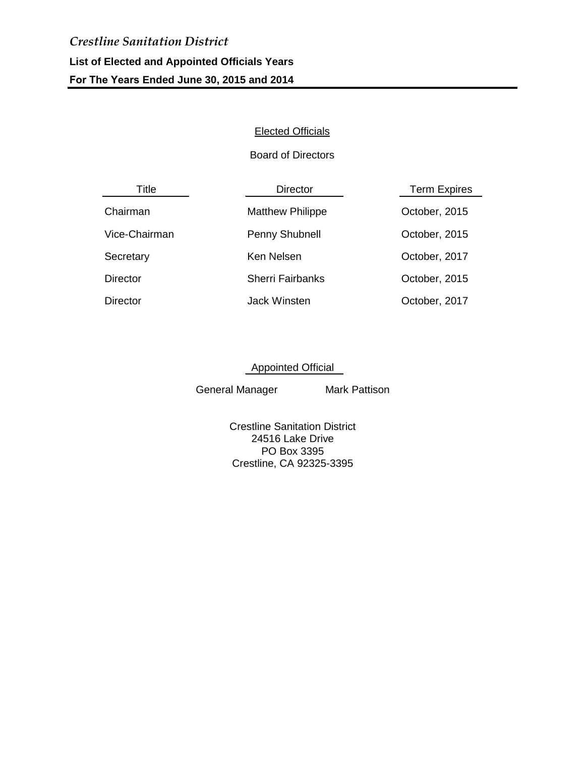*Crestline Sanitation District*

**List of Elected and Appointed Officials Years**

**For The Years Ended June 30, 2015 and 2014**

Elected Officials

Board of Directors

| Title | Director | Term Expires |
| --- | --- | --- |
| Chairman | Matthew Philippe | October, 2015 |
| Vice-Chairman | Penny Shubnell | October, 2015 |
| Secretary | Ken Nelsen | October, 2017 |
| Director | Sherri Fairbanks | October, 2015 |
| Director | Jack Winsten | October, 2017 |

Appointed Official

General Manager Mark Pattison

Crestline Sanitation District
24516 Lake Drive
PO Box 3395
Crestline, CA 92325-3395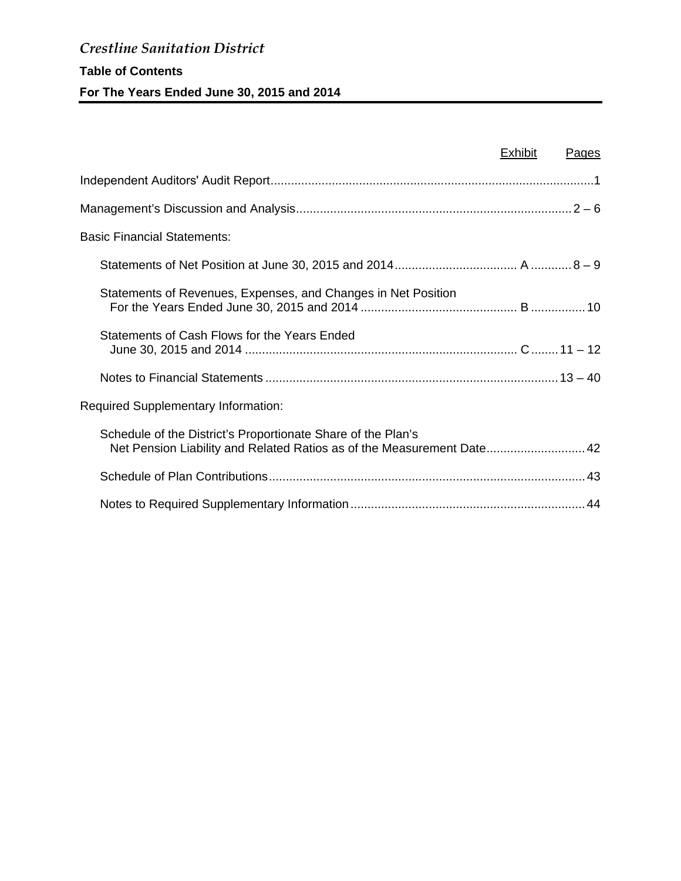*Crestline Sanitation District*

**Table of Contents**

**For The Years Ended June 30, 2015 and 2014**

| | Exhibit | Pages |
|---|---|---|
| Independent Auditors' Audit Report | | 1 |
| Management's Discussion and Analysis | | 2 – 6 |
| Basic Financial Statements: | | |
| Statements of Net Position at June 30, 2015 and 2014 | A | 8 – 9 |
| Statements of Revenues, Expenses, and Changes in Net Position For the Years Ended June 30, 2015 and 2014 | B | 10 |
| Statements of Cash Flows for the Years Ended June 30, 2015 and 2014 | C | 11 – 12 |
| Notes to Financial Statements | | 13 – 40 |
| Required Supplementary Information: | | |
| Schedule of the District's Proportionate Share of the Plan's Net Pension Liability and Related Ratios as of the Measurement Date | | 42 |
| Schedule of Plan Contributions | | 43 |
| Notes to Required Supplementary Information | | 44 |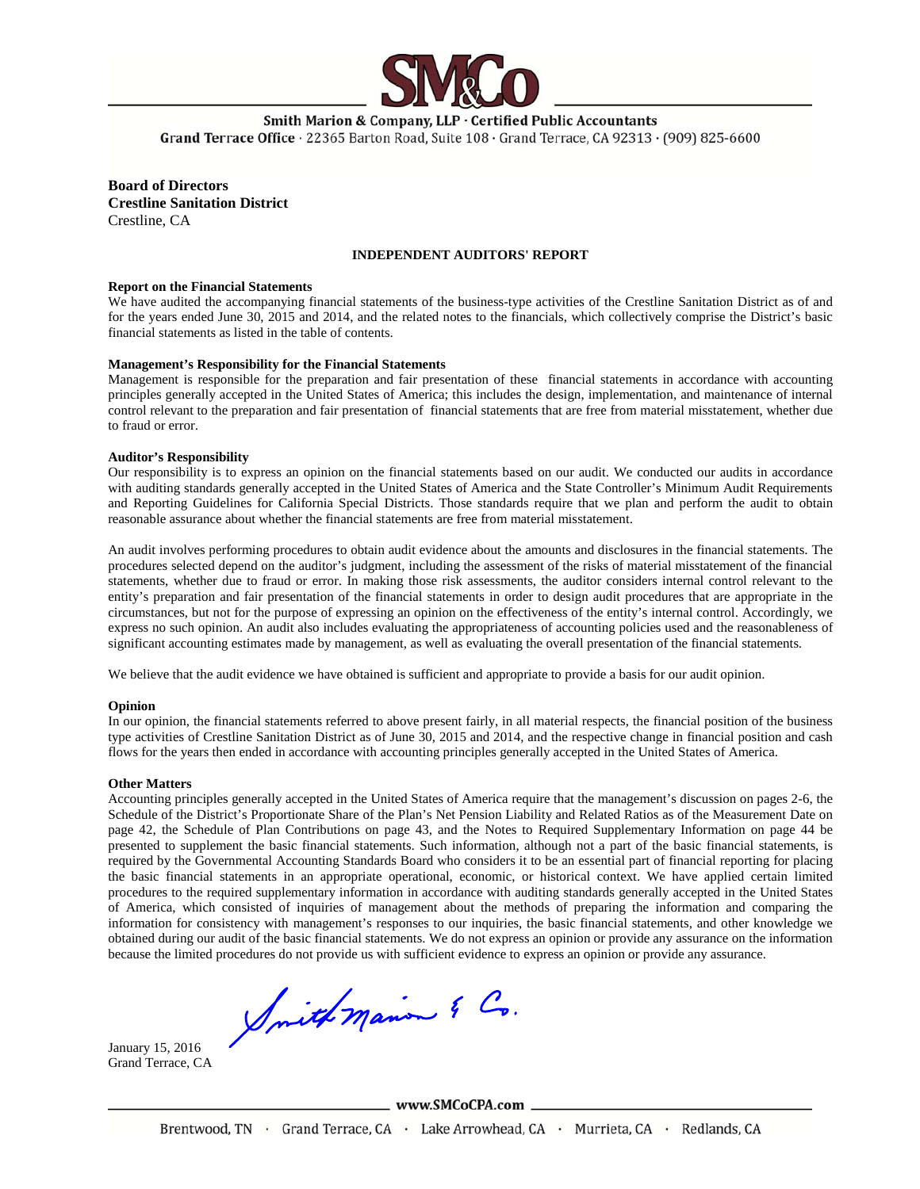Smith Marion & Company, LLP · Certified Public Accountants
Grand Terrace Office · 22365 Barton Road, Suite 108 · Grand Terrace, CA 92313 · (909) 825-6600

**Board of Directors**
**Crestline Sanitation District**
Crestline, CA

## INDEPENDENT AUDITORS' REPORT

**Report on the Financial Statements**
We have audited the accompanying financial statements of the business-type activities of the Crestline Sanitation District as of and for the years ended June 30, 2015 and 2014, and the related notes to the financials, which collectively comprise the District's basic financial statements as listed in the table of contents.

**Management's Responsibility for the Financial Statements**
Management is responsible for the preparation and fair presentation of these financial statements in accordance with accounting principles generally accepted in the United States of America; this includes the design, implementation, and maintenance of internal control relevant to the preparation and fair presentation of financial statements that are free from material misstatement, whether due to fraud or error.

**Auditor's Responsibility**
Our responsibility is to express an opinion on the financial statements based on our audit. We conducted our audits in accordance with auditing standards generally accepted in the United States of America and the State Controller's Minimum Audit Requirements and Reporting Guidelines for California Special Districts. Those standards require that we plan and perform the audit to obtain reasonable assurance about whether the financial statements are free from material misstatement.

An audit involves performing procedures to obtain audit evidence about the amounts and disclosures in the financial statements. The procedures selected depend on the auditor's judgment, including the assessment of the risks of material misstatement of the financial statements, whether due to fraud or error. In making those risk assessments, the auditor considers internal control relevant to the entity's preparation and fair presentation of the financial statements in order to design audit procedures that are appropriate in the circumstances, but not for the purpose of expressing an opinion on the effectiveness of the entity's internal control. Accordingly, we express no such opinion. An audit also includes evaluating the appropriateness of accounting policies used and the reasonableness of significant accounting estimates made by management, as well as evaluating the overall presentation of the financial statements.

We believe that the audit evidence we have obtained is sufficient and appropriate to provide a basis for our audit opinion.

**Opinion**
In our opinion, the financial statements referred to above present fairly, in all material respects, the financial position of the business type activities of Crestline Sanitation District as of June 30, 2015 and 2014, and the respective change in financial position and cash flows for the years then ended in accordance with accounting principles generally accepted in the United States of America.

**Other Matters**
Accounting principles generally accepted in the United States of America require that the management's discussion on pages 2-6, the Schedule of the District's Proportionate Share of the Plan's Net Pension Liability and Related Ratios as of the Measurement Date on page 42, the Schedule of Plan Contributions on page 43, and the Notes to Required Supplementary Information on page 44 be presented to supplement the basic financial statements. Such information, although not a part of the basic financial statements, is required by the Governmental Accounting Standards Board who considers it to be an essential part of financial reporting for placing the basic financial statements in an appropriate operational, economic, or historical context. We have applied certain limited procedures to the required supplementary information in accordance with auditing standards generally accepted in the United States of America, which consisted of inquiries of management about the methods of preparing the information and comparing the information for consistency with management's responses to our inquiries, the basic financial statements, and other knowledge we obtained during our audit of the basic financial statements. We do not express an opinion or provide any assurance on the information because the limited procedures do not provide us with sufficient evidence to express an opinion or provide any assurance.

Smith Marion & Co.

January 15, 2016
Grand Terrace, CA

www.SMCoCPA.com
Brentwood, TN · Grand Terrace, CA · Lake Arrowhead, CA · Murrieta, CA · Redlands, CA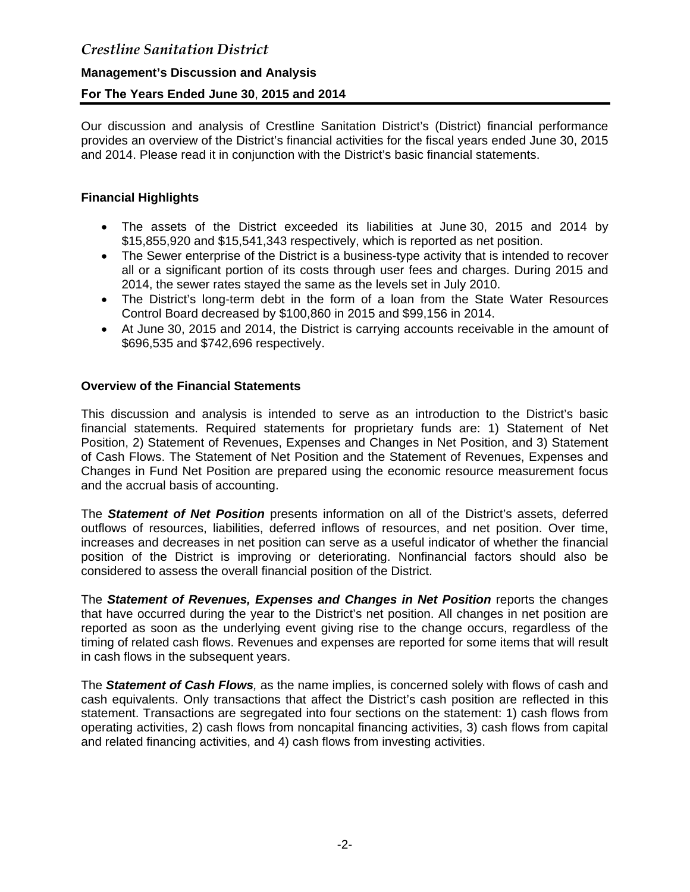# *Crestline Sanitation District*

**Management's Discussion and Analysis**

**For The Years Ended June 30, 2015 and 2014**

Our discussion and analysis of Crestline Sanitation District's (District) financial performance provides an overview of the District's financial activities for the fiscal years ended June 30, 2015 and 2014. Please read it in conjunction with the District's basic financial statements.

## Financial Highlights

- The assets of the District exceeded its liabilities at June 30, 2015 and 2014 by $15,855,920 and $15,541,343 respectively, which is reported as net position.
- The Sewer enterprise of the District is a business-type activity that is intended to recover all or a significant portion of its costs through user fees and charges. During 2015 and 2014, the sewer rates stayed the same as the levels set in July 2010.
- The District's long-term debt in the form of a loan from the State Water Resources Control Board decreased by $100,860 in 2015 and $99,156 in 2014.
- At June 30, 2015 and 2014, the District is carrying accounts receivable in the amount of $696,535 and $742,696 respectively.

## Overview of the Financial Statements

This discussion and analysis is intended to serve as an introduction to the District's basic financial statements. Required statements for proprietary funds are: 1) Statement of Net Position, 2) Statement of Revenues, Expenses and Changes in Net Position, and 3) Statement of Cash Flows. The Statement of Net Position and the Statement of Revenues, Expenses and Changes in Fund Net Position are prepared using the economic resource measurement focus and the accrual basis of accounting.

The ***Statement of Net Position*** presents information on all of the District's assets, deferred outflows of resources, liabilities, deferred inflows of resources, and net position. Over time, increases and decreases in net position can serve as a useful indicator of whether the financial position of the District is improving or deteriorating. Nonfinancial factors should also be considered to assess the overall financial position of the District.

The ***Statement of Revenues, Expenses and Changes in Net Position*** reports the changes that have occurred during the year to the District's net position. All changes in net position are reported as soon as the underlying event giving rise to the change occurs, regardless of the timing of related cash flows. Revenues and expenses are reported for some items that will result in cash flows in the subsequent years.

The ***Statement of Cash Flows****,* as the name implies, is concerned solely with flows of cash and cash equivalents. Only transactions that affect the District's cash position are reflected in this statement. Transactions are segregated into four sections on the statement: 1) cash flows from operating activities, 2) cash flows from noncapital financing activities, 3) cash flows from capital and related financing activities, and 4) cash flows from investing activities.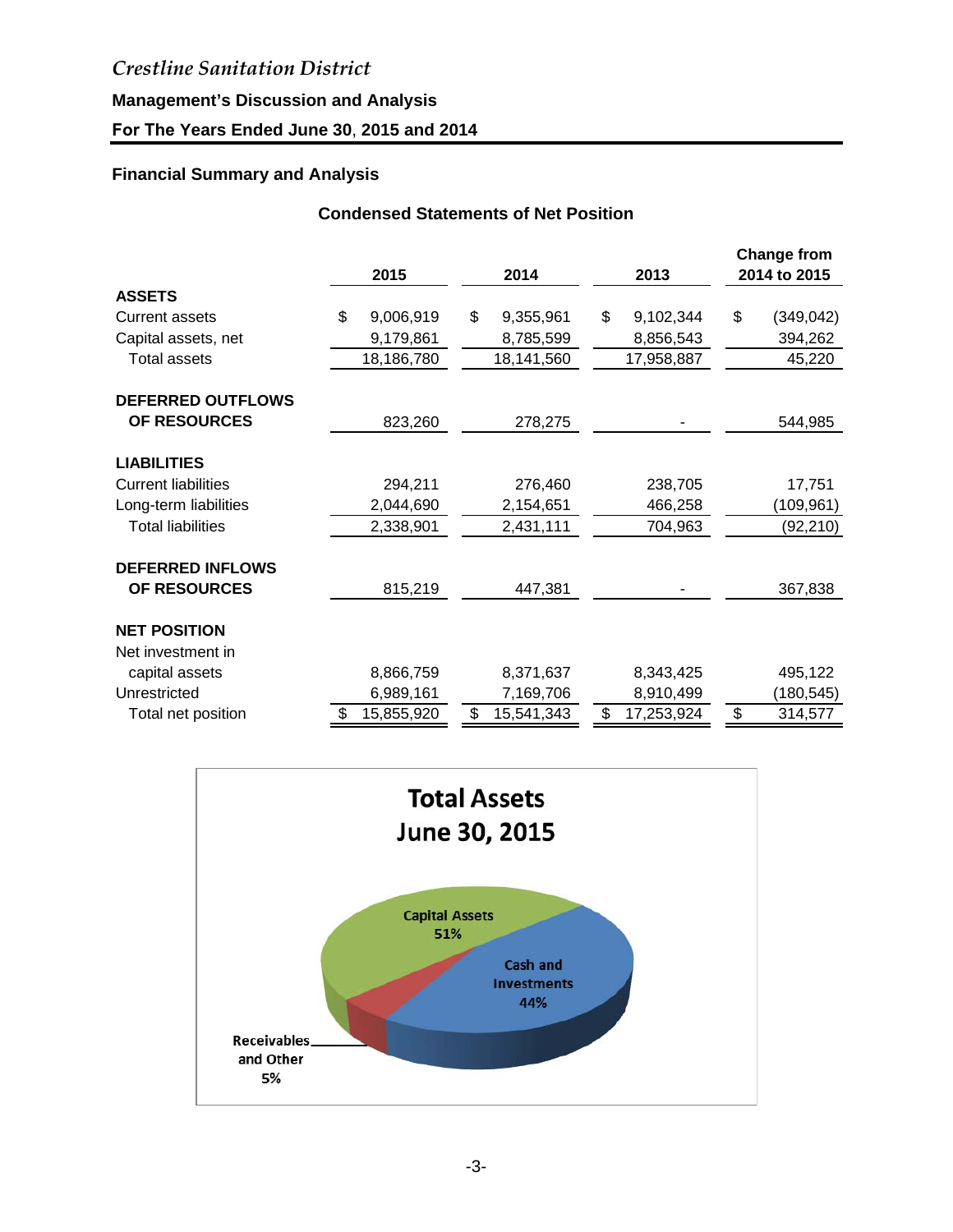## Financial Summary and Analysis

### Condensed Statements of Net Position

| | 2015 | 2014 | 2013 | Change from 2014 to 2015 |
|---|---|---|---|---|
| **ASSETS** | | | | |
| Current assets | $ 9,006,919 | $ 9,355,961 | $ 9,102,344 | $ (349,042) |
| Capital assets, net | 9,179,861 | 8,785,599 | 8,856,543 | 394,262 |
| Total assets | 18,186,780 | 18,141,560 | 17,958,887 | 45,220 |
| **DEFERRED OUTFLOWS OF RESOURCES** | 823,260 | 278,275 | - | 544,985 |
| **LIABILITIES** | | | | |
| Current liabilities | 294,211 | 276,460 | 238,705 | 17,751 |
| Long-term liabilities | 2,044,690 | 2,154,651 | 466,258 | (109,961) |
| Total liabilities | 2,338,901 | 2,431,111 | 704,963 | (92,210) |
| **DEFERRED INFLOWS OF RESOURCES** | 815,219 | 447,381 | - | 367,838 |
| **NET POSITION** | | | | |
| Net investment in capital assets | 8,866,759 | 8,371,637 | 8,343,425 | 495,122 |
| Unrestricted | 6,989,161 | 7,169,706 | 8,910,499 | (180,545) |
| Total net position | $ 15,855,920 | $ 15,541,343 | $ 17,253,924 | $ 314,577 |

**Total Assets June 30, 2015**

- Capital Assets 51%
- Cash and Investments 44%
- Receivables and Other 5%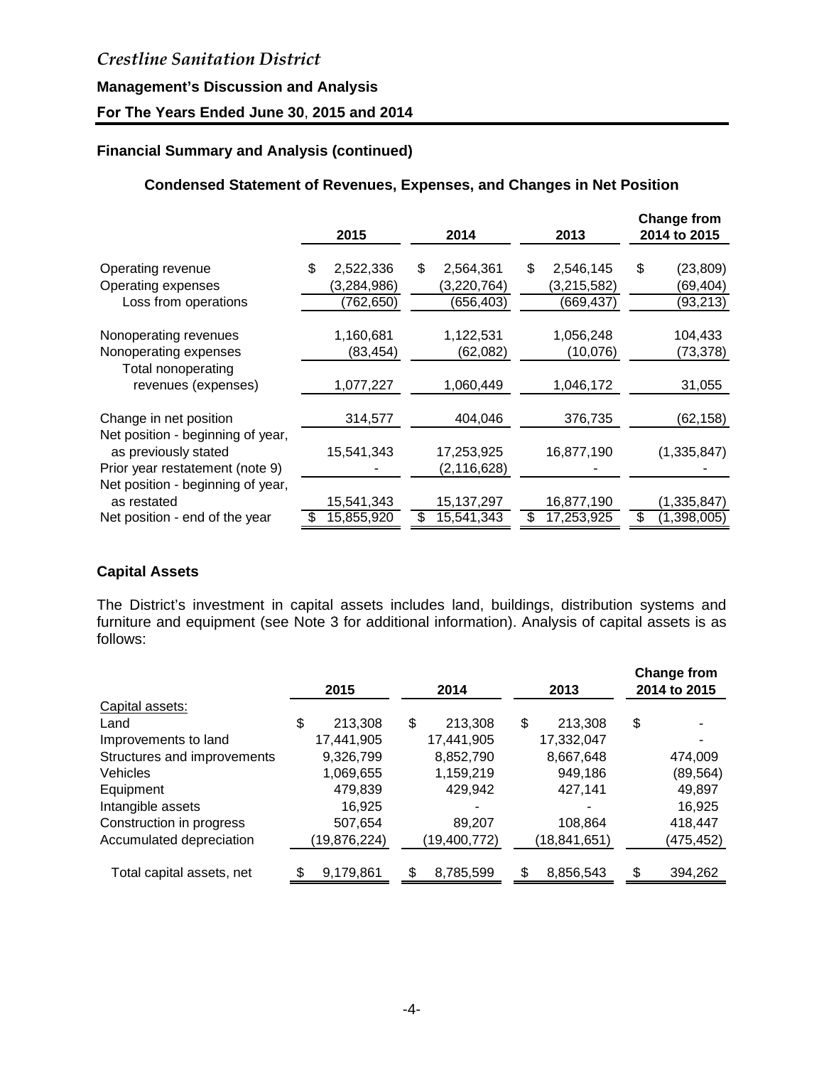*Crestline Sanitation District*

**Management's Discussion and Analysis**

**For The Years Ended June 30, 2015 and 2014**

### Financial Summary and Analysis (continued)

**Condensed Statement of Revenues, Expenses, and Changes in Net Position**

| | 2015 | 2014 | 2013 | Change from 2014 to 2015 |
|---|---|---|---|---|
| Operating revenue | $ 2,522,336 | $ 2,564,361 | $ 2,546,145 | $ (23,809) |
| Operating expenses | (3,284,986) | (3,220,764) | (3,215,582) | (69,404) |
| Loss from operations | (762,650) | (656,403) | (669,437) | (93,213) |
| Nonoperating revenues | 1,160,681 | 1,122,531 | 1,056,248 | 104,433 |
| Nonoperating expenses | (83,454) | (62,082) | (10,076) | (73,378) |
| Total nonoperating revenues (expenses) | 1,077,227 | 1,060,449 | 1,046,172 | 31,055 |
| Change in net position | 314,577 | 404,046 | 376,735 | (62,158) |
| Net position - beginning of year, as previously stated | 15,541,343 | 17,253,925 | 16,877,190 | (1,335,847) |
| Prior year restatement (note 9) | - | (2,116,628) | - | - |
| Net position - beginning of year, as restated | 15,541,343 | 15,137,297 | 16,877,190 | (1,335,847) |
| Net position - end of the year | $ 15,855,920 | $ 15,541,343 | $ 17,253,925 | $ (1,398,005) |

### Capital Assets

The District's investment in capital assets includes land, buildings, distribution systems and furniture and equipment (see Note 3 for additional information). Analysis of capital assets is as follows:

| | 2015 | 2014 | 2013 | Change from 2014 to 2015 |
|---|---|---|---|---|
| Capital assets: | | | | |
| Land | $ 213,308 | $ 213,308 | $ 213,308 | $ - |
| Improvements to land | 17,441,905 | 17,441,905 | 17,332,047 | - |
| Structures and improvements | 9,326,799 | 8,852,790 | 8,667,648 | 474,009 |
| Vehicles | 1,069,655 | 1,159,219 | 949,186 | (89,564) |
| Equipment | 479,839 | 429,942 | 427,141 | 49,897 |
| Intangible assets | 16,925 | - | - | 16,925 |
| Construction in progress | 507,654 | 89,207 | 108,864 | 418,447 |
| Accumulated depreciation | (19,876,224) | (19,400,772) | (18,841,651) | (475,452) |
| Total capital assets, net | $ 9,179,861 | $ 8,785,599 | $ 8,856,543 | $ 394,262 |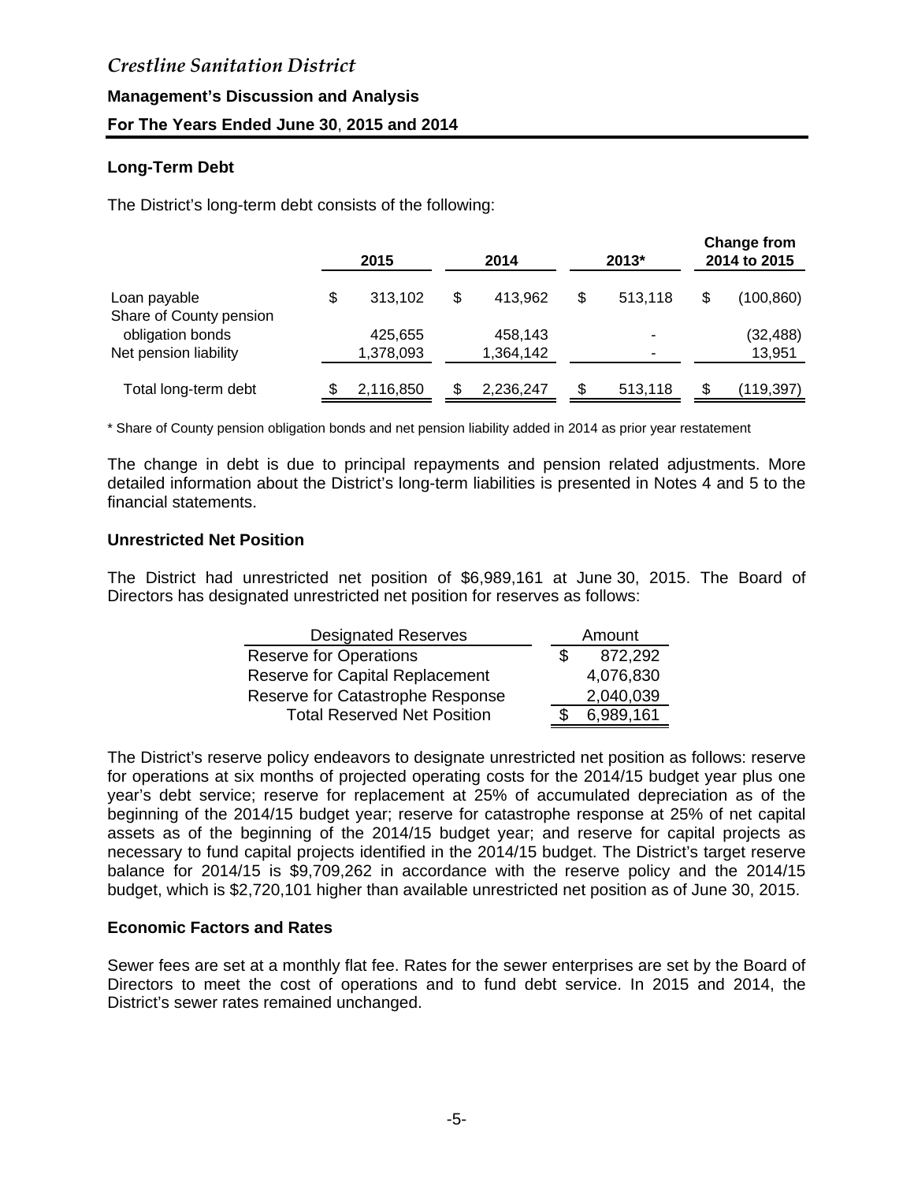# *Crestline Sanitation District*

## Management's Discussion and Analysis

## For The Years Ended June 30, 2015 and 2014

### Long-Term Debt

The District's long-term debt consists of the following:

| | 2015 | 2014 | 2013* | Change from 2014 to 2015 |
|---|---|---|---|---|
| Loan payable | $ 313,102 | $ 413,962 | $ 513,118 | $ (100,860) |
| Share of County pension obligation bonds | 425,655 | 458,143 | - | (32,488) |
| Net pension liability | 1,378,093 | 1,364,142 | - | 13,951 |
| Total long-term debt | $ 2,116,850 | $ 2,236,247 | $ 513,118 | $ (119,397) |

\* Share of County pension obligation bonds and net pension liability added in 2014 as prior year restatement

The change in debt is due to principal repayments and pension related adjustments. More detailed information about the District's long-term liabilities is presented in Notes 4 and 5 to the financial statements.

### Unrestricted Net Position

The District had unrestricted net position of $6,989,161 at June 30, 2015. The Board of Directors has designated unrestricted net position for reserves as follows:

| Designated Reserves | Amount |
|---|---|
| Reserve for Operations | $ 872,292 |
| Reserve for Capital Replacement | 4,076,830 |
| Reserve for Catastrophe Response | 2,040,039 |
| Total Reserved Net Position | $ 6,989,161 |

The District's reserve policy endeavors to designate unrestricted net position as follows: reserve for operations at six months of projected operating costs for the 2014/15 budget year plus one year's debt service; reserve for replacement at 25% of accumulated depreciation as of the beginning of the 2014/15 budget year; reserve for catastrophe response at 25% of net capital assets as of the beginning of the 2014/15 budget year; and reserve for capital projects as necessary to fund capital projects identified in the 2014/15 budget. The District's target reserve balance for 2014/15 is $9,709,262 in accordance with the reserve policy and the 2014/15 budget, which is $2,720,101 higher than available unrestricted net position as of June 30, 2015.

### Economic Factors and Rates

Sewer fees are set at a monthly flat fee. Rates for the sewer enterprises are set by the Board of Directors to meet the cost of operations and to fund debt service. In 2015 and 2014, the District's sewer rates remained unchanged.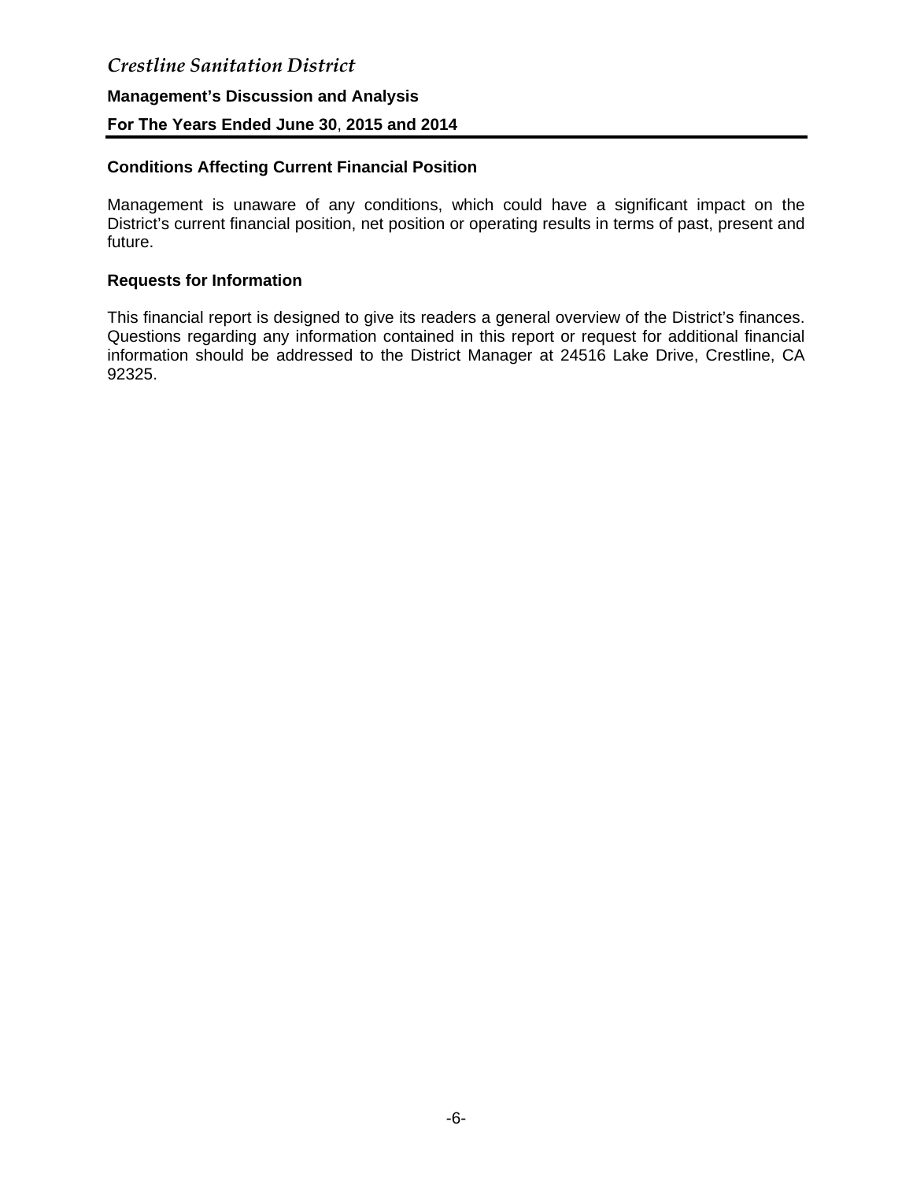## Conditions Affecting Current Financial Position

Management is unaware of any conditions, which could have a significant impact on the District's current financial position, net position or operating results in terms of past, present and future.

## Requests for Information

This financial report is designed to give its readers a general overview of the District's finances. Questions regarding any information contained in this report or request for additional financial information should be addressed to the District Manager at 24516 Lake Drive, Crestline, CA 92325.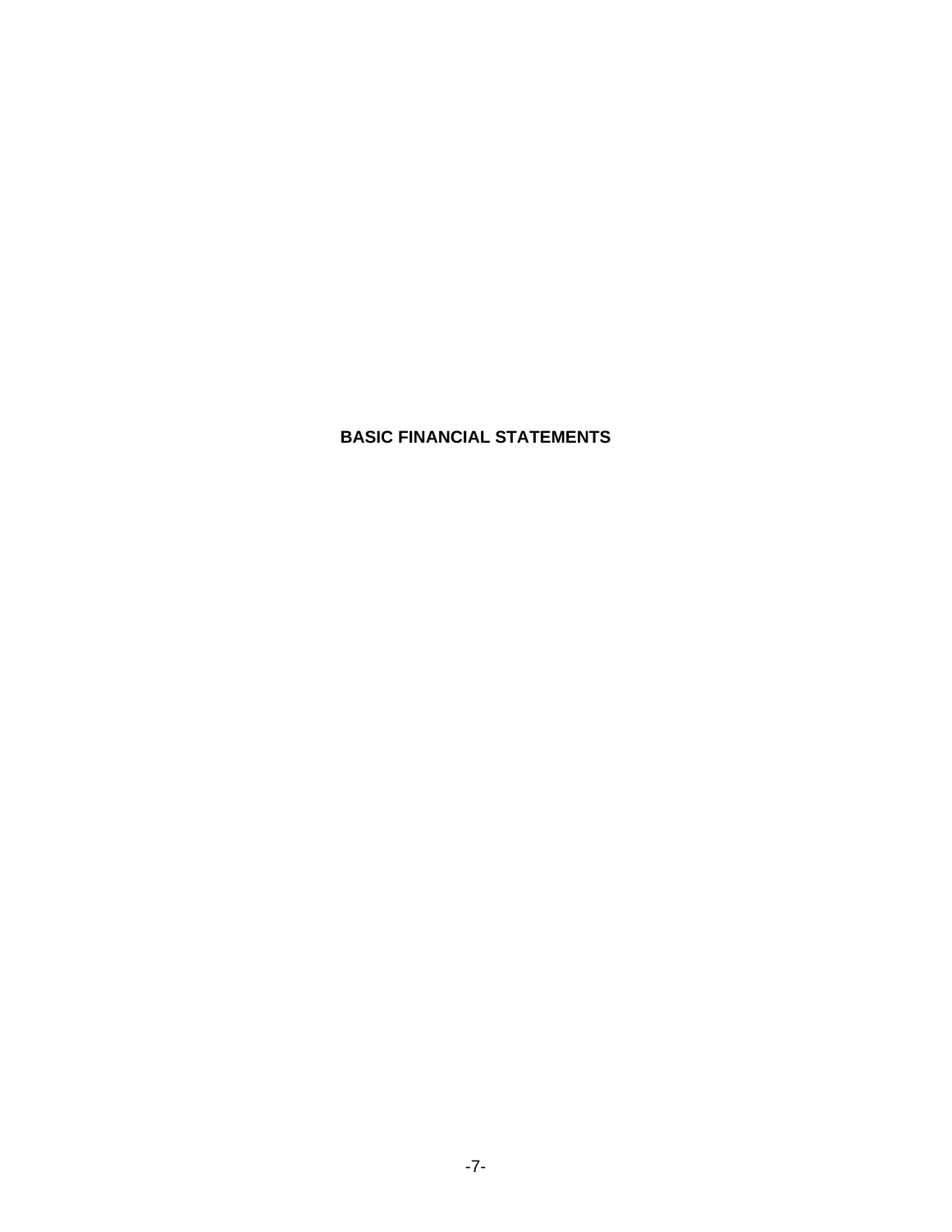# BASIC FINANCIAL STATEMENTS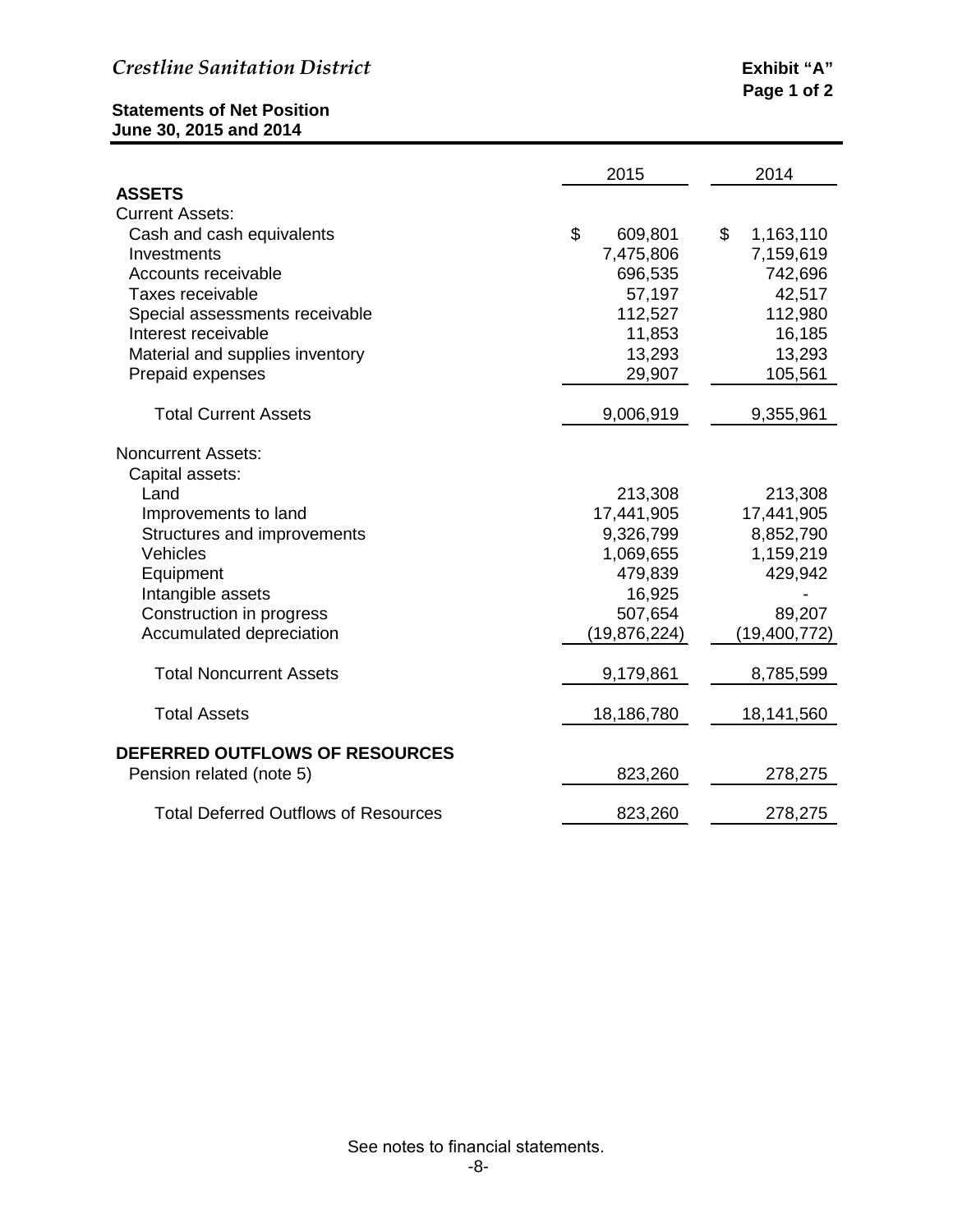*Crestline Sanitation District*

**Exhibit "A"**
**Page 1 of 2**

**Statements of Net Position**
**June 30, 2015 and 2014**

| | 2015 | 2014 |
|---|---|---|
| **ASSETS** | | |
| Current Assets: | | |
| Cash and cash equivalents | $ 609,801 | $ 1,163,110 |
| Investments | 7,475,806 | 7,159,619 |
| Accounts receivable | 696,535 | 742,696 |
| Taxes receivable | 57,197 | 42,517 |
| Special assessments receivable | 112,527 | 112,980 |
| Interest receivable | 11,853 | 16,185 |
| Material and supplies inventory | 13,293 | 13,293 |
| Prepaid expenses | 29,907 | 105,561 |
| Total Current Assets | 9,006,919 | 9,355,961 |
| Noncurrent Assets: | | |
| Capital assets: | | |
| Land | 213,308 | 213,308 |
| Improvements to land | 17,441,905 | 17,441,905 |
| Structures and improvements | 9,326,799 | 8,852,790 |
| Vehicles | 1,069,655 | 1,159,219 |
| Equipment | 479,839 | 429,942 |
| Intangible assets | 16,925 | - |
| Construction in progress | 507,654 | 89,207 |
| Accumulated depreciation | (19,876,224) | (19,400,772) |
| Total Noncurrent Assets | 9,179,861 | 8,785,599 |
| Total Assets | 18,186,780 | 18,141,560 |
| **DEFERRED OUTFLOWS OF RESOURCES** | | |
| Pension related (note 5) | 823,260 | 278,275 |
| Total Deferred Outflows of Resources | 823,260 | 278,275 |

See notes to financial statements.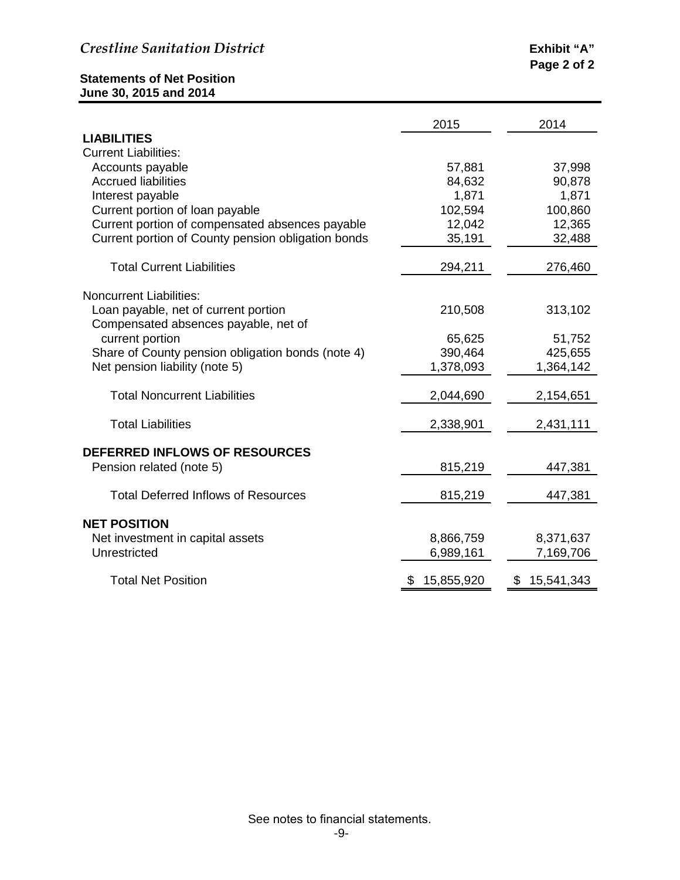*Crestline Sanitation District*

**Exhibit "A"**
**Page 2 of 2**

**Statements of Net Position**
**June 30, 2015 and 2014**

| | 2015 | 2014 |
|---|---|---|
| **LIABILITIES** | | |
| Current Liabilities: | | |
| Accounts payable | 57,881 | 37,998 |
| Accrued liabilities | 84,632 | 90,878 |
| Interest payable | 1,871 | 1,871 |
| Current portion of loan payable | 102,594 | 100,860 |
| Current portion of compensated absences payable | 12,042 | 12,365 |
| Current portion of County pension obligation bonds | 35,191 | 32,488 |
| Total Current Liabilities | 294,211 | 276,460 |
| Noncurrent Liabilities: | | |
| Loan payable, net of current portion | 210,508 | 313,102 |
| Compensated absences payable, net of current portion | 65,625 | 51,752 |
| Share of County pension obligation bonds (note 4) | 390,464 | 425,655 |
| Net pension liability (note 5) | 1,378,093 | 1,364,142 |
| Total Noncurrent Liabilities | 2,044,690 | 2,154,651 |
| Total Liabilities | 2,338,901 | 2,431,111 |
| **DEFERRED INFLOWS OF RESOURCES** | | |
| Pension related (note 5) | 815,219 | 447,381 |
| Total Deferred Inflows of Resources | 815,219 | 447,381 |
| **NET POSITION** | | |
| Net investment in capital assets | 8,866,759 | 8,371,637 |
| Unrestricted | 6,989,161 | 7,169,706 |
| Total Net Position | $ 15,855,920 | $ 15,541,343 |

See notes to financial statements.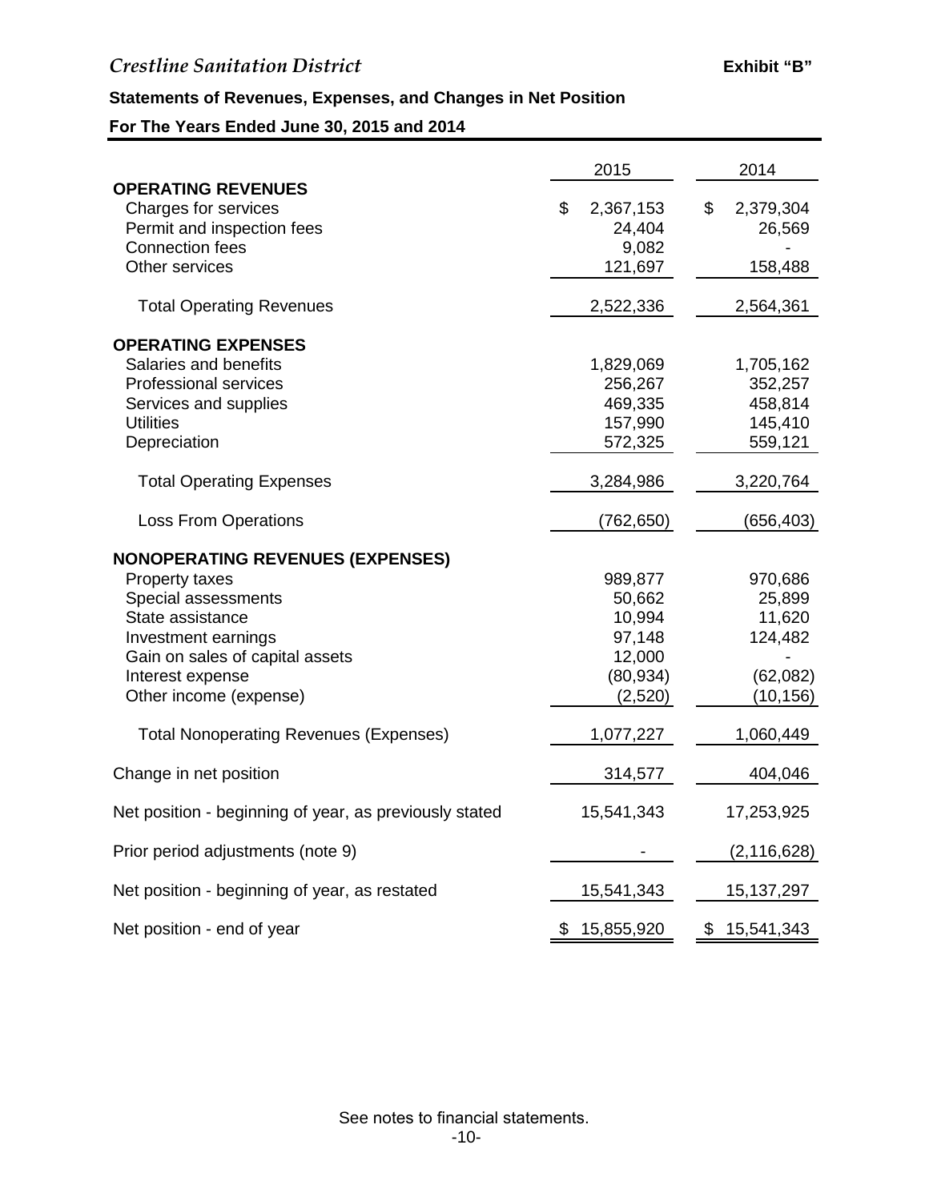*Crestline Sanitation District* **Exhibit "B"**

**Statements of Revenues, Expenses, and Changes in Net Position**

**For The Years Ended June 30, 2015 and 2014**

| | 2015 | 2014 |
|---|---|---|
| **OPERATING REVENUES** | | |
| Charges for services | $ 2,367,153 | $ 2,379,304 |
| Permit and inspection fees | 24,404 | 26,569 |
| Connection fees | 9,082 | - |
| Other services | 121,697 | 158,488 |
| Total Operating Revenues | 2,522,336 | 2,564,361 |
| **OPERATING EXPENSES** | | |
| Salaries and benefits | 1,829,069 | 1,705,162 |
| Professional services | 256,267 | 352,257 |
| Services and supplies | 469,335 | 458,814 |
| Utilities | 157,990 | 145,410 |
| Depreciation | 572,325 | 559,121 |
| Total Operating Expenses | 3,284,986 | 3,220,764 |
| Loss From Operations | (762,650) | (656,403) |
| **NONOPERATING REVENUES (EXPENSES)** | | |
| Property taxes | 989,877 | 970,686 |
| Special assessments | 50,662 | 25,899 |
| State assistance | 10,994 | 11,620 |
| Investment earnings | 97,148 | 124,482 |
| Gain on sales of capital assets | 12,000 | - |
| Interest expense | (80,934) | (62,082) |
| Other income (expense) | (2,520) | (10,156) |
| Total Nonoperating Revenues (Expenses) | 1,077,227 | 1,060,449 |
| Change in net position | 314,577 | 404,046 |
| Net position - beginning of year, as previously stated | 15,541,343 | 17,253,925 |
| Prior period adjustments (note 9) | - | (2,116,628) |
| Net position - beginning of year, as restated | 15,541,343 | 15,137,297 |
| Net position - end of year | $ 15,855,920 | $ 15,541,343 |

See notes to financial statements.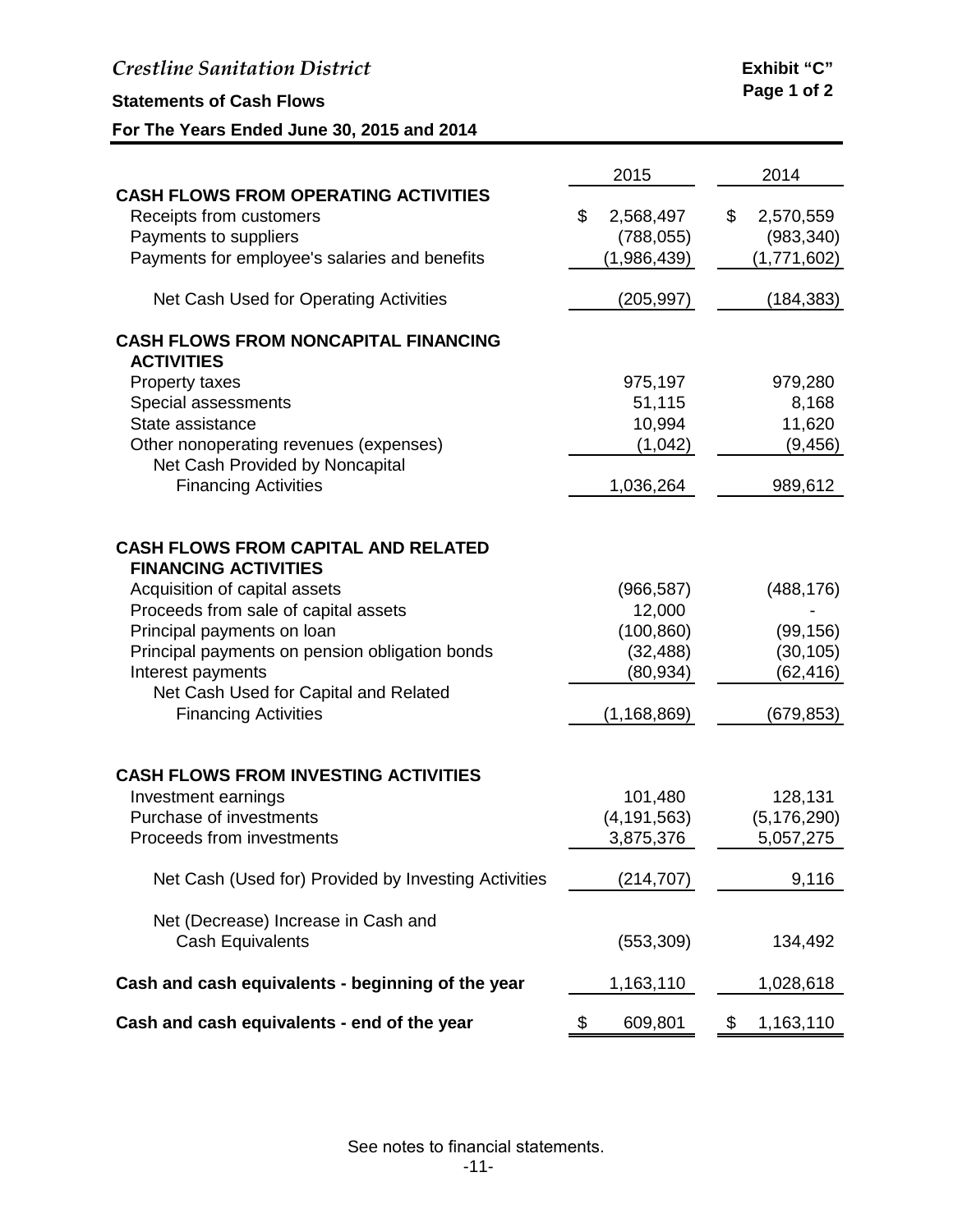*Crestline Sanitation District*

**Exhibit "C"**
**Page 1 of 2**

**Statements of Cash Flows**

**For The Years Ended June 30, 2015 and 2014**

| | 2015 | 2014 |
|---|---|---|
| **CASH FLOWS FROM OPERATING ACTIVITIES** | | |
| Receipts from customers | $ 2,568,497 | $ 2,570,559 |
| Payments to suppliers | (788,055) | (983,340) |
| Payments for employee's salaries and benefits | (1,986,439) | (1,771,602) |
| Net Cash Used for Operating Activities | (205,997) | (184,383) |
| **CASH FLOWS FROM NONCAPITAL FINANCING ACTIVITIES** | | |
| Property taxes | 975,197 | 979,280 |
| Special assessments | 51,115 | 8,168 |
| State assistance | 10,994 | 11,620 |
| Other nonoperating revenues (expenses) | (1,042) | (9,456) |
| Net Cash Provided by Noncapital Financing Activities | 1,036,264 | 989,612 |
| **CASH FLOWS FROM CAPITAL AND RELATED FINANCING ACTIVITIES** | | |
| Acquisition of capital assets | (966,587) | (488,176) |
| Proceeds from sale of capital assets | 12,000 | - |
| Principal payments on loan | (100,860) | (99,156) |
| Principal payments on pension obligation bonds | (32,488) | (30,105) |
| Interest payments | (80,934) | (62,416) |
| Net Cash Used for Capital and Related Financing Activities | (1,168,869) | (679,853) |
| **CASH FLOWS FROM INVESTING ACTIVITIES** | | |
| Investment earnings | 101,480 | 128,131 |
| Purchase of investments | (4,191,563) | (5,176,290) |
| Proceeds from investments | 3,875,376 | 5,057,275 |
| Net Cash (Used for) Provided by Investing Activities | (214,707) | 9,116 |
| Net (Decrease) Increase in Cash and Cash Equivalents | (553,309) | 134,492 |
| **Cash and cash equivalents - beginning of the year** | 1,163,110 | 1,028,618 |
| **Cash and cash equivalents - end of the year** | $ 609,801 | $ 1,163,110 |

See notes to financial statements.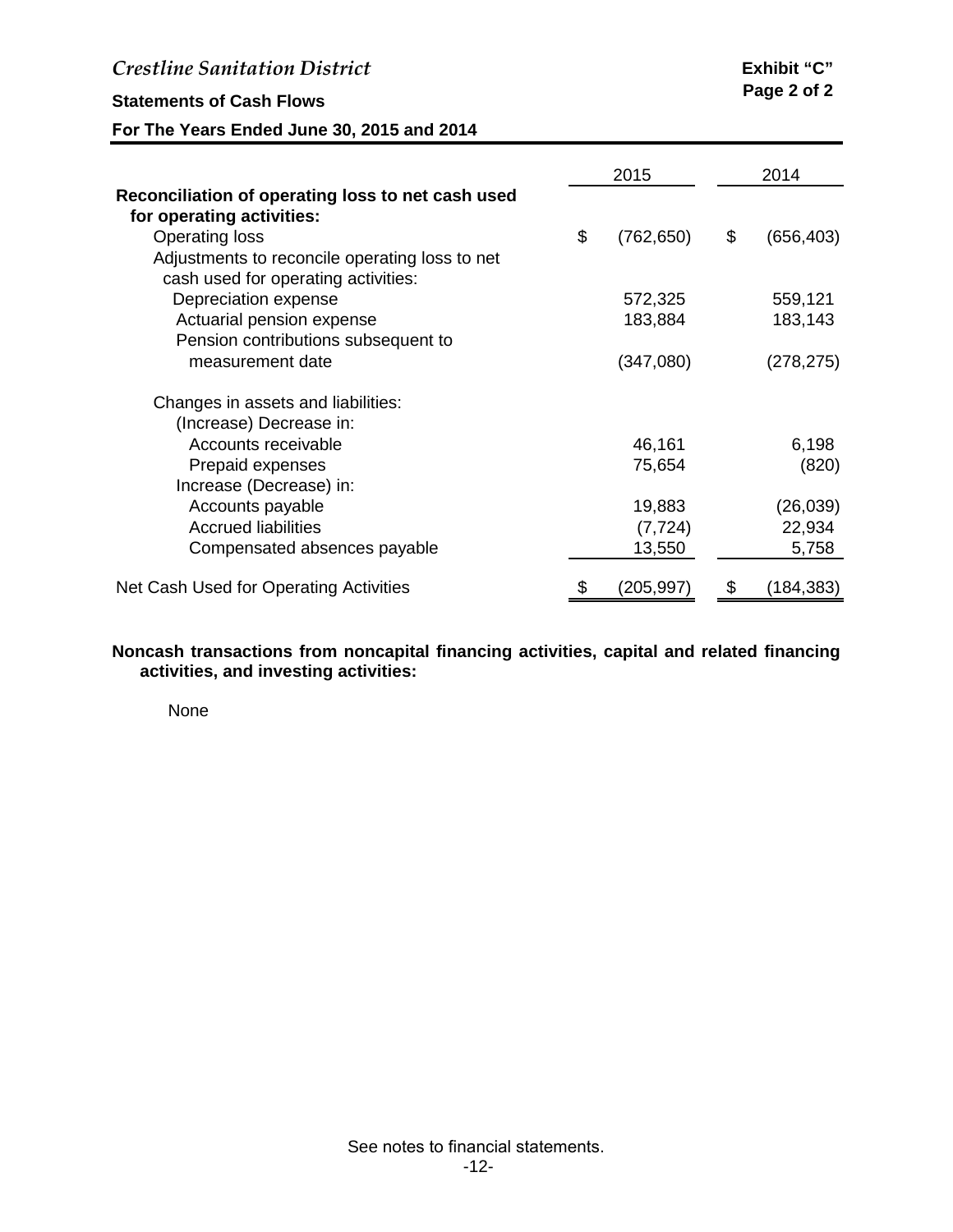*Crestline Sanitation District*

**Exhibit "C"**
**Page 2 of 2**

**Statements of Cash Flows**

**For The Years Ended June 30, 2015 and 2014**

| | 2015 | 2014 |
|---|---|---|
| **Reconciliation of operating loss to net cash used for operating activities:** | | |
| Operating loss | $ (762,650) | $ (656,403) |
| Adjustments to reconcile operating loss to net cash used for operating activities: | | |
| Depreciation expense | 572,325 | 559,121 |
| Actuarial pension expense | 183,884 | 183,143 |
| Pension contributions subsequent to measurement date | (347,080) | (278,275) |
| Changes in assets and liabilities: | | |
| (Increase) Decrease in: | | |
| Accounts receivable | 46,161 | 6,198 |
| Prepaid expenses | 75,654 | (820) |
| Increase (Decrease) in: | | |
| Accounts payable | 19,883 | (26,039) |
| Accrued liabilities | (7,724) | 22,934 |
| Compensated absences payable | 13,550 | 5,758 |
| Net Cash Used for Operating Activities | $ (205,997) | $ (184,383) |

**Noncash transactions from noncapital financing activities, capital and related financing activities, and investing activities:**

None

See notes to financial statements.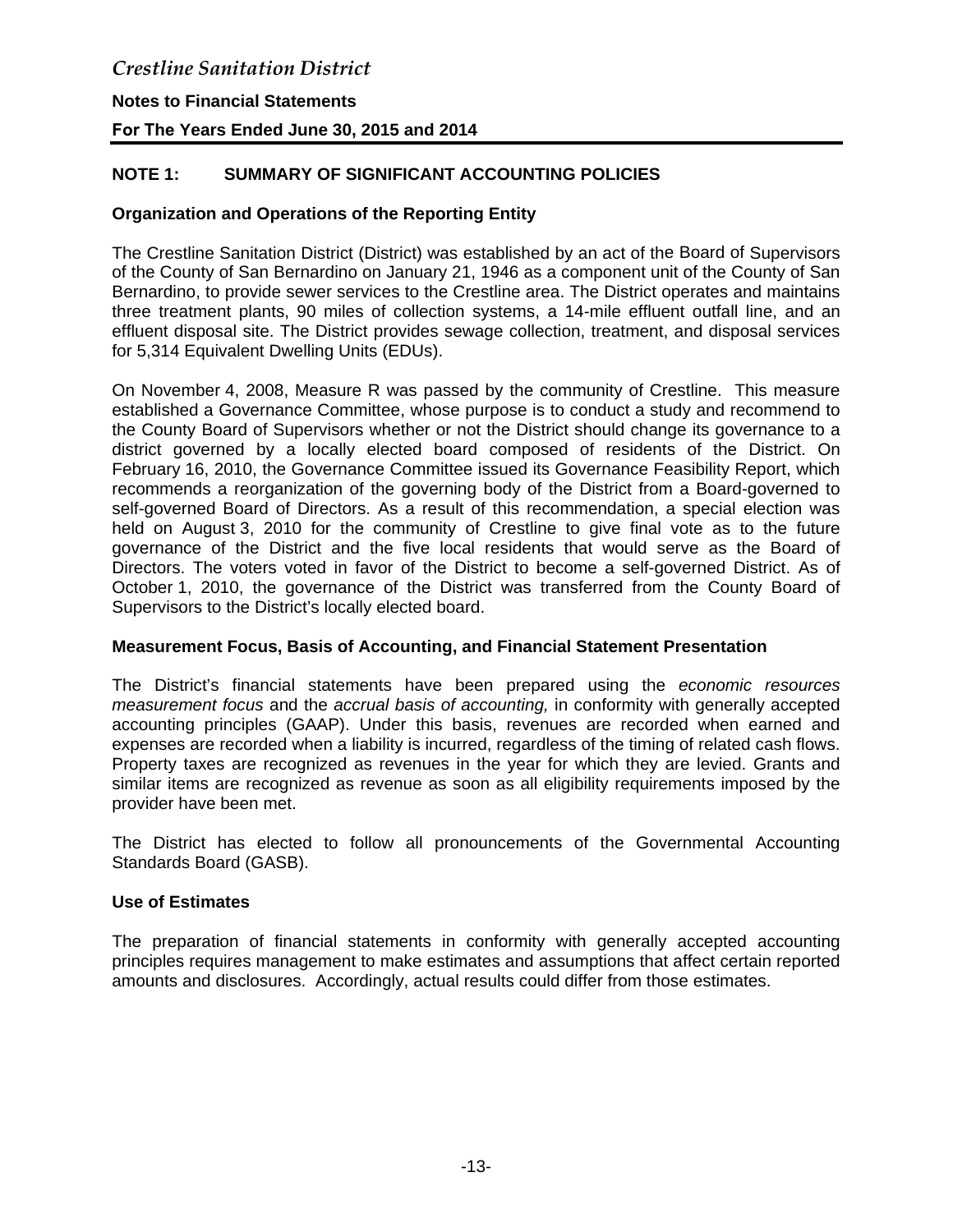# NOTE 1: SUMMARY OF SIGNIFICANT ACCOUNTING POLICIES

## Organization and Operations of the Reporting Entity

The Crestline Sanitation District (District) was established by an act of the Board of Supervisors of the County of San Bernardino on January 21, 1946 as a component unit of the County of San Bernardino, to provide sewer services to the Crestline area. The District operates and maintains three treatment plants, 90 miles of collection systems, a 14-mile effluent outfall line, and an effluent disposal site. The District provides sewage collection, treatment, and disposal services for 5,314 Equivalent Dwelling Units (EDUs).

On November 4, 2008, Measure R was passed by the community of Crestline. This measure established a Governance Committee, whose purpose is to conduct a study and recommend to the County Board of Supervisors whether or not the District should change its governance to a district governed by a locally elected board composed of residents of the District. On February 16, 2010, the Governance Committee issued its Governance Feasibility Report, which recommends a reorganization of the governing body of the District from a Board-governed to self-governed Board of Directors. As a result of this recommendation, a special election was held on August 3, 2010 for the community of Crestline to give final vote as to the future governance of the District and the five local residents that would serve as the Board of Directors. The voters voted in favor of the District to become a self-governed District. As of October 1, 2010, the governance of the District was transferred from the County Board of Supervisors to the District's locally elected board.

## Measurement Focus, Basis of Accounting, and Financial Statement Presentation

The District's financial statements have been prepared using the *economic resources measurement focus* and the *accrual basis of accounting,* in conformity with generally accepted accounting principles (GAAP). Under this basis, revenues are recorded when earned and expenses are recorded when a liability is incurred, regardless of the timing of related cash flows. Property taxes are recognized as revenues in the year for which they are levied. Grants and similar items are recognized as revenue as soon as all eligibility requirements imposed by the provider have been met.

The District has elected to follow all pronouncements of the Governmental Accounting Standards Board (GASB).

## Use of Estimates

The preparation of financial statements in conformity with generally accepted accounting principles requires management to make estimates and assumptions that affect certain reported amounts and disclosures. Accordingly, actual results could differ from those estimates.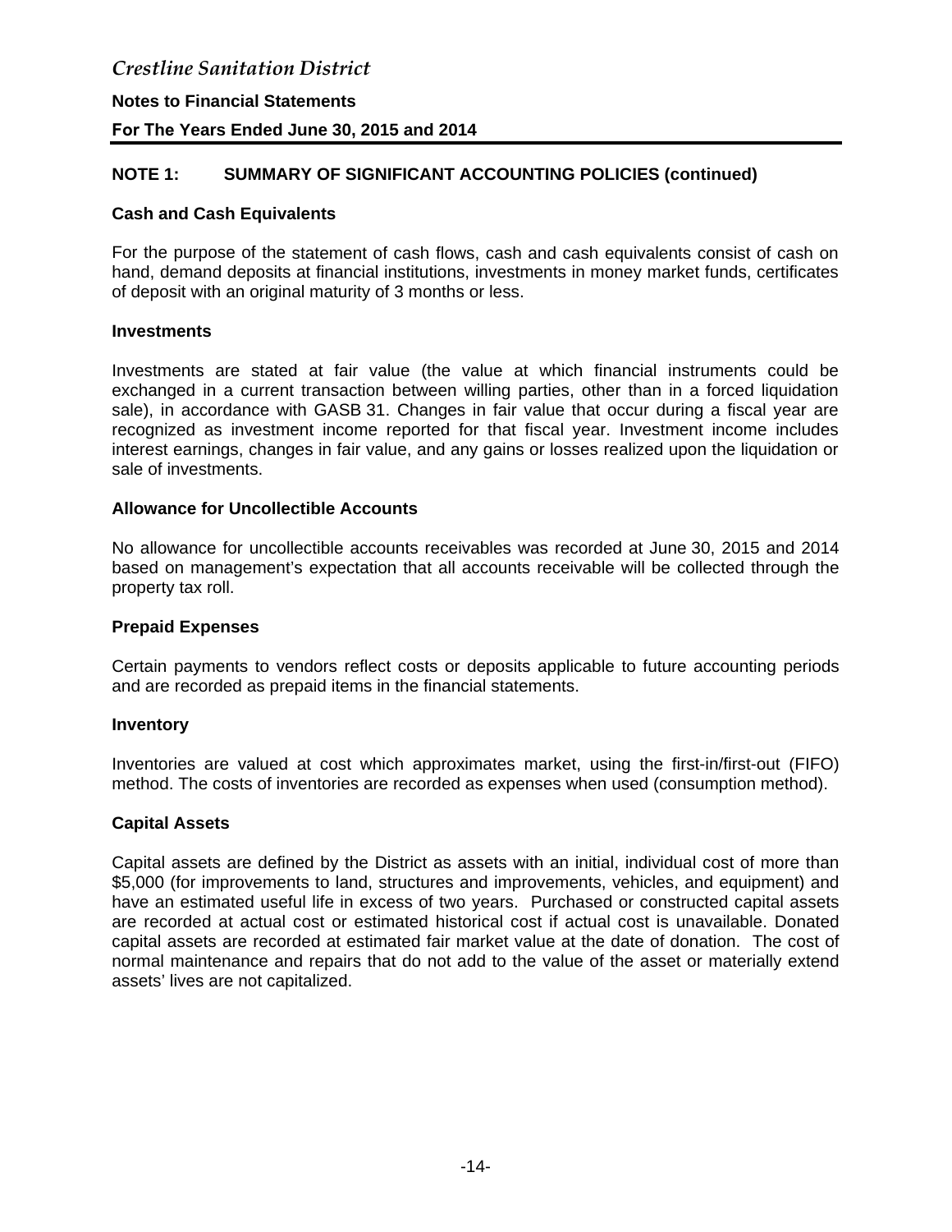## NOTE 1: SUMMARY OF SIGNIFICANT ACCOUNTING POLICIES (continued)

### Cash and Cash Equivalents

For the purpose of the statement of cash flows, cash and cash equivalents consist of cash on hand, demand deposits at financial institutions, investments in money market funds, certificates of deposit with an original maturity of 3 months or less.

### Investments

Investments are stated at fair value (the value at which financial instruments could be exchanged in a current transaction between willing parties, other than in a forced liquidation sale), in accordance with GASB 31. Changes in fair value that occur during a fiscal year are recognized as investment income reported for that fiscal year. Investment income includes interest earnings, changes in fair value, and any gains or losses realized upon the liquidation or sale of investments.

### Allowance for Uncollectible Accounts

No allowance for uncollectible accounts receivables was recorded at June 30, 2015 and 2014 based on management's expectation that all accounts receivable will be collected through the property tax roll.

### Prepaid Expenses

Certain payments to vendors reflect costs or deposits applicable to future accounting periods and are recorded as prepaid items in the financial statements.

### Inventory

Inventories are valued at cost which approximates market, using the first-in/first-out (FIFO) method. The costs of inventories are recorded as expenses when used (consumption method).

### Capital Assets

Capital assets are defined by the District as assets with an initial, individual cost of more than $5,000 (for improvements to land, structures and improvements, vehicles, and equipment) and have an estimated useful life in excess of two years. Purchased or constructed capital assets are recorded at actual cost or estimated historical cost if actual cost is unavailable. Donated capital assets are recorded at estimated fair market value at the date of donation. The cost of normal maintenance and repairs that do not add to the value of the asset or materially extend assets' lives are not capitalized.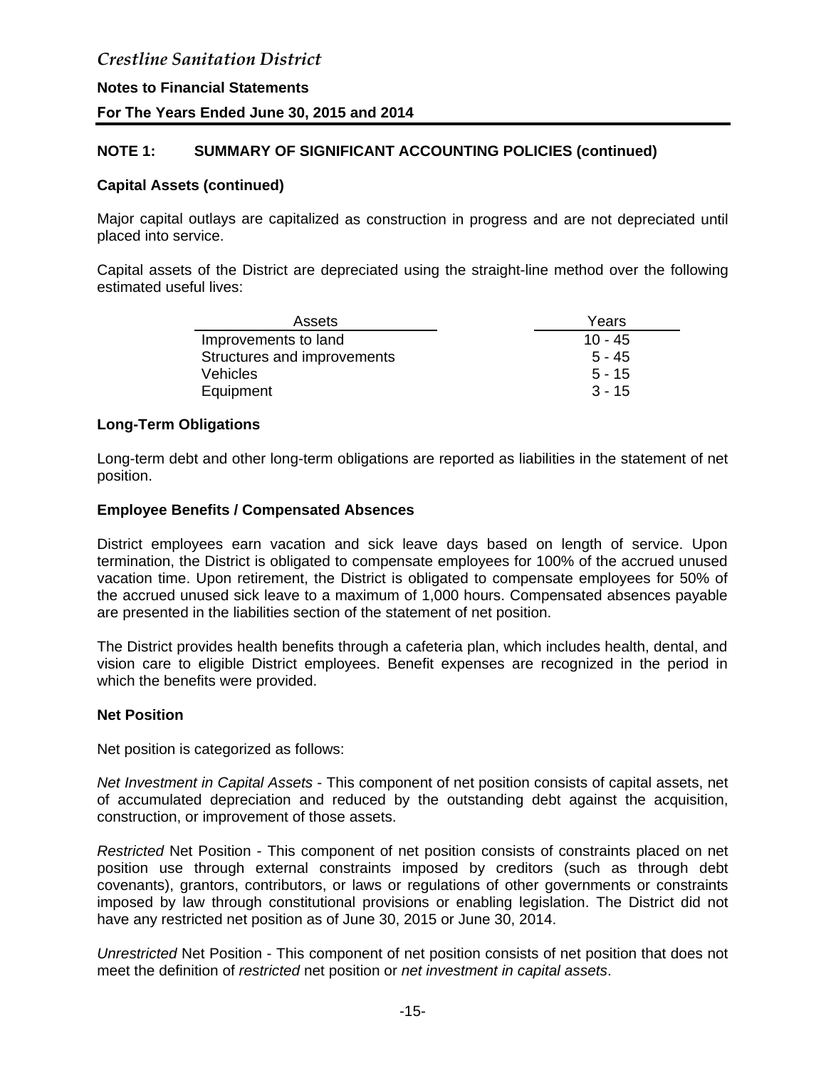## NOTE 1: SUMMARY OF SIGNIFICANT ACCOUNTING POLICIES (continued)

### Capital Assets (continued)

Major capital outlays are capitalized as construction in progress and are not depreciated until placed into service.

Capital assets of the District are depreciated using the straight-line method over the following estimated useful lives:

| Assets | Years |
|---|---|
| Improvements to land | 10 - 45 |
| Structures and improvements | 5 - 45 |
| Vehicles | 5 - 15 |
| Equipment | 3 - 15 |

### Long-Term Obligations

Long-term debt and other long-term obligations are reported as liabilities in the statement of net position.

### Employee Benefits / Compensated Absences

District employees earn vacation and sick leave days based on length of service. Upon termination, the District is obligated to compensate employees for 100% of the accrued unused vacation time. Upon retirement, the District is obligated to compensate employees for 50% of the accrued unused sick leave to a maximum of 1,000 hours. Compensated absences payable are presented in the liabilities section of the statement of net position.

The District provides health benefits through a cafeteria plan, which includes health, dental, and vision care to eligible District employees. Benefit expenses are recognized in the period in which the benefits were provided.

### Net Position

Net position is categorized as follows:

*Net Investment in Capital Assets* - This component of net position consists of capital assets, net of accumulated depreciation and reduced by the outstanding debt against the acquisition, construction, or improvement of those assets.

*Restricted* Net Position - This component of net position consists of constraints placed on net position use through external constraints imposed by creditors (such as through debt covenants), grantors, contributors, or laws or regulations of other governments or constraints imposed by law through constitutional provisions or enabling legislation. The District did not have any restricted net position as of June 30, 2015 or June 30, 2014.

*Unrestricted* Net Position - This component of net position consists of net position that does not meet the definition of *restricted* net position or *net investment in capital assets*.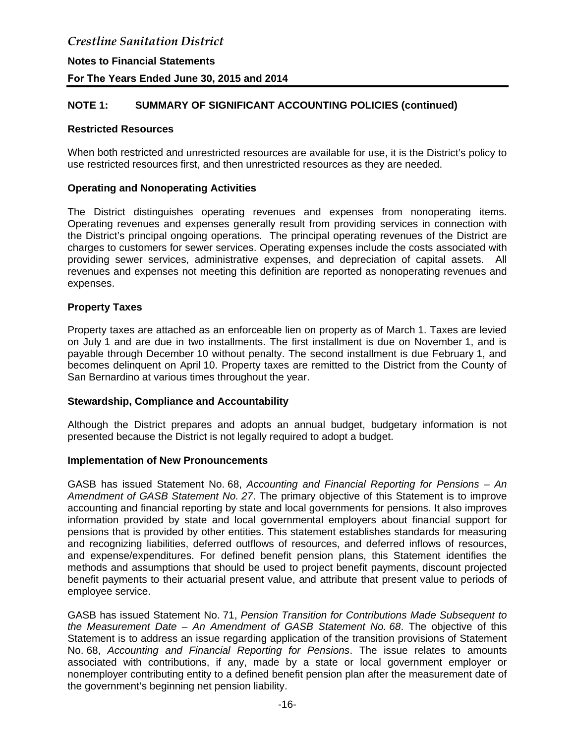## NOTE 1: SUMMARY OF SIGNIFICANT ACCOUNTING POLICIES (continued)

### Restricted Resources

When both restricted and unrestricted resources are available for use, it is the District's policy to use restricted resources first, and then unrestricted resources as they are needed.

### Operating and Nonoperating Activities

The District distinguishes operating revenues and expenses from nonoperating items. Operating revenues and expenses generally result from providing services in connection with the District's principal ongoing operations. The principal operating revenues of the District are charges to customers for sewer services. Operating expenses include the costs associated with providing sewer services, administrative expenses, and depreciation of capital assets. All revenues and expenses not meeting this definition are reported as nonoperating revenues and expenses.

### Property Taxes

Property taxes are attached as an enforceable lien on property as of March 1. Taxes are levied on July 1 and are due in two installments. The first installment is due on November 1, and is payable through December 10 without penalty. The second installment is due February 1, and becomes delinquent on April 10. Property taxes are remitted to the District from the County of San Bernardino at various times throughout the year.

### Stewardship, Compliance and Accountability

Although the District prepares and adopts an annual budget, budgetary information is not presented because the District is not legally required to adopt a budget.

### Implementation of New Pronouncements

GASB has issued Statement No. 68, *Accounting and Financial Reporting for Pensions – An Amendment of GASB Statement No. 27*. The primary objective of this Statement is to improve accounting and financial reporting by state and local governments for pensions. It also improves information provided by state and local governmental employers about financial support for pensions that is provided by other entities. This statement establishes standards for measuring and recognizing liabilities, deferred outflows of resources, and deferred inflows of resources, and expense/expenditures. For defined benefit pension plans, this Statement identifies the methods and assumptions that should be used to project benefit payments, discount projected benefit payments to their actuarial present value, and attribute that present value to periods of employee service.

GASB has issued Statement No. 71, *Pension Transition for Contributions Made Subsequent to the Measurement Date – An Amendment of GASB Statement No. 68*. The objective of this Statement is to address an issue regarding application of the transition provisions of Statement No. 68, *Accounting and Financial Reporting for Pensions*. The issue relates to amounts associated with contributions, if any, made by a state or local government employer or nonemployer contributing entity to a defined benefit pension plan after the measurement date of the government's beginning net pension liability.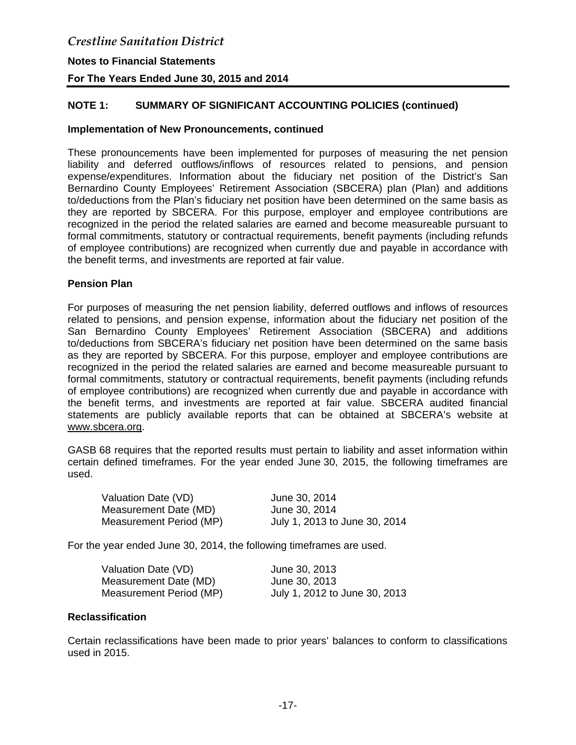## NOTE 1: SUMMARY OF SIGNIFICANT ACCOUNTING POLICIES (continued)

### Implementation of New Pronouncements, continued

These pronouncements have been implemented for purposes of measuring the net pension liability and deferred outflows/inflows of resources related to pensions, and pension expense/expenditures. Information about the fiduciary net position of the District's San Bernardino County Employees' Retirement Association (SBCERA) plan (Plan) and additions to/deductions from the Plan's fiduciary net position have been determined on the same basis as they are reported by SBCERA. For this purpose, employer and employee contributions are recognized in the period the related salaries are earned and become measureable pursuant to formal commitments, statutory or contractual requirements, benefit payments (including refunds of employee contributions) are recognized when currently due and payable in accordance with the benefit terms, and investments are reported at fair value.

### Pension Plan

For purposes of measuring the net pension liability, deferred outflows and inflows of resources related to pensions, and pension expense, information about the fiduciary net position of the San Bernardino County Employees' Retirement Association (SBCERA) and additions to/deductions from SBCERA's fiduciary net position have been determined on the same basis as they are reported by SBCERA. For this purpose, employer and employee contributions are recognized in the period the related salaries are earned and become measureable pursuant to formal commitments, statutory or contractual requirements, benefit payments (including refunds of employee contributions) are recognized when currently due and payable in accordance with the benefit terms, and investments are reported at fair value. SBCERA audited financial statements are publicly available reports that can be obtained at SBCERA's website at www.sbcera.org.

GASB 68 requires that the reported results must pertain to liability and asset information within certain defined timeframes. For the year ended June 30, 2015, the following timeframes are used.

| | |
|---|---|
| Valuation Date (VD) | June 30, 2014 |
| Measurement Date (MD) | June 30, 2014 |
| Measurement Period (MP) | July 1, 2013 to June 30, 2014 |

For the year ended June 30, 2014, the following timeframes are used.

| | |
|---|---|
| Valuation Date (VD) | June 30, 2013 |
| Measurement Date (MD) | June 30, 2013 |
| Measurement Period (MP) | July 1, 2012 to June 30, 2013 |

### Reclassification

Certain reclassifications have been made to prior years' balances to conform to classifications used in 2015.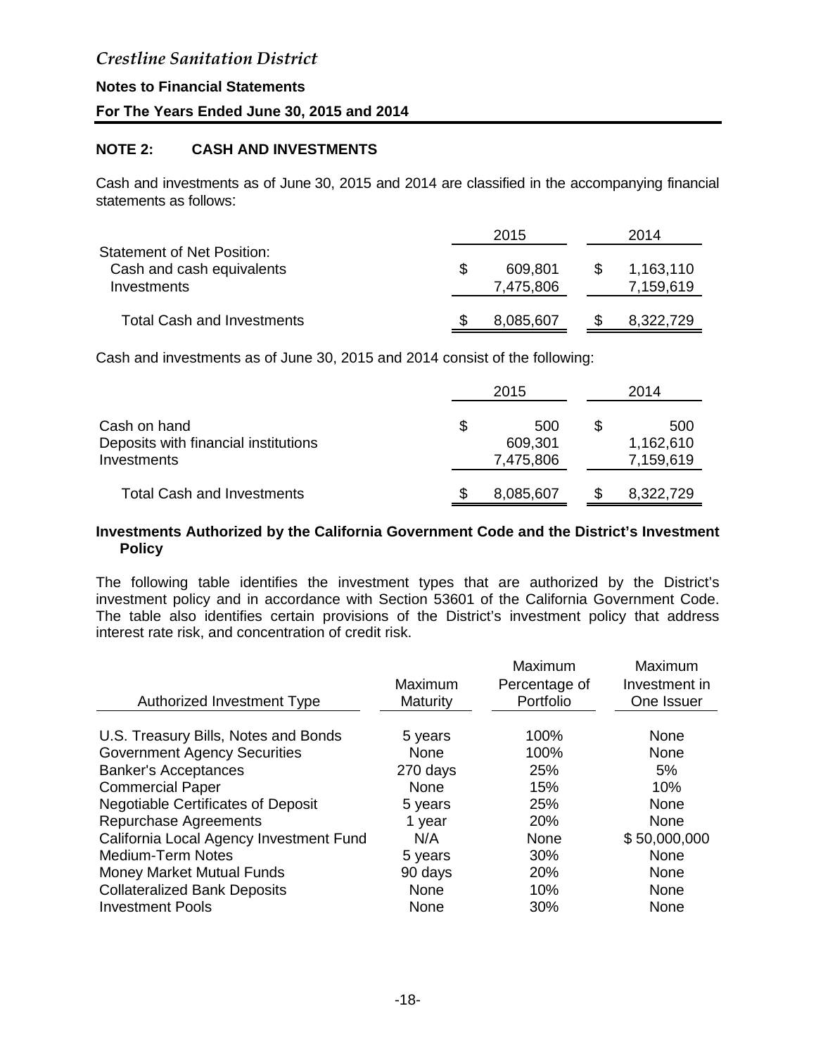## NOTE 2: CASH AND INVESTMENTS

Cash and investments as of June 30, 2015 and 2014 are classified in the accompanying financial statements as follows:

| | 2015 | 2014 |
|---|---|---|
| Statement of Net Position: | | |
| Cash and cash equivalents | $ 609,801 | $ 1,163,110 |
| Investments | 7,475,806 | 7,159,619 |
| Total Cash and Investments | $ 8,085,607 | $ 8,322,729 |

Cash and investments as of June 30, 2015 and 2014 consist of the following:

| | 2015 | 2014 |
|---|---|---|
| Cash on hand | $ 500 | $ 500 |
| Deposits with financial institutions | 609,301 | 1,162,610 |
| Investments | 7,475,806 | 7,159,619 |
| Total Cash and Investments | $ 8,085,607 | $ 8,322,729 |

### Investments Authorized by the California Government Code and the District's Investment Policy

The following table identifies the investment types that are authorized by the District's investment policy and in accordance with Section 53601 of the California Government Code. The table also identifies certain provisions of the District's investment policy that address interest rate risk, and concentration of credit risk.

| Authorized Investment Type | Maximum Maturity | Maximum Percentage of Portfolio | Maximum Investment in One Issuer |
|---|---|---|---|
| U.S. Treasury Bills, Notes and Bonds | 5 years | 100% | None |
| Government Agency Securities | None | 100% | None |
| Banker's Acceptances | 270 days | 25% | 5% |
| Commercial Paper | None | 15% | 10% |
| Negotiable Certificates of Deposit | 5 years | 25% | None |
| Repurchase Agreements | 1 year | 20% | None |
| California Local Agency Investment Fund | N/A | None | $ 50,000,000 |
| Medium-Term Notes | 5 years | 30% | None |
| Money Market Mutual Funds | 90 days | 20% | None |
| Collateralized Bank Deposits | None | 10% | None |
| Investment Pools | None | 30% | None |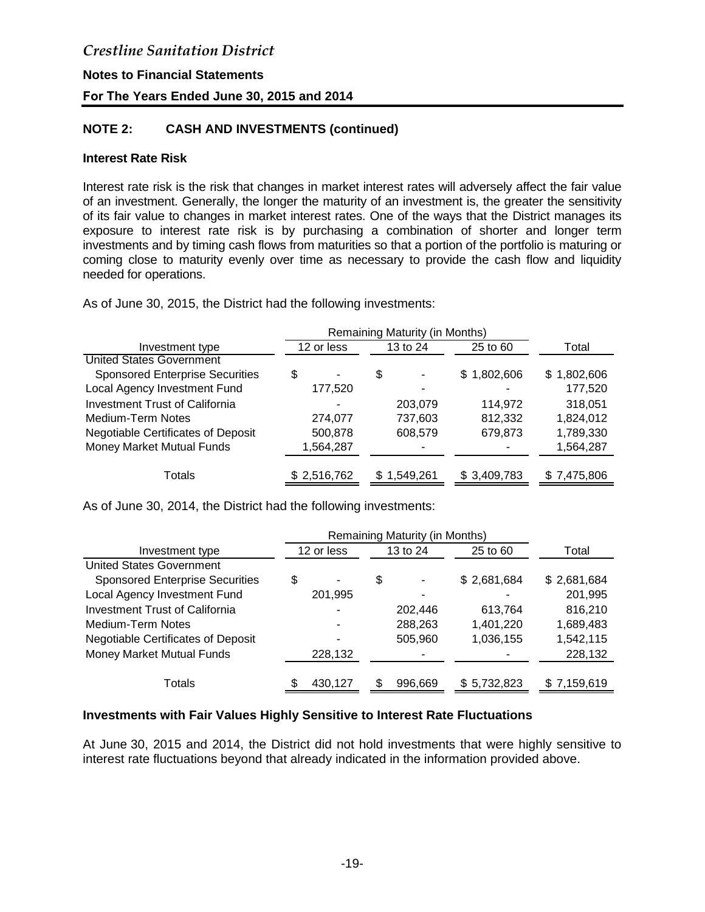*Crestline Sanitation District*

**Notes to Financial Statements**

**For The Years Ended June 30, 2015 and 2014**

## NOTE 2: CASH AND INVESTMENTS (continued)

### Interest Rate Risk

Interest rate risk is the risk that changes in market interest rates will adversely affect the fair value of an investment. Generally, the longer the maturity of an investment is, the greater the sensitivity of its fair value to changes in market interest rates. One of the ways that the District manages its exposure to interest rate risk is by purchasing a combination of shorter and longer term investments and by timing cash flows from maturities so that a portion of the portfolio is maturing or coming close to maturity evenly over time as necessary to provide the cash flow and liquidity needed for operations.

As of June 30, 2015, the District had the following investments:

| | Remaining Maturity (in Months) | | | |
|---|---|---|---|---|
| Investment type | 12 or less | 13 to 24 | 25 to 60 | Total |
| United States Government | | | | |
| Sponsored Enterprise Securities | $ - | $ - | $ 1,802,606 | $ 1,802,606 |
| Local Agency Investment Fund | 177,520 | - | - | 177,520 |
| Investment Trust of California | - | 203,079 | 114,972 | 318,051 |
| Medium-Term Notes | 274,077 | 737,603 | 812,332 | 1,824,012 |
| Negotiable Certificates of Deposit | 500,878 | 608,579 | 679,873 | 1,789,330 |
| Money Market Mutual Funds | 1,564,287 | - | - | 1,564,287 |
| Totals | $ 2,516,762 | $ 1,549,261 | $ 3,409,783 | $ 7,475,806 |

As of June 30, 2014, the District had the following investments:

| | Remaining Maturity (in Months) | | | |
|---|---|---|---|---|
| Investment type | 12 or less | 13 to 24 | 25 to 60 | Total |
| United States Government | | | | |
| Sponsored Enterprise Securities | $ - | $ - | $ 2,681,684 | $ 2,681,684 |
| Local Agency Investment Fund | 201,995 | - | - | 201,995 |
| Investment Trust of California | - | 202,446 | 613,764 | 816,210 |
| Medium-Term Notes | - | 288,263 | 1,401,220 | 1,689,483 |
| Negotiable Certificates of Deposit | - | 505,960 | 1,036,155 | 1,542,115 |
| Money Market Mutual Funds | 228,132 | - | - | 228,132 |
| Totals | $ 430,127 | $ 996,669 | $ 5,732,823 | $ 7,159,619 |

### Investments with Fair Values Highly Sensitive to Interest Rate Fluctuations

At June 30, 2015 and 2014, the District did not hold investments that were highly sensitive to interest rate fluctuations beyond that already indicated in the information provided above.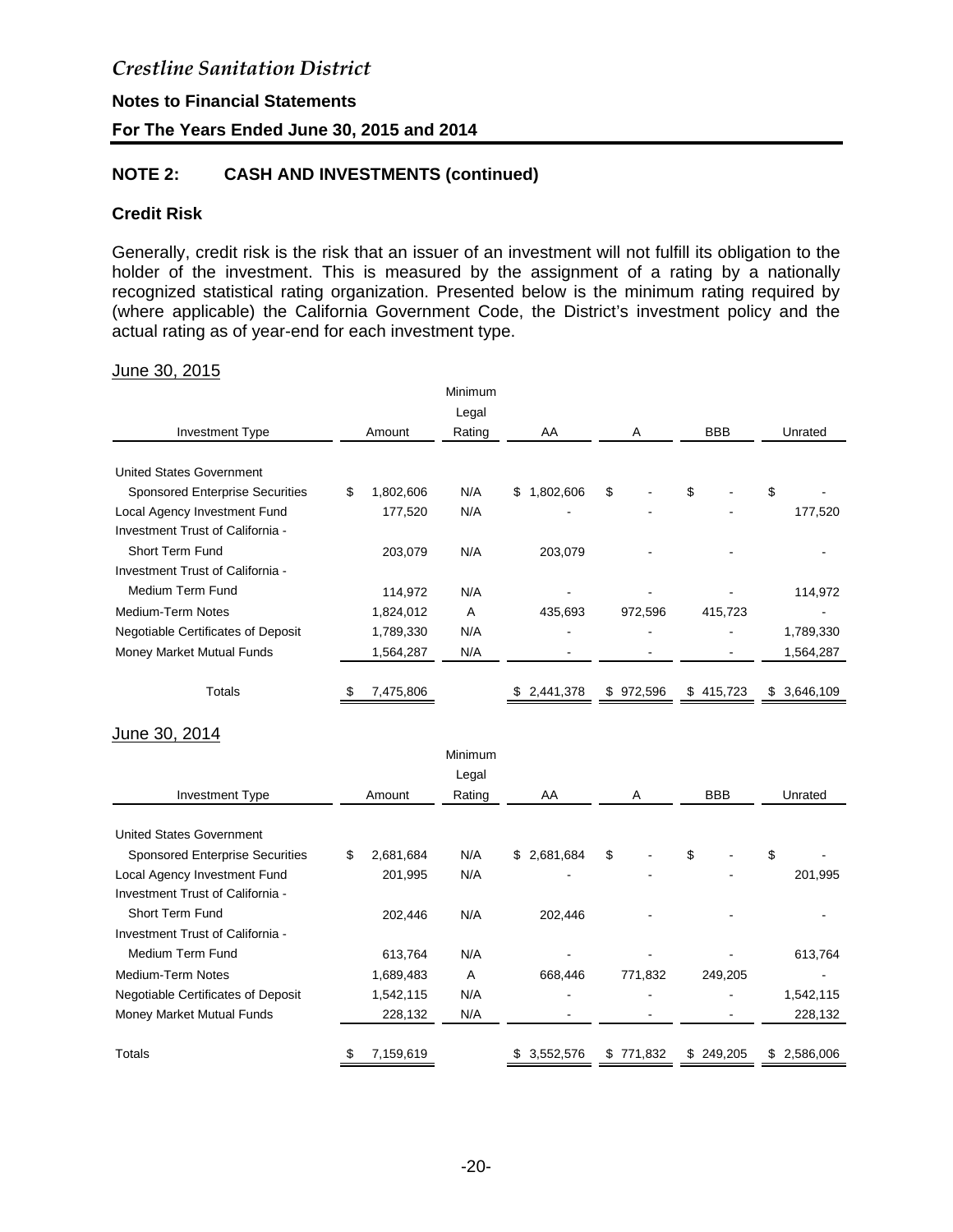*Crestline Sanitation District*

**Notes to Financial Statements**

**For The Years Ended June 30, 2015 and 2014**

## NOTE 2: CASH AND INVESTMENTS (continued)

### Credit Risk

Generally, credit risk is the risk that an issuer of an investment will not fulfill its obligation to the holder of the investment. This is measured by the assignment of a rating by a nationally recognized statistical rating organization. Presented below is the minimum rating required by (where applicable) the California Government Code, the District's investment policy and the actual rating as of year-end for each investment type.

June 30, 2015

| Investment Type | Amount | Minimum Legal Rating | AA | A | BBB | Unrated |
|---|---|---|---|---|---|---|
| United States Government | | | | | | |
| Sponsored Enterprise Securities | $ 1,802,606 | N/A | $ 1,802,606 | $ - | $ - | $ - |
| Local Agency Investment Fund | 177,520 | N/A | - | - | - | 177,520 |
| Investment Trust of California - | | | | | | |
| Short Term Fund | 203,079 | N/A | 203,079 | - | - | - |
| Investment Trust of California - | | | | | | |
| Medium Term Fund | 114,972 | N/A | - | - | - | 114,972 |
| Medium-Term Notes | 1,824,012 | A | 435,693 | 972,596 | 415,723 | - |
| Negotiable Certificates of Deposit | 1,789,330 | N/A | - | - | - | 1,789,330 |
| Money Market Mutual Funds | 1,564,287 | N/A | - | - | - | 1,564,287 |
| Totals | $ 7,475,806 | | $ 2,441,378 | $ 972,596 | $ 415,723 | $ 3,646,109 |

June 30, 2014

| Investment Type | Amount | Minimum Legal Rating | AA | A | BBB | Unrated |
|---|---|---|---|---|---|---|
| United States Government | | | | | | |
| Sponsored Enterprise Securities | $ 2,681,684 | N/A | $ 2,681,684 | $ - | $ - | $ - |
| Local Agency Investment Fund | 201,995 | N/A | - | - | - | 201,995 |
| Investment Trust of California - | | | | | | |
| Short Term Fund | 202,446 | N/A | 202,446 | - | - | - |
| Investment Trust of California - | | | | | | |
| Medium Term Fund | 613,764 | N/A | - | - | - | 613,764 |
| Medium-Term Notes | 1,689,483 | A | 668,446 | 771,832 | 249,205 | - |
| Negotiable Certificates of Deposit | 1,542,115 | N/A | - | - | - | 1,542,115 |
| Money Market Mutual Funds | 228,132 | N/A | - | - | - | 228,132 |
| Totals | $ 7,159,619 | | $ 3,552,576 | $ 771,832 | $ 249,205 | $ 2,586,006 |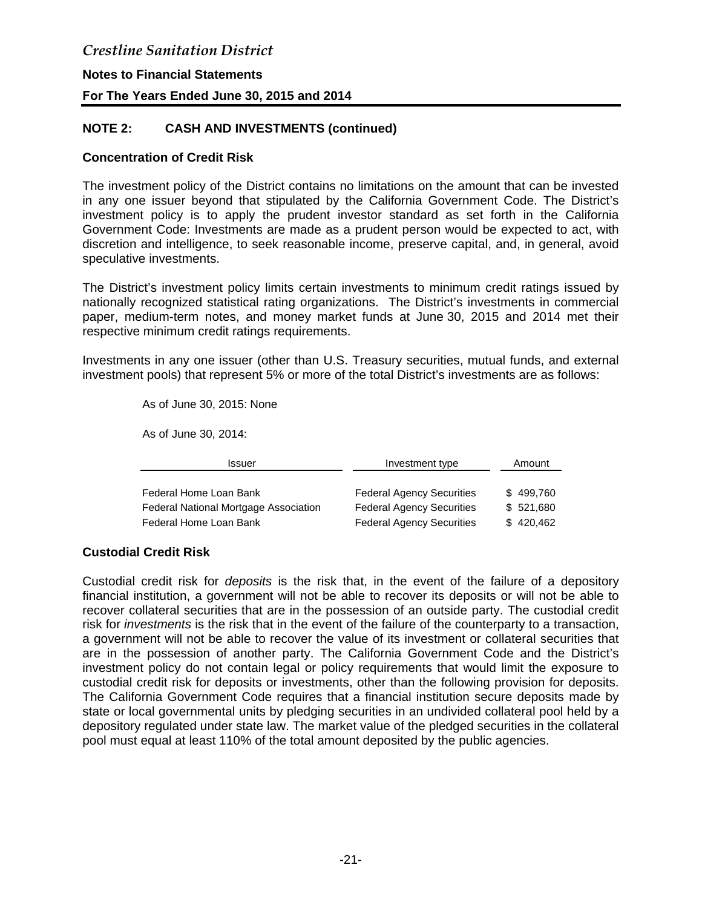## NOTE 2: CASH AND INVESTMENTS (continued)

### Concentration of Credit Risk

The investment policy of the District contains no limitations on the amount that can be invested in any one issuer beyond that stipulated by the California Government Code. The District's investment policy is to apply the prudent investor standard as set forth in the California Government Code: Investments are made as a prudent person would be expected to act, with discretion and intelligence, to seek reasonable income, preserve capital, and, in general, avoid speculative investments.

The District's investment policy limits certain investments to minimum credit ratings issued by nationally recognized statistical rating organizations. The District's investments in commercial paper, medium-term notes, and money market funds at June 30, 2015 and 2014 met their respective minimum credit ratings requirements.

Investments in any one issuer (other than U.S. Treasury securities, mutual funds, and external investment pools) that represent 5% or more of the total District's investments are as follows:

As of June 30, 2015: None

As of June 30, 2014:

| Issuer | Investment type | Amount |
|---|---|---|
| Federal Home Loan Bank | Federal Agency Securities | $ 499,760 |
| Federal National Mortgage Association | Federal Agency Securities | $ 521,680 |
| Federal Home Loan Bank | Federal Agency Securities | $ 420,462 |

### Custodial Credit Risk

Custodial credit risk for *deposits* is the risk that, in the event of the failure of a depository financial institution, a government will not be able to recover its deposits or will not be able to recover collateral securities that are in the possession of an outside party. The custodial credit risk for *investments* is the risk that in the event of the failure of the counterparty to a transaction, a government will not be able to recover the value of its investment or collateral securities that are in the possession of another party. The California Government Code and the District's investment policy do not contain legal or policy requirements that would limit the exposure to custodial credit risk for deposits or investments, other than the following provision for deposits. The California Government Code requires that a financial institution secure deposits made by state or local governmental units by pledging securities in an undivided collateral pool held by a depository regulated under state law. The market value of the pledged securities in the collateral pool must equal at least 110% of the total amount deposited by the public agencies.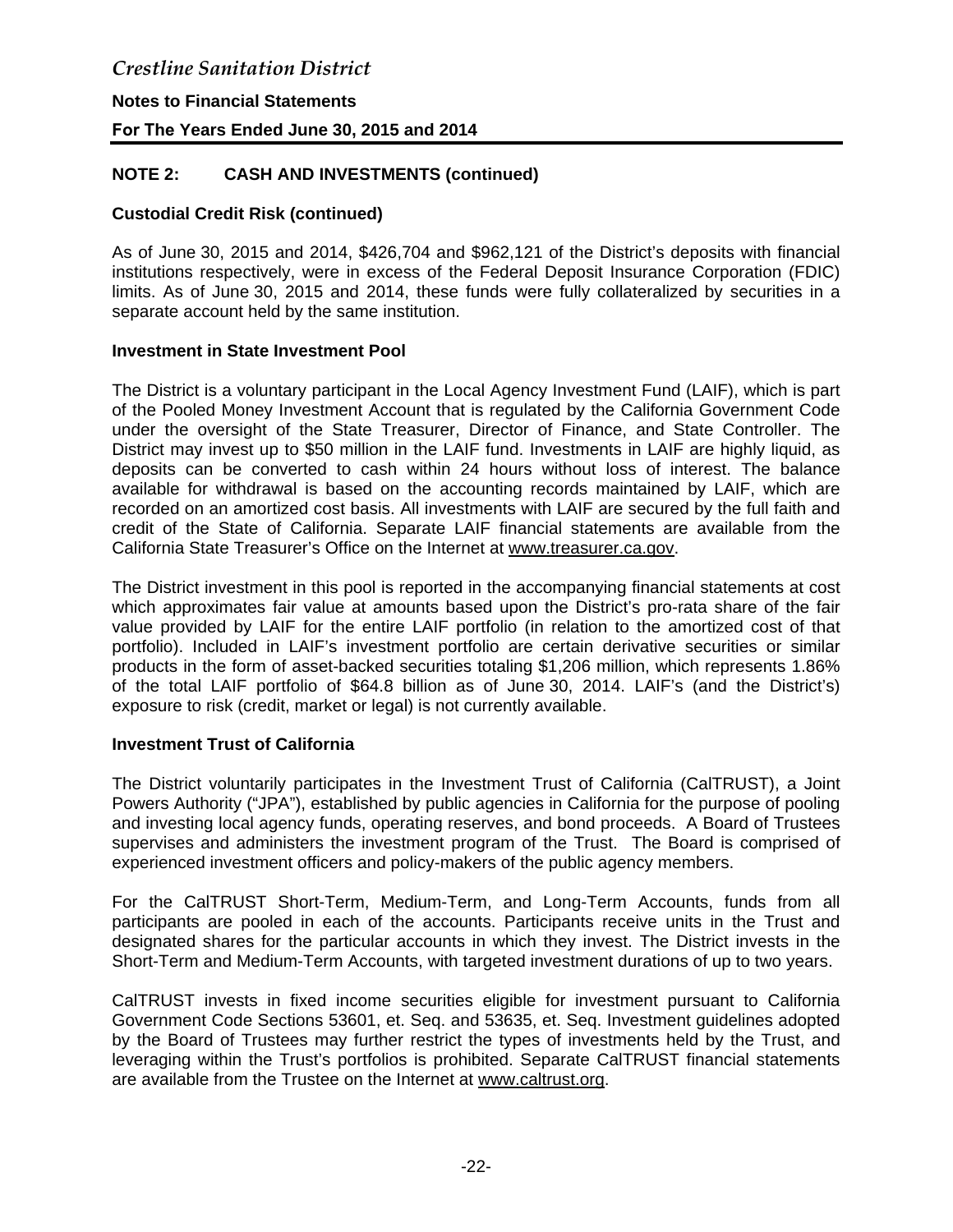## NOTE 2: CASH AND INVESTMENTS (continued)

### Custodial Credit Risk (continued)

As of June 30, 2015 and 2014, $426,704 and $962,121 of the District's deposits with financial institutions respectively, were in excess of the Federal Deposit Insurance Corporation (FDIC) limits. As of June 30, 2015 and 2014, these funds were fully collateralized by securities in a separate account held by the same institution.

### Investment in State Investment Pool

The District is a voluntary participant in the Local Agency Investment Fund (LAIF), which is part of the Pooled Money Investment Account that is regulated by the California Government Code under the oversight of the State Treasurer, Director of Finance, and State Controller. The District may invest up to $50 million in the LAIF fund. Investments in LAIF are highly liquid, as deposits can be converted to cash within 24 hours without loss of interest. The balance available for withdrawal is based on the accounting records maintained by LAIF, which are recorded on an amortized cost basis. All investments with LAIF are secured by the full faith and credit of the State of California. Separate LAIF financial statements are available from the California State Treasurer's Office on the Internet at www.treasurer.ca.gov.

The District investment in this pool is reported in the accompanying financial statements at cost which approximates fair value at amounts based upon the District's pro-rata share of the fair value provided by LAIF for the entire LAIF portfolio (in relation to the amortized cost of that portfolio). Included in LAIF's investment portfolio are certain derivative securities or similar products in the form of asset-backed securities totaling $1,206 million, which represents 1.86% of the total LAIF portfolio of $64.8 billion as of June 30, 2014. LAIF's (and the District's) exposure to risk (credit, market or legal) is not currently available.

### Investment Trust of California

The District voluntarily participates in the Investment Trust of California (CalTRUST), a Joint Powers Authority ("JPA"), established by public agencies in California for the purpose of pooling and investing local agency funds, operating reserves, and bond proceeds. A Board of Trustees supervises and administers the investment program of the Trust. The Board is comprised of experienced investment officers and policy-makers of the public agency members.

For the CalTRUST Short-Term, Medium-Term, and Long-Term Accounts, funds from all participants are pooled in each of the accounts. Participants receive units in the Trust and designated shares for the particular accounts in which they invest. The District invests in the Short-Term and Medium-Term Accounts, with targeted investment durations of up to two years.

CalTRUST invests in fixed income securities eligible for investment pursuant to California Government Code Sections 53601, et. Seq. and 53635, et. Seq. Investment guidelines adopted by the Board of Trustees may further restrict the types of investments held by the Trust, and leveraging within the Trust's portfolios is prohibited. Separate CalTRUST financial statements are available from the Trustee on the Internet at www.caltrust.org.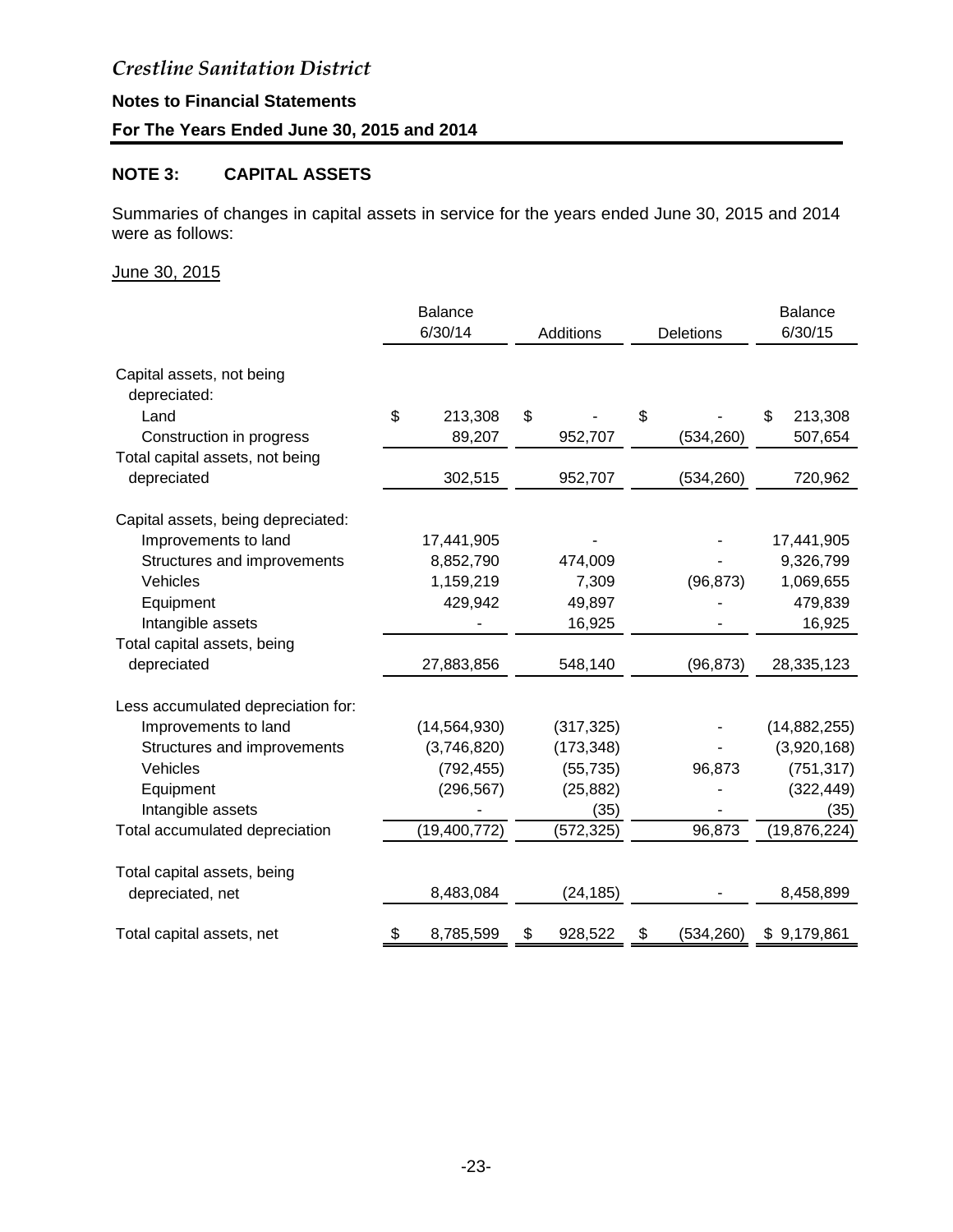*Crestline Sanitation District*

**Notes to Financial Statements**

**For The Years Ended June 30, 2015 and 2014**

## NOTE 3: CAPITAL ASSETS

Summaries of changes in capital assets in service for the years ended June 30, 2015 and 2014 were as follows:

June 30, 2015

| | Balance 6/30/14 | Additions | Deletions | Balance 6/30/15 |
|---|---|---|---|---|
| Capital assets, not being depreciated: | | | | |
| Land | $ 213,308 | $ - | $ - | $ 213,308 |
| Construction in progress | 89,207 | 952,707 | (534,260) | 507,654 |
| Total capital assets, not being depreciated | 302,515 | 952,707 | (534,260) | 720,962 |
| Capital assets, being depreciated: | | | | |
| Improvements to land | 17,441,905 | - | - | 17,441,905 |
| Structures and improvements | 8,852,790 | 474,009 | - | 9,326,799 |
| Vehicles | 1,159,219 | 7,309 | (96,873) | 1,069,655 |
| Equipment | 429,942 | 49,897 | - | 479,839 |
| Intangible assets | - | 16,925 | - | 16,925 |
| Total capital assets, being depreciated | 27,883,856 | 548,140 | (96,873) | 28,335,123 |
| Less accumulated depreciation for: | | | | |
| Improvements to land | (14,564,930) | (317,325) | - | (14,882,255) |
| Structures and improvements | (3,746,820) | (173,348) | - | (3,920,168) |
| Vehicles | (792,455) | (55,735) | 96,873 | (751,317) |
| Equipment | (296,567) | (25,882) | - | (322,449) |
| Intangible assets | - | (35) | - | (35) |
| Total accumulated depreciation | (19,400,772) | (572,325) | 96,873 | (19,876,224) |
| Total capital assets, being depreciated, net | 8,483,084 | (24,185) | - | 8,458,899 |
| Total capital assets, net | $ 8,785,599 | $ 928,522 | $ (534,260) | $ 9,179,861 |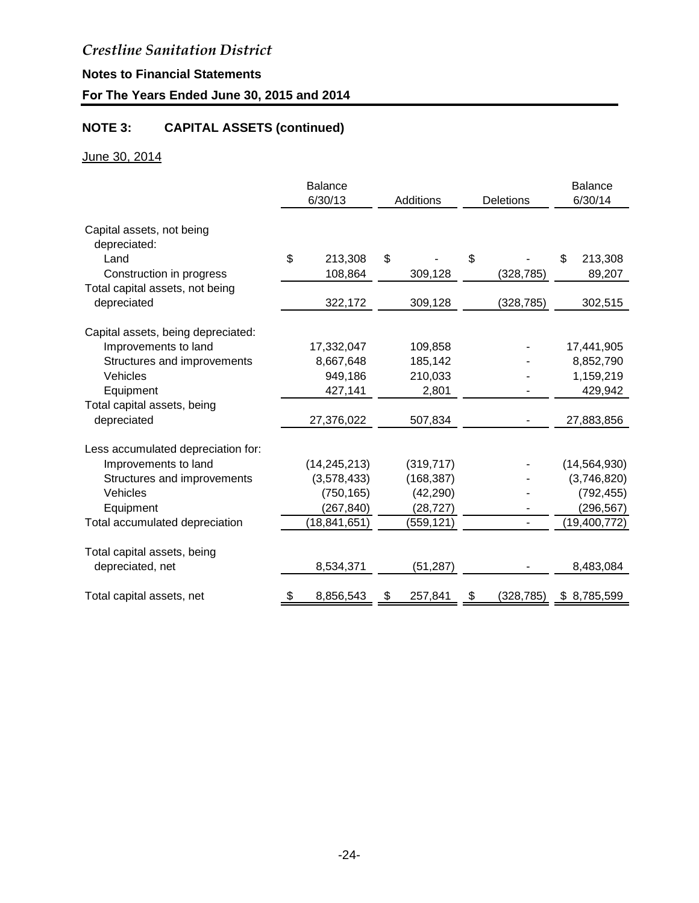*Crestline Sanitation District*

**Notes to Financial Statements**

**For The Years Ended June 30, 2015 and 2014**

## NOTE 3: CAPITAL ASSETS (continued)

June 30, 2014

| | Balance 6/30/13 | Additions | Deletions | Balance 6/30/14 |
|---|---|---|---|---|
| Capital assets, not being depreciated: | | | | |
| Land | $ 213,308 | $ - | $ - | $ 213,308 |
| Construction in progress | 108,864 | 309,128 | (328,785) | 89,207 |
| Total capital assets, not being depreciated | 322,172 | 309,128 | (328,785) | 302,515 |
| Capital assets, being depreciated: | | | | |
| Improvements to land | 17,332,047 | 109,858 | - | 17,441,905 |
| Structures and improvements | 8,667,648 | 185,142 | - | 8,852,790 |
| Vehicles | 949,186 | 210,033 | - | 1,159,219 |
| Equipment | 427,141 | 2,801 | - | 429,942 |
| Total capital assets, being depreciated | 27,376,022 | 507,834 | - | 27,883,856 |
| Less accumulated depreciation for: | | | | |
| Improvements to land | (14,245,213) | (319,717) | - | (14,564,930) |
| Structures and improvements | (3,578,433) | (168,387) | - | (3,746,820) |
| Vehicles | (750,165) | (42,290) | - | (792,455) |
| Equipment | (267,840) | (28,727) | - | (296,567) |
| Total accumulated depreciation | (18,841,651) | (559,121) | - | (19,400,772) |
| Total capital assets, being depreciated, net | 8,534,371 | (51,287) | - | 8,483,084 |
| Total capital assets, net | $ 8,856,543 | $ 257,841 | $ (328,785) | $ 8,785,599 |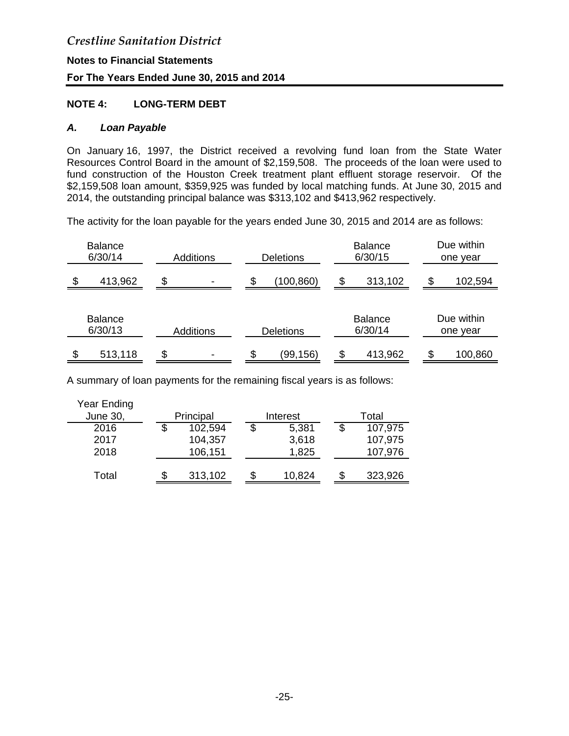# Crestline Sanitation District

**Notes to Financial Statements**

**For The Years Ended June 30, 2015 and 2014**

## NOTE 4: LONG-TERM DEBT

### *A. Loan Payable*

On January 16, 1997, the District received a revolving fund loan from the State Water Resources Control Board in the amount of $2,159,508. The proceeds of the loan were used to fund construction of the Houston Creek treatment plant effluent storage reservoir. Of the $2,159,508 loan amount, $359,925 was funded by local matching funds. At June 30, 2015 and 2014, the outstanding principal balance was $313,102 and $413,962 respectively.

The activity for the loan payable for the years ended June 30, 2015 and 2014 are as follows:

| Balance 6/30/14 | Additions | Deletions | Balance 6/30/15 | Due within one year |
|---|---|---|---|---|
| $ 413,962 | $ - | $ (100,860) | $ 313,102 | $ 102,594 |

| Balance 6/30/13 | Additions | Deletions | Balance 6/30/14 | Due within one year |
|---|---|---|---|---|
| $ 513,118 | $ - | $ (99,156) | $ 413,962 | $ 100,860 |

A summary of loan payments for the remaining fiscal years is as follows:

| Year Ending June 30, | Principal | Interest | Total |
|---|---|---|---|
| 2016 | $ 102,594 | $ 5,381 | $ 107,975 |
| 2017 | 104,357 | 3,618 | 107,975 |
| 2018 | 106,151 | 1,825 | 107,976 |
| Total | $ 313,102 | $ 10,824 | $ 323,926 |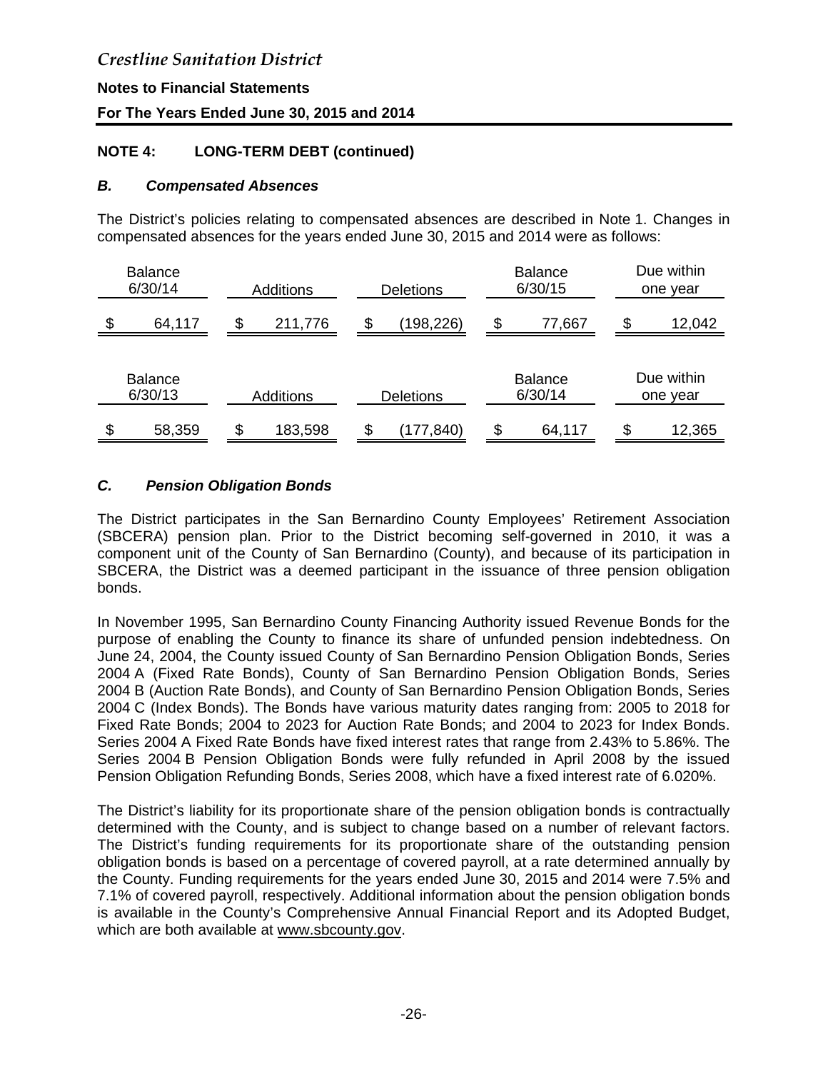## NOTE 4: LONG-TERM DEBT (continued)

### *B. Compensated Absences*

The District's policies relating to compensated absences are described in Note 1. Changes in compensated absences for the years ended June 30, 2015 and 2014 were as follows:

| Balance 6/30/14 | Additions | Deletions | Balance 6/30/15 | Due within one year |
|---|---|---|---|---|
| $ 64,117 | $ 211,776 | $ (198,226) | $ 77,667 | $ 12,042 |

| Balance 6/30/13 | Additions | Deletions | Balance 6/30/14 | Due within one year |
|---|---|---|---|---|
| $ 58,359 | $ 183,598 | $ (177,840) | $ 64,117 | $ 12,365 |

### *C. Pension Obligation Bonds*

The District participates in the San Bernardino County Employees' Retirement Association (SBCERA) pension plan. Prior to the District becoming self-governed in 2010, it was a component unit of the County of San Bernardino (County), and because of its participation in SBCERA, the District was a deemed participant in the issuance of three pension obligation bonds.

In November 1995, San Bernardino County Financing Authority issued Revenue Bonds for the purpose of enabling the County to finance its share of unfunded pension indebtedness. On June 24, 2004, the County issued County of San Bernardino Pension Obligation Bonds, Series 2004 A (Fixed Rate Bonds), County of San Bernardino Pension Obligation Bonds, Series 2004 B (Auction Rate Bonds), and County of San Bernardino Pension Obligation Bonds, Series 2004 C (Index Bonds). The Bonds have various maturity dates ranging from: 2005 to 2018 for Fixed Rate Bonds; 2004 to 2023 for Auction Rate Bonds; and 2004 to 2023 for Index Bonds. Series 2004 A Fixed Rate Bonds have fixed interest rates that range from 2.43% to 5.86%. The Series 2004 B Pension Obligation Bonds were fully refunded in April 2008 by the issued Pension Obligation Refunding Bonds, Series 2008, which have a fixed interest rate of 6.020%.

The District's liability for its proportionate share of the pension obligation bonds is contractually determined with the County, and is subject to change based on a number of relevant factors. The District's funding requirements for its proportionate share of the outstanding pension obligation bonds is based on a percentage of covered payroll, at a rate determined annually by the County. Funding requirements for the years ended June 30, 2015 and 2014 were 7.5% and 7.1% of covered payroll, respectively. Additional information about the pension obligation bonds is available in the County's Comprehensive Annual Financial Report and its Adopted Budget, which are both available at www.sbcounty.gov.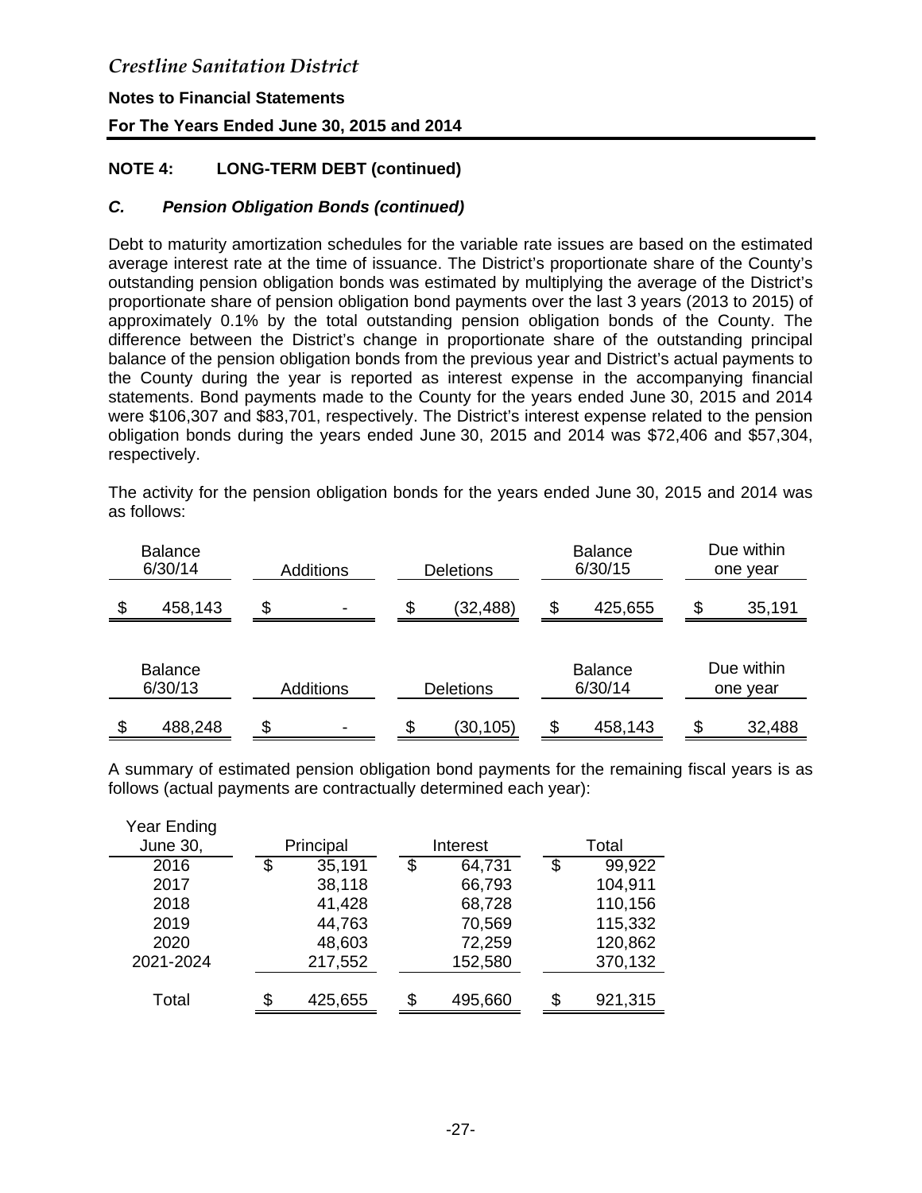# Crestline Sanitation District

**Notes to Financial Statements**

**For The Years Ended June 30, 2015 and 2014**

## NOTE 4: LONG-TERM DEBT (continued)

### *C. Pension Obligation Bonds (continued)*

Debt to maturity amortization schedules for the variable rate issues are based on the estimated average interest rate at the time of issuance. The District's proportionate share of the County's outstanding pension obligation bonds was estimated by multiplying the average of the District's proportionate share of pension obligation bond payments over the last 3 years (2013 to 2015) of approximately 0.1% by the total outstanding pension obligation bonds of the County. The difference between the District's change in proportionate share of the outstanding principal balance of the pension obligation bonds from the previous year and District's actual payments to the County during the year is reported as interest expense in the accompanying financial statements. Bond payments made to the County for the years ended June 30, 2015 and 2014 were $106,307 and $83,701, respectively. The District's interest expense related to the pension obligation bonds during the years ended June 30, 2015 and 2014 was $72,406 and $57,304, respectively.

The activity for the pension obligation bonds for the years ended June 30, 2015 and 2014 was as follows:

| Balance 6/30/14 | Additions | Deletions | Balance 6/30/15 | Due within one year |
|---|---|---|---|---|
| $ 458,143 | $ - | $ (32,488) | $ 425,655 | $ 35,191 |

| Balance 6/30/13 | Additions | Deletions | Balance 6/30/14 | Due within one year |
|---|---|---|---|---|
| $ 488,248 | $ - | $ (30,105) | $ 458,143 | $ 32,488 |

A summary of estimated pension obligation bond payments for the remaining fiscal years is as follows (actual payments are contractually determined each year):

| Year Ending June 30, | Principal | Interest | Total |
|---|---|---|---|
| 2016 | $ 35,191 | $ 64,731 | $ 99,922 |
| 2017 | 38,118 | 66,793 | 104,911 |
| 2018 | 41,428 | 68,728 | 110,156 |
| 2019 | 44,763 | 70,569 | 115,332 |
| 2020 | 48,603 | 72,259 | 120,862 |
| 2021-2024 | 217,552 | 152,580 | 370,132 |
| Total | $ 425,655 | $ 495,660 | $ 921,315 |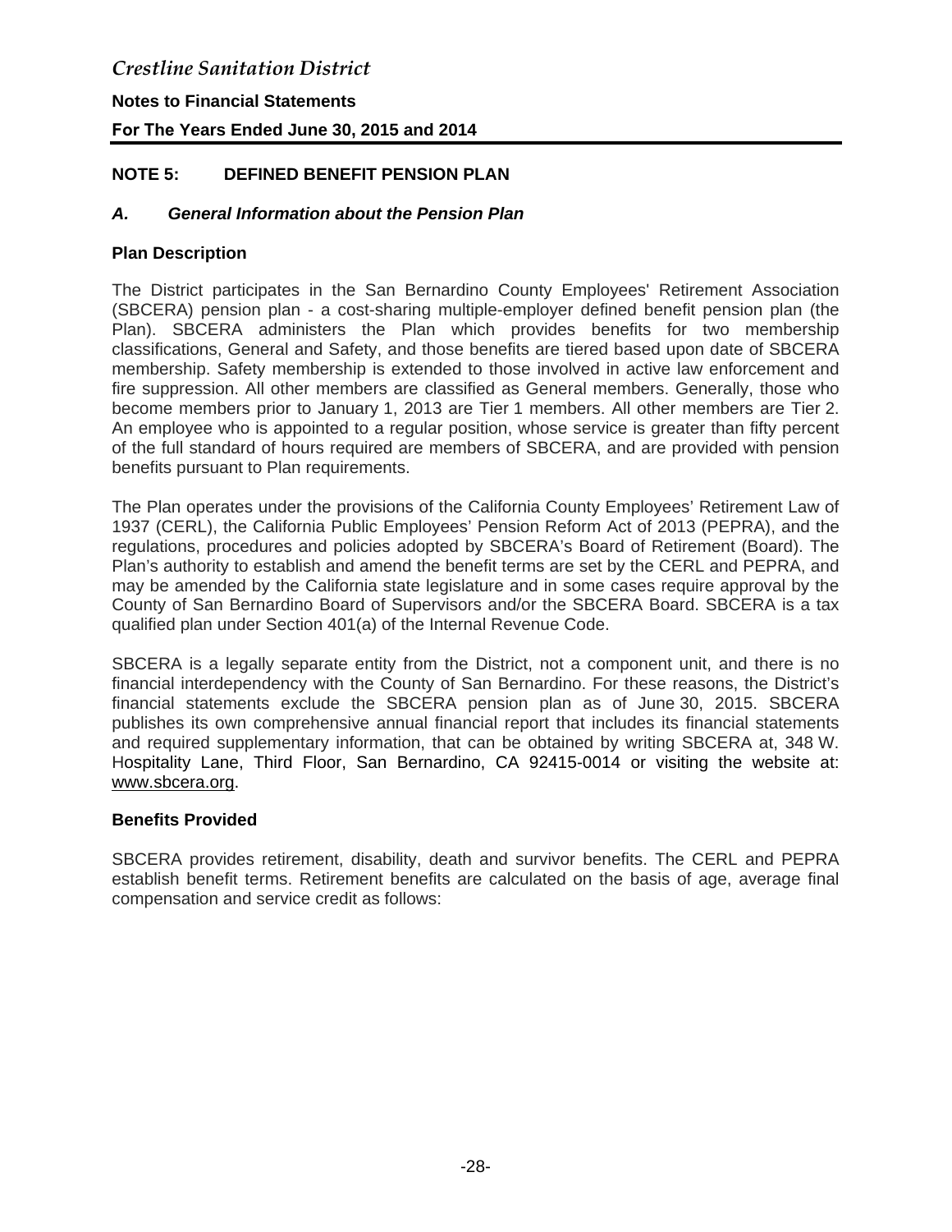## NOTE 5: DEFINED BENEFIT PENSION PLAN

### *A. General Information about the Pension Plan*

**Plan Description**

The District participates in the San Bernardino County Employees' Retirement Association (SBCERA) pension plan - a cost-sharing multiple-employer defined benefit pension plan (the Plan). SBCERA administers the Plan which provides benefits for two membership classifications, General and Safety, and those benefits are tiered based upon date of SBCERA membership. Safety membership is extended to those involved in active law enforcement and fire suppression. All other members are classified as General members. Generally, those who become members prior to January 1, 2013 are Tier 1 members. All other members are Tier 2. An employee who is appointed to a regular position, whose service is greater than fifty percent of the full standard of hours required are members of SBCERA, and are provided with pension benefits pursuant to Plan requirements.

The Plan operates under the provisions of the California County Employees' Retirement Law of 1937 (CERL), the California Public Employees' Pension Reform Act of 2013 (PEPRA), and the regulations, procedures and policies adopted by SBCERA's Board of Retirement (Board). The Plan's authority to establish and amend the benefit terms are set by the CERL and PEPRA, and may be amended by the California state legislature and in some cases require approval by the County of San Bernardino Board of Supervisors and/or the SBCERA Board. SBCERA is a tax qualified plan under Section 401(a) of the Internal Revenue Code.

SBCERA is a legally separate entity from the District, not a component unit, and there is no financial interdependency with the County of San Bernardino. For these reasons, the District's financial statements exclude the SBCERA pension plan as of June 30, 2015. SBCERA publishes its own comprehensive annual financial report that includes its financial statements and required supplementary information, that can be obtained by writing SBCERA at, 348 W. Hospitality Lane, Third Floor, San Bernardino, CA 92415-0014 or visiting the website at: www.sbcera.org.

**Benefits Provided**

SBCERA provides retirement, disability, death and survivor benefits. The CERL and PEPRA establish benefit terms. Retirement benefits are calculated on the basis of age, average final compensation and service credit as follows: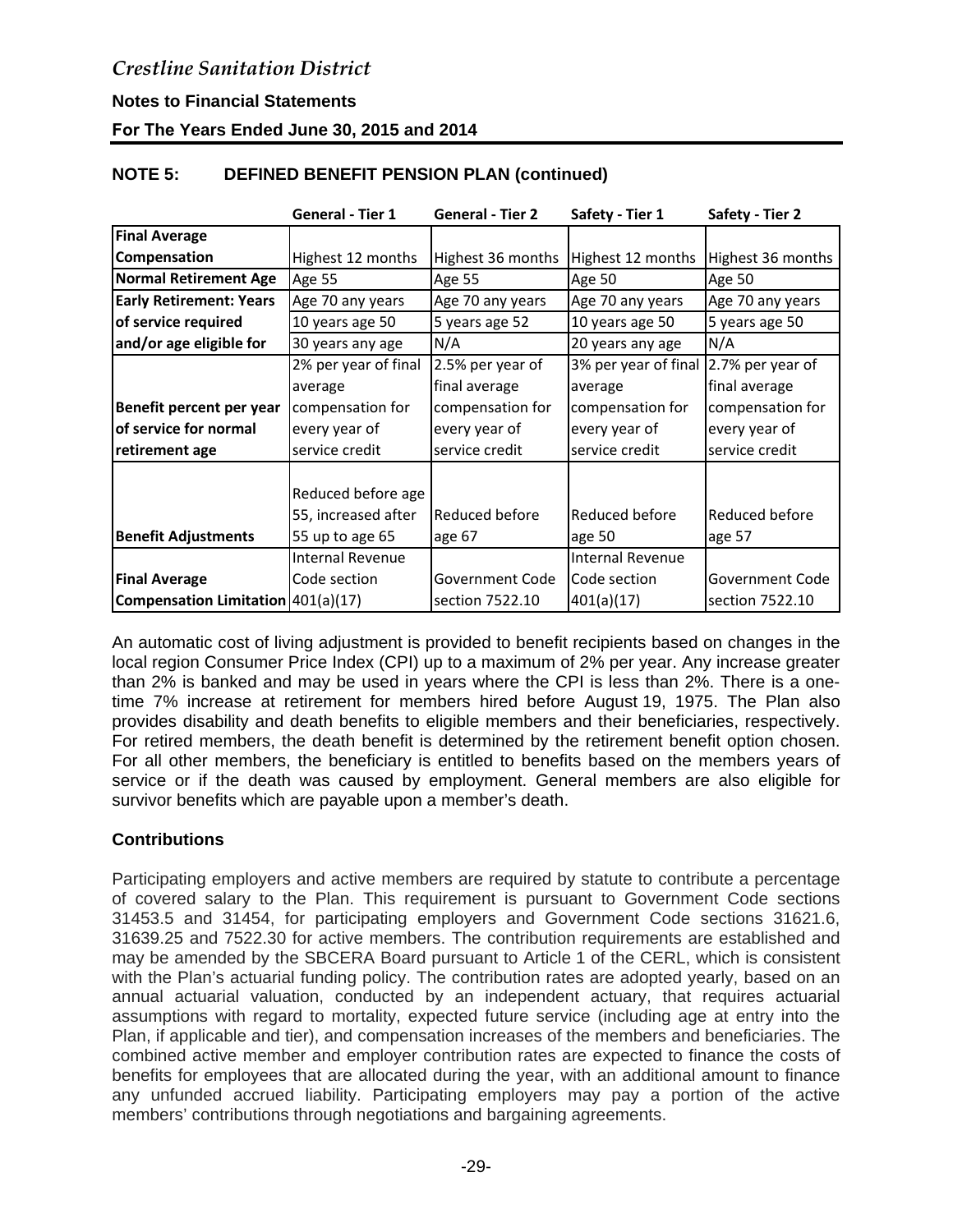## NOTE 5: DEFINED BENEFIT PENSION PLAN (continued)

| | General - Tier 1 | General - Tier 2 | Safety - Tier 1 | Safety - Tier 2 |
|---|---|---|---|---|
| **Final Average Compensation** | Highest 12 months | Highest 36 months | Highest 12 months | Highest 36 months |
| **Normal Retirement Age** | Age 55 | Age 55 | Age 50 | Age 50 |
| **Early Retirement: Years of service required and/or age eligible for** | Age 70 any years<br>10 years age 50<br>30 years any age | Age 70 any years<br>5 years age 52<br>N/A | Age 70 any years<br>10 years age 50<br>20 years any age | Age 70 any years<br>5 years age 50<br>N/A |
| **Benefit percent per year of service for normal retirement age** | 2% per year of final average compensation for every year of service credit | 2.5% per year of final average compensation for every year of service credit | 3% per year of final average compensation for every year of service credit | 2.7% per year of final average compensation for every year of service credit |
| **Benefit Adjustments** | Reduced before age 55, increased after 55 up to age 65 | Reduced before age 67 | Reduced before age 50 | Reduced before age 57 |
| **Final Average Compensation Limitation** | Internal Revenue Code section 401(a)(17) | Government Code section 7522.10 | Internal Revenue Code section 401(a)(17) | Government Code section 7522.10 |

An automatic cost of living adjustment is provided to benefit recipients based on changes in the local region Consumer Price Index (CPI) up to a maximum of 2% per year. Any increase greater than 2% is banked and may be used in years where the CPI is less than 2%. There is a one-time 7% increase at retirement for members hired before August 19, 1975. The Plan also provides disability and death benefits to eligible members and their beneficiaries, respectively. For retired members, the death benefit is determined by the retirement benefit option chosen. For all other members, the beneficiary is entitled to benefits based on the members years of service or if the death was caused by employment. General members are also eligible for survivor benefits which are payable upon a member's death.

### Contributions

Participating employers and active members are required by statute to contribute a percentage of covered salary to the Plan. This requirement is pursuant to Government Code sections 31453.5 and 31454, for participating employers and Government Code sections 31621.6, 31639.25 and 7522.30 for active members. The contribution requirements are established and may be amended by the SBCERA Board pursuant to Article 1 of the CERL, which is consistent with the Plan's actuarial funding policy. The contribution rates are adopted yearly, based on an annual actuarial valuation, conducted by an independent actuary, that requires actuarial assumptions with regard to mortality, expected future service (including age at entry into the Plan, if applicable and tier), and compensation increases of the members and beneficiaries. The combined active member and employer contribution rates are expected to finance the costs of benefits for employees that are allocated during the year, with an additional amount to finance any unfunded accrued liability. Participating employers may pay a portion of the active members' contributions through negotiations and bargaining agreements.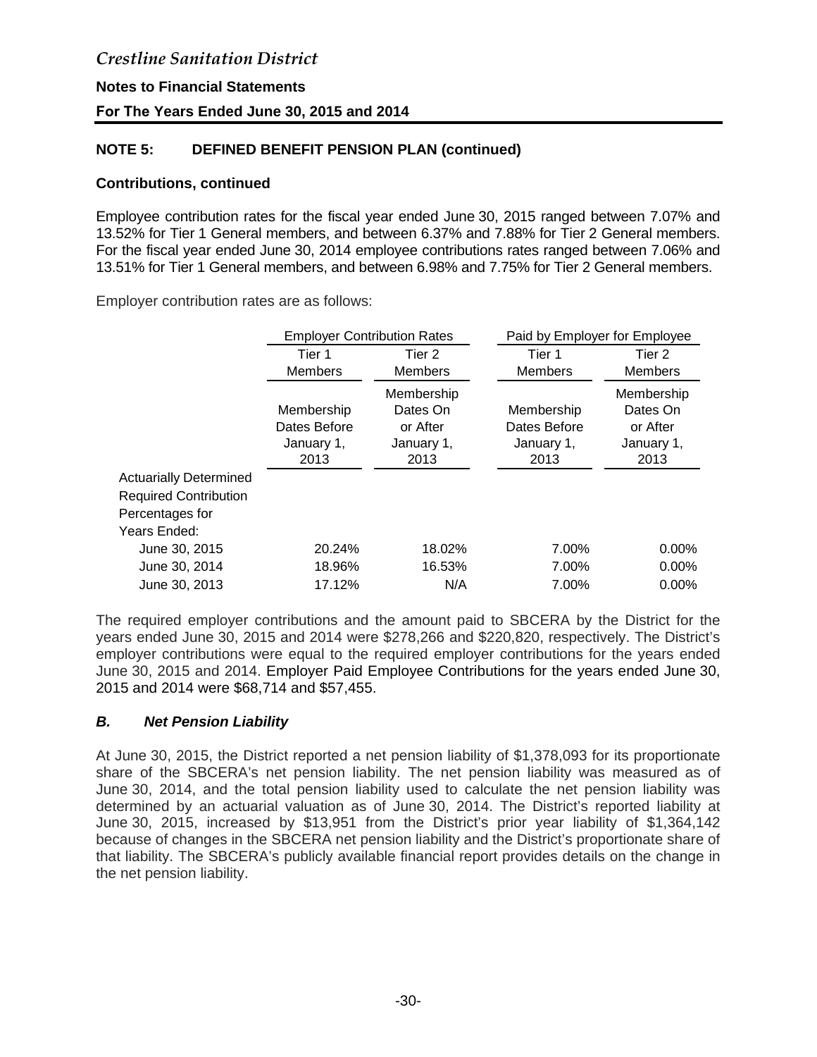# Crestline Sanitation District

**Notes to Financial Statements**

**For The Years Ended June 30, 2015 and 2014**

## NOTE 5: DEFINED BENEFIT PENSION PLAN (continued)

### Contributions, continued

Employee contribution rates for the fiscal year ended June 30, 2015 ranged between 7.07% and 13.52% for Tier 1 General members, and between 6.37% and 7.88% for Tier 2 General members. For the fiscal year ended June 30, 2014 employee contributions rates ranged between 7.06% and 13.51% for Tier 1 General members, and between 6.98% and 7.75% for Tier 2 General members.

Employer contribution rates are as follows:

| | Employer Contribution Rates | | Paid by Employer for Employee | |
|---|---|---|---|---|
| | Tier 1 Members | Tier 2 Members | Tier 1 Members | Tier 2 Members |
| | Membership Dates Before January 1, 2013 | Membership Dates On or After January 1, 2013 | Membership Dates Before January 1, 2013 | Membership Dates On or After January 1, 2013 |
| Actuarially Determined Required Contribution Percentages for Years Ended: | | | | |
| June 30, 2015 | 20.24% | 18.02% | 7.00% | 0.00% |
| June 30, 2014 | 18.96% | 16.53% | 7.00% | 0.00% |
| June 30, 2013 | 17.12% | N/A | 7.00% | 0.00% |

The required employer contributions and the amount paid to SBCERA by the District for the years ended June 30, 2015 and 2014 were $278,266 and $220,820, respectively. The District's employer contributions were equal to the required employer contributions for the years ended June 30, 2015 and 2014. Employer Paid Employee Contributions for the years ended June 30, 2015 and 2014 were $68,714 and $57,455.

### *B. Net Pension Liability*

At June 30, 2015, the District reported a net pension liability of $1,378,093 for its proportionate share of the SBCERA's net pension liability. The net pension liability was measured as of June 30, 2014, and the total pension liability used to calculate the net pension liability was determined by an actuarial valuation as of June 30, 2014. The District's reported liability at June 30, 2015, increased by $13,951 from the District's prior year liability of $1,364,142 because of changes in the SBCERA net pension liability and the District's proportionate share of that liability. The SBCERA's publicly available financial report provides details on the change in the net pension liability.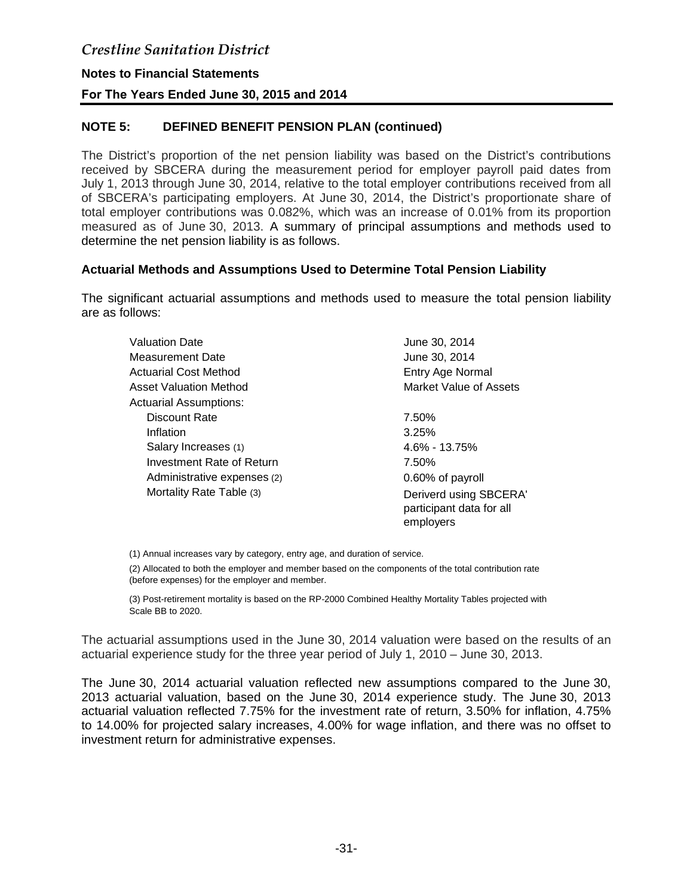## NOTE 5: DEFINED BENEFIT PENSION PLAN (continued)

The District's proportion of the net pension liability was based on the District's contributions received by SBCERA during the measurement period for employer payroll paid dates from July 1, 2013 through June 30, 2014, relative to the total employer contributions received from all of SBCERA's participating employers. At June 30, 2014, the District's proportionate share of total employer contributions was 0.082%, which was an increase of 0.01% from its proportion measured as of June 30, 2013. A summary of principal assumptions and methods used to determine the net pension liability is as follows.

### Actuarial Methods and Assumptions Used to Determine Total Pension Liability

The significant actuarial assumptions and methods used to measure the total pension liability are as follows:

| | |
|---|---|
| Valuation Date | June 30, 2014 |
| Measurement Date | June 30, 2014 |
| Actuarial Cost Method | Entry Age Normal |
| Asset Valuation Method | Market Value of Assets |
| Actuarial Assumptions: | |
| Discount Rate | 7.50% |
| Inflation | 3.25% |
| Salary Increases (1) | 4.6% - 13.75% |
| Investment Rate of Return | 7.50% |
| Administrative expenses (2) | 0.60% of payroll |
| Mortality Rate Table (3) | Deriverd using SBCERA' participant data for all employers |

(1) Annual increases vary by category, entry age, and duration of service.

(2) Allocated to both the employer and member based on the components of the total contribution rate (before expenses) for the employer and member.

(3) Post-retirement mortality is based on the RP-2000 Combined Healthy Mortality Tables projected with Scale BB to 2020.

The actuarial assumptions used in the June 30, 2014 valuation were based on the results of an actuarial experience study for the three year period of July 1, 2010 – June 30, 2013.

The June 30, 2014 actuarial valuation reflected new assumptions compared to the June 30, 2013 actuarial valuation, based on the June 30, 2014 experience study. The June 30, 2013 actuarial valuation reflected 7.75% for the investment rate of return, 3.50% for inflation, 4.75% to 14.00% for projected salary increases, 4.00% for wage inflation, and there was no offset to investment return for administrative expenses.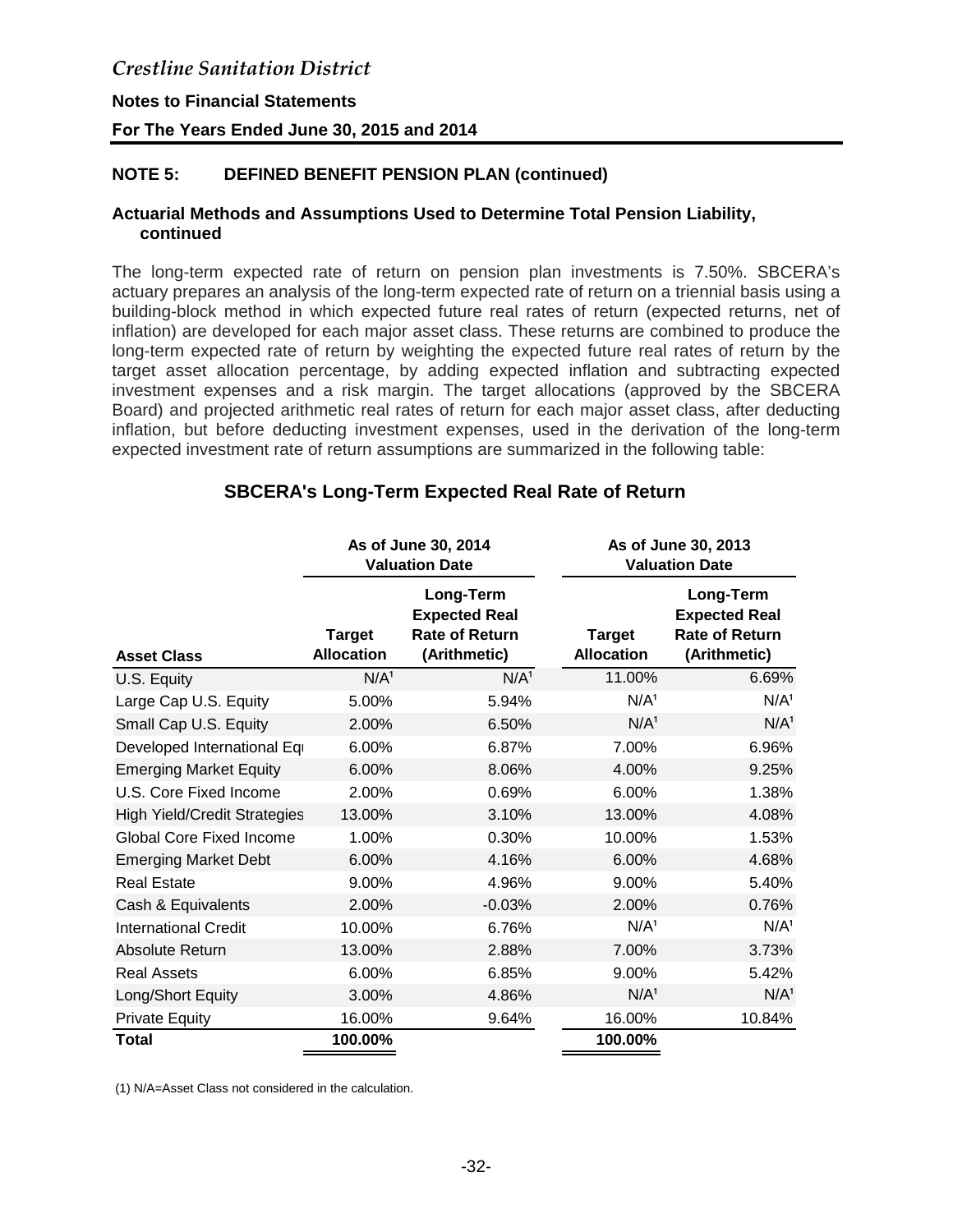*Crestline Sanitation District*

**Notes to Financial Statements**

**For The Years Ended June 30, 2015 and 2014**

## NOTE 5: DEFINED BENEFIT PENSION PLAN (continued)

### Actuarial Methods and Assumptions Used to Determine Total Pension Liability, continued

The long-term expected rate of return on pension plan investments is 7.50%. SBCERA's actuary prepares an analysis of the long-term expected rate of return on a triennial basis using a building-block method in which expected future real rates of return (expected returns, net of inflation) are developed for each major asset class. These returns are combined to produce the long-term expected rate of return by weighting the expected future real rates of return by the target asset allocation percentage, by adding expected inflation and subtracting expected investment expenses and a risk margin. The target allocations (approved by the SBCERA Board) and projected arithmetic real rates of return for each major asset class, after deducting inflation, but before deducting investment expenses, used in the derivation of the long-term expected investment rate of return assumptions are summarized in the following table:

### SBCERA's Long-Term Expected Real Rate of Return

| | As of June 30, 2014 Valuation Date | | As of June 30, 2013 Valuation Date | |
|---|---|---|---|---|
| **Asset Class** | **Target Allocation** | **Long-Term Expected Real Rate of Return (Arithmetic)** | **Target Allocation** | **Long-Term Expected Real Rate of Return (Arithmetic)** |
| U.S. Equity | N/A[1] | N/A[1] | 11.00% | 6.69% |
| Large Cap U.S. Equity | 5.00% | 5.94% | N/A[1] | N/A[1] |
| Small Cap U.S. Equity | 2.00% | 6.50% | N/A[1] | N/A[1] |
| Developed International Eq | 6.00% | 6.87% | 7.00% | 6.96% |
| Emerging Market Equity | 6.00% | 8.06% | 4.00% | 9.25% |
| U.S. Core Fixed Income | 2.00% | 0.69% | 6.00% | 1.38% |
| High Yield/Credit Strategies | 13.00% | 3.10% | 13.00% | 4.08% |
| Global Core Fixed Income | 1.00% | 0.30% | 10.00% | 1.53% |
| Emerging Market Debt | 6.00% | 4.16% | 6.00% | 4.68% |
| Real Estate | 9.00% | 4.96% | 9.00% | 5.40% |
| Cash & Equivalents | 2.00% | -0.03% | 2.00% | 0.76% |
| International Credit | 10.00% | 6.76% | N/A[1] | N/A[1] |
| Absolute Return | 13.00% | 2.88% | 7.00% | 3.73% |
| Real Assets | 6.00% | 6.85% | 9.00% | 5.42% |
| Long/Short Equity | 3.00% | 4.86% | N/A[1] | N/A[1] |
| Private Equity | 16.00% | 9.64% | 16.00% | 10.84% |
| **Total** | **100.00%** | | **100.00%** | |

(1) N/A=Asset Class not considered in the calculation.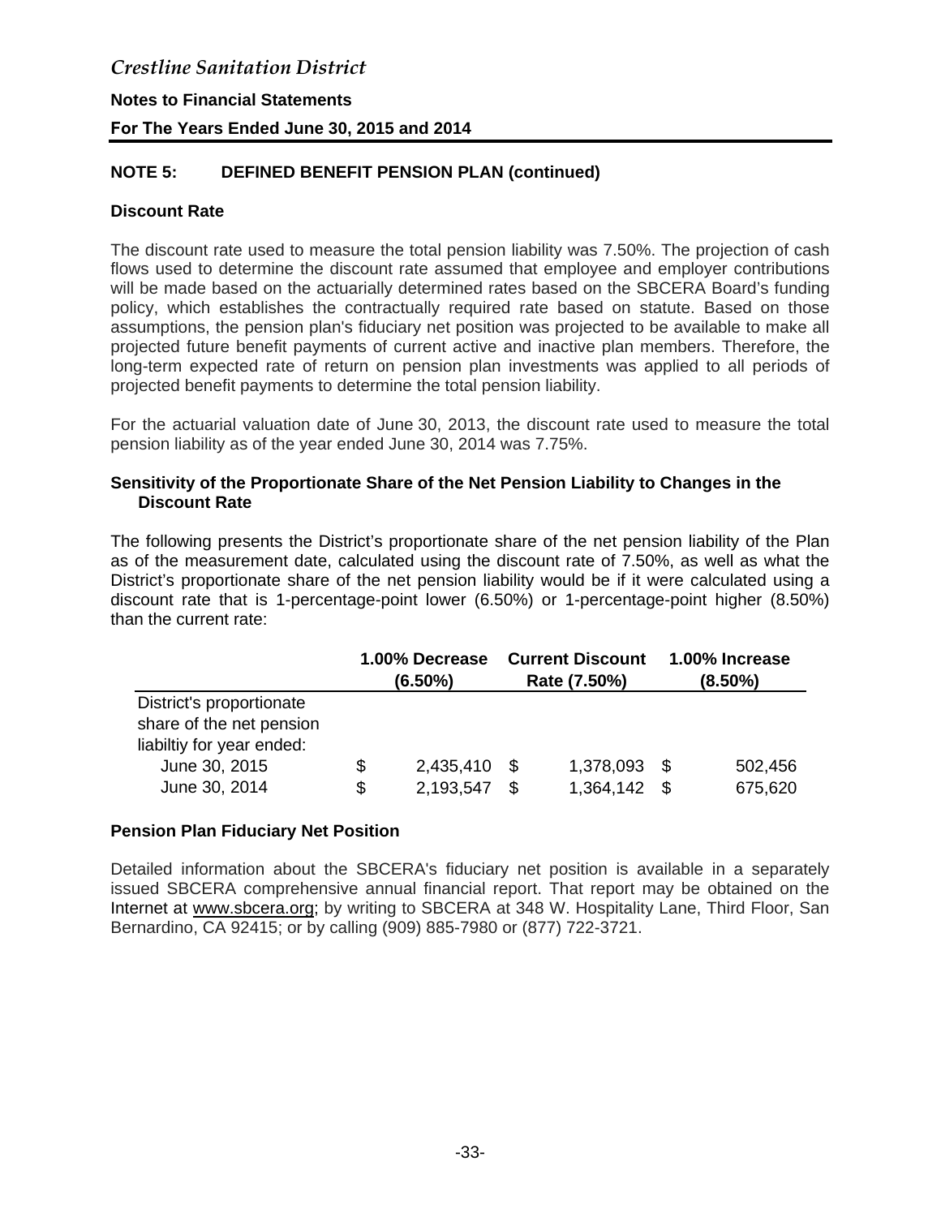*Crestline Sanitation District*

**Notes to Financial Statements**

**For The Years Ended June 30, 2015 and 2014**

## NOTE 5: DEFINED BENEFIT PENSION PLAN (continued)

### Discount Rate

The discount rate used to measure the total pension liability was 7.50%. The projection of cash flows used to determine the discount rate assumed that employee and employer contributions will be made based on the actuarially determined rates based on the SBCERA Board's funding policy, which establishes the contractually required rate based on statute. Based on those assumptions, the pension plan's fiduciary net position was projected to be available to make all projected future benefit payments of current active and inactive plan members. Therefore, the long-term expected rate of return on pension plan investments was applied to all periods of projected benefit payments to determine the total pension liability.

For the actuarial valuation date of June 30, 2013, the discount rate used to measure the total pension liability as of the year ended June 30, 2014 was 7.75%.

### Sensitivity of the Proportionate Share of the Net Pension Liability to Changes in the Discount Rate

The following presents the District's proportionate share of the net pension liability of the Plan as of the measurement date, calculated using the discount rate of 7.50%, as well as what the District's proportionate share of the net pension liability would be if it were calculated using a discount rate that is 1-percentage-point lower (6.50%) or 1-percentage-point higher (8.50%) than the current rate:

| | 1.00% Decrease (6.50%) | Current Discount Rate (7.50%) | 1.00% Increase (8.50%) |
|---|---|---|---|
| District's proportionate share of the net pension liabiltiy for year ended: | | | |
| June 30, 2015 | $ 2,435,410 | $ 1,378,093 | $ 502,456 |
| June 30, 2014 | $ 2,193,547 | $ 1,364,142 | $ 675,620 |

### Pension Plan Fiduciary Net Position

Detailed information about the SBCERA's fiduciary net position is available in a separately issued SBCERA comprehensive annual financial report. That report may be obtained on the Internet at www.sbcera.org; by writing to SBCERA at 348 W. Hospitality Lane, Third Floor, San Bernardino, CA 92415; or by calling (909) 885-7980 or (877) 722-3721.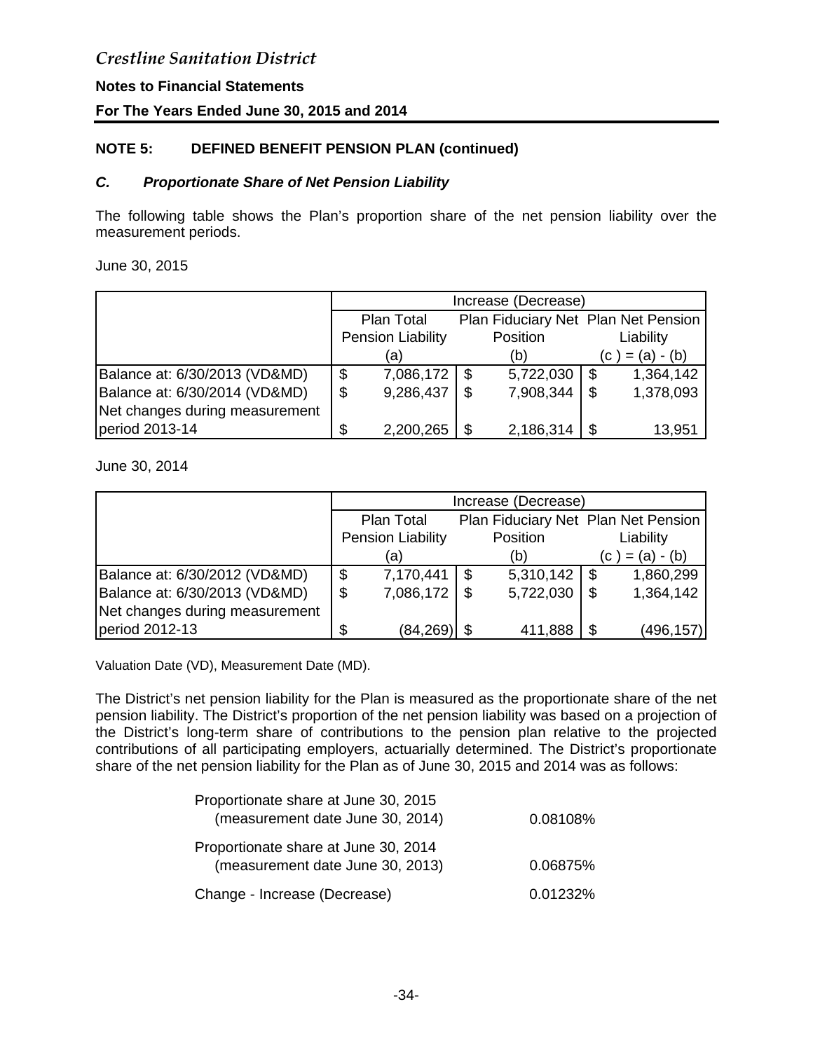*Crestline Sanitation District*

**Notes to Financial Statements**

**For The Years Ended June 30, 2015 and 2014**

## NOTE 5: DEFINED BENEFIT PENSION PLAN (continued)

### *C. Proportionate Share of Net Pension Liability*

The following table shows the Plan's proportion share of the net pension liability over the measurement periods.

June 30, 2015

| | Increase (Decrease) | | |
|---|---|---|---|
| | Plan Total Pension Liability (a) | Plan Fiduciary Net Position (b) | Plan Net Pension Liability (c ) = (a) - (b) |
| Balance at: 6/30/2013 (VD&MD) | $ 7,086,172 | $ 5,722,030 | $ 1,364,142 |
| Balance at: 6/30/2014 (VD&MD) | $ 9,286,437 | $ 7,908,344 | $ 1,378,093 |
| Net changes during measurement period 2013-14 | $ 2,200,265 | $ 2,186,314 | $ 13,951 |

June 30, 2014

| | Increase (Decrease) | | |
|---|---|---|---|
| | Plan Total Pension Liability (a) | Plan Fiduciary Net Position (b) | Plan Net Pension Liability (c ) = (a) - (b) |
| Balance at: 6/30/2012 (VD&MD) | $ 7,170,441 | $ 5,310,142 | $ 1,860,299 |
| Balance at: 6/30/2013 (VD&MD) | $ 7,086,172 | $ 5,722,030 | $ 1,364,142 |
| Net changes during measurement period 2012-13 | $ (84,269) | $ 411,888 | $ (496,157) |

Valuation Date (VD), Measurement Date (MD).

The District's net pension liability for the Plan is measured as the proportionate share of the net pension liability. The District's proportion of the net pension liability was based on a projection of the District's long-term share of contributions to the pension plan relative to the projected contributions of all participating employers, actuarially determined. The District's proportionate share of the net pension liability for the Plan as of June 30, 2015 and 2014 was as follows:

| | |
|---|---|
| Proportionate share at June 30, 2015 (measurement date June 30, 2014) | 0.08108% |
| Proportionate share at June 30, 2014 (measurement date June 30, 2013) | 0.06875% |
| Change - Increase (Decrease) | 0.01232% |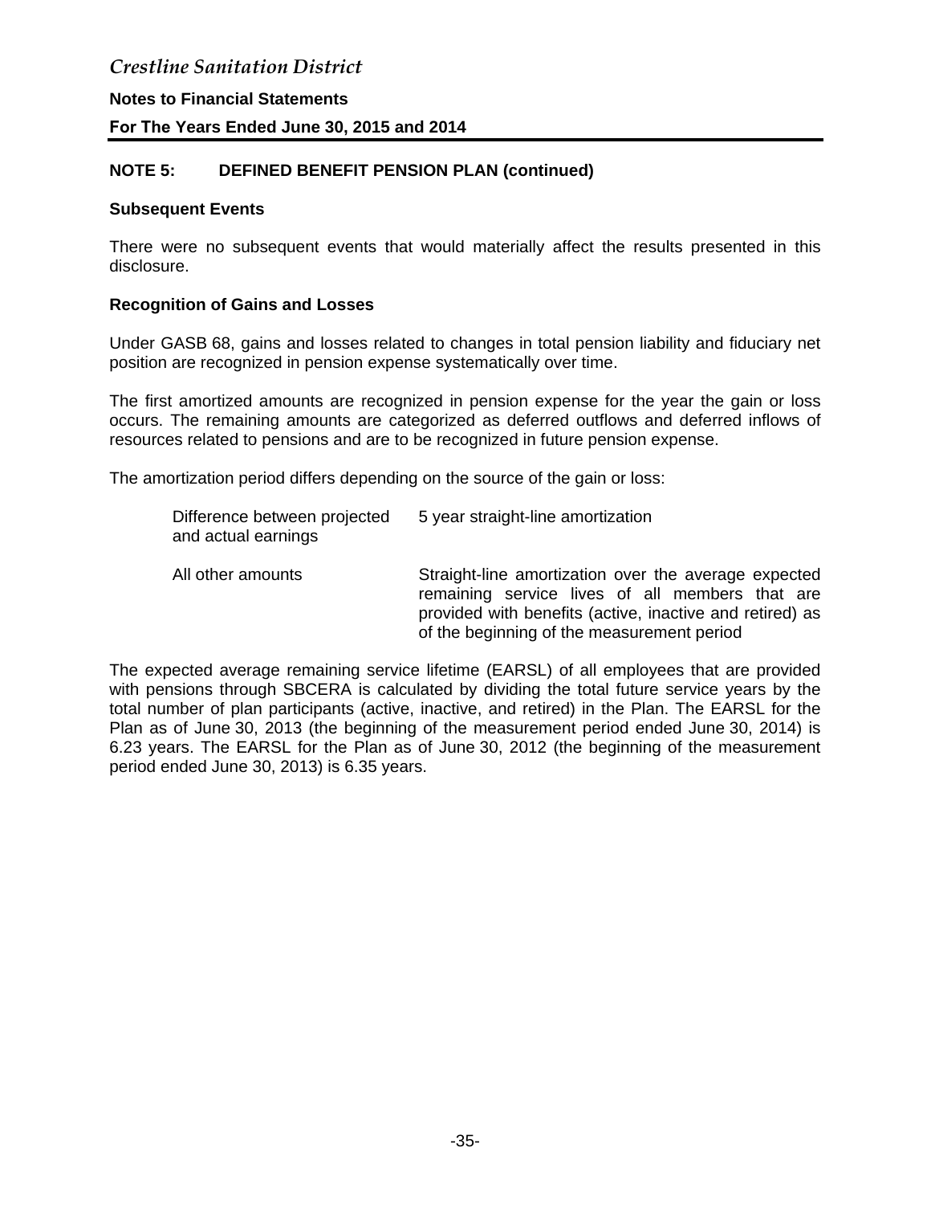## NOTE 5: DEFINED BENEFIT PENSION PLAN (continued)

### Subsequent Events

There were no subsequent events that would materially affect the results presented in this disclosure.

### Recognition of Gains and Losses

Under GASB 68, gains and losses related to changes in total pension liability and fiduciary net position are recognized in pension expense systematically over time.

The first amortized amounts are recognized in pension expense for the year the gain or loss occurs. The remaining amounts are categorized as deferred outflows and deferred inflows of resources related to pensions and are to be recognized in future pension expense.

The amortization period differs depending on the source of the gain or loss:

| | |
|---|---|
| Difference between projected and actual earnings | 5 year straight-line amortization |
| All other amounts | Straight-line amortization over the average expected remaining service lives of all members that are provided with benefits (active, inactive and retired) as of the beginning of the measurement period |

The expected average remaining service lifetime (EARSL) of all employees that are provided with pensions through SBCERA is calculated by dividing the total future service years by the total number of plan participants (active, inactive, and retired) in the Plan. The EARSL for the Plan as of June 30, 2013 (the beginning of the measurement period ended June 30, 2014) is 6.23 years. The EARSL for the Plan as of June 30, 2012 (the beginning of the measurement period ended June 30, 2013) is 6.35 years.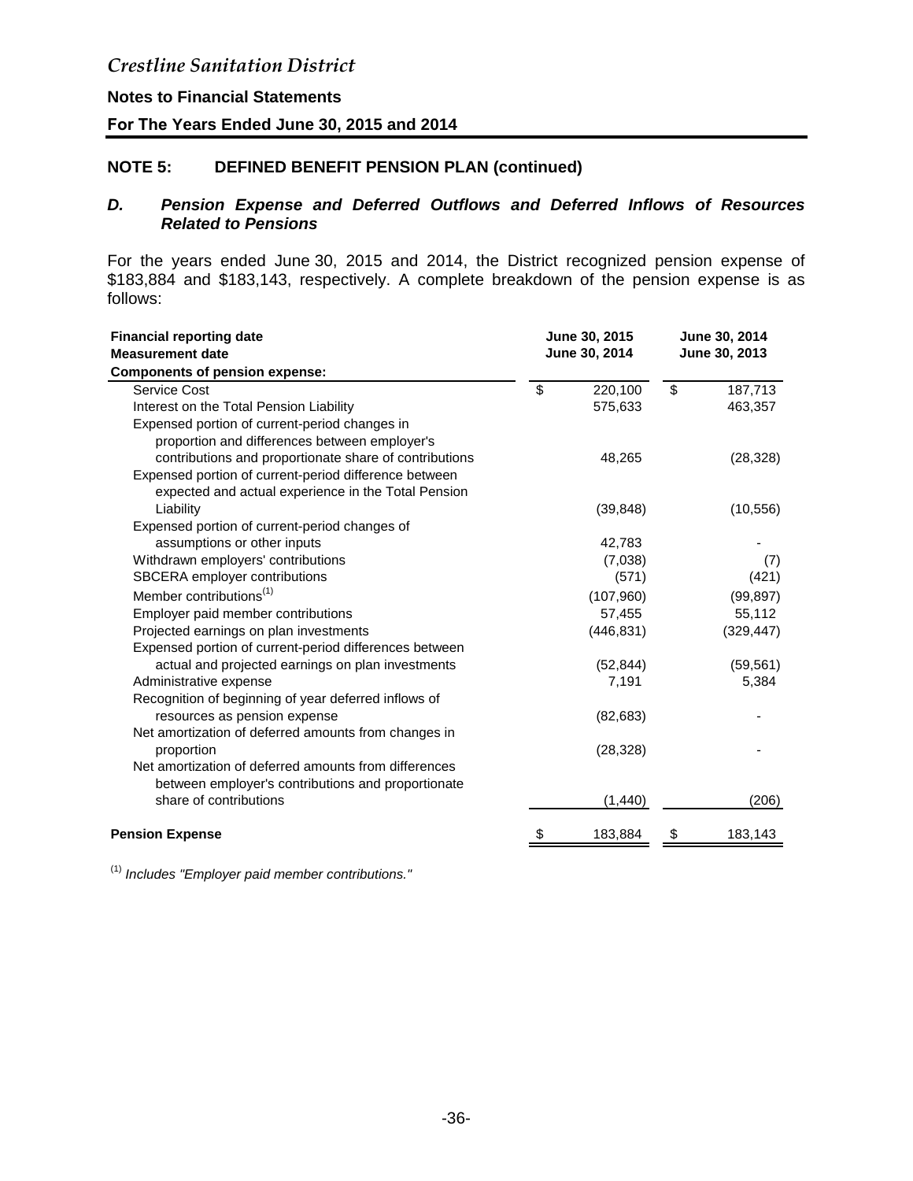## NOTE 5: DEFINED BENEFIT PENSION PLAN (continued)

### *D. Pension Expense and Deferred Outflows and Deferred Inflows of Resources Related to Pensions*

For the years ended June 30, 2015 and 2014, the District recognized pension expense of $183,884 and $183,143, respectively. A complete breakdown of the pension expense is as follows:

| Financial reporting date | June 30, 2015 | June 30, 2014 |
|---|---|---|
| Measurement date | June 30, 2014 | June 30, 2013 |
| **Components of pension expense:** | | |
| Service Cost | $ 220,100 | $ 187,713 |
| Interest on the Total Pension Liability | 575,633 | 463,357 |
| Expensed portion of current-period changes in proportion and differences between employer's contributions and proportionate share of contributions | 48,265 | (28,328) |
| Expensed portion of current-period difference between expected and actual experience in the Total Pension Liability | (39,848) | (10,556) |
| Expensed portion of current-period changes of assumptions or other inputs | 42,783 | - |
| Withdrawn employers' contributions | (7,038) | (7) |
| SBCERA employer contributions | (571) | (421) |
| Member contributions[1] | (107,960) | (99,897) |
| Employer paid member contributions | 57,455 | 55,112 |
| Projected earnings on plan investments | (446,831) | (329,447) |
| Expensed portion of current-period differences between actual and projected earnings on plan investments | (52,844) | (59,561) |
| Administrative expense | 7,191 | 5,384 |
| Recognition of beginning of year deferred inflows of resources as pension expense | (82,683) | - |
| Net amortization of deferred amounts from changes in proportion | (28,328) | - |
| Net amortization of deferred amounts from differences between employer's contributions and proportionate share of contributions | (1,440) | (206) |
| **Pension Expense** | $ 183,884 | $ 183,143 |

[1] *Includes "Employer paid member contributions."*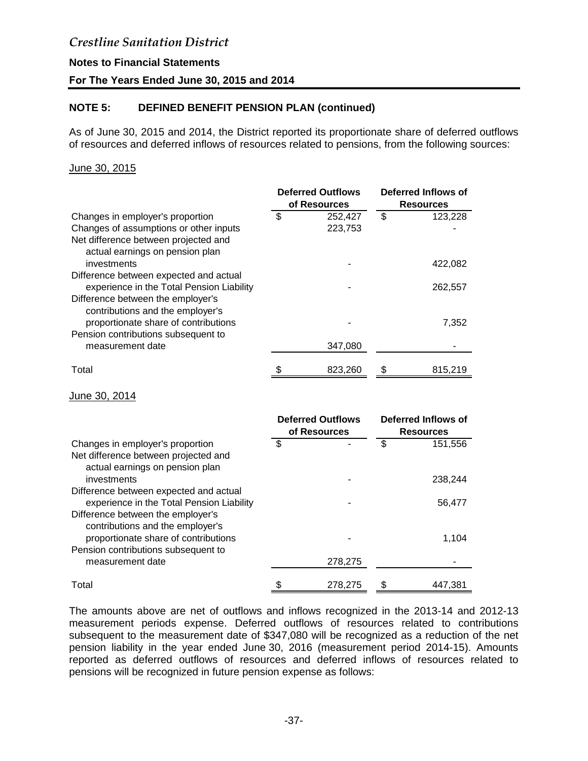## NOTE 5: DEFINED BENEFIT PENSION PLAN (continued)

As of June 30, 2015 and 2014, the District reported its proportionate share of deferred outflows of resources and deferred inflows of resources related to pensions, from the following sources:

June 30, 2015

| | Deferred Outflows of Resources | Deferred Inflows of Resources |
|---|---|---|
| Changes in employer's proportion | $ 252,427 | $ 123,228 |
| Changes of assumptions or other inputs | 223,753 | - |
| Net difference between projected and actual earnings on pension plan investments | - | 422,082 |
| Difference between expected and actual experience in the Total Pension Liability | - | 262,557 |
| Difference between the employer's contributions and the employer's proportionate share of contributions | - | 7,352 |
| Pension contributions subsequent to measurement date | 347,080 | - |
| Total | $ 823,260 | $ 815,219 |

June 30, 2014

| | Deferred Outflows of Resources | Deferred Inflows of Resources |
|---|---|---|
| Changes in employer's proportion | $ - | $ 151,556 |
| Net difference between projected and actual earnings on pension plan investments | - | 238,244 |
| Difference between expected and actual experience in the Total Pension Liability | - | 56,477 |
| Difference between the employer's contributions and the employer's proportionate share of contributions | - | 1,104 |
| Pension contributions subsequent to measurement date | 278,275 | - |
| Total | $ 278,275 | $ 447,381 |

The amounts above are net of outflows and inflows recognized in the 2013-14 and 2012-13 measurement periods expense. Deferred outflows of resources related to contributions subsequent to the measurement date of $347,080 will be recognized as a reduction of the net pension liability in the year ended June 30, 2016 (measurement period 2014-15). Amounts reported as deferred outflows of resources and deferred inflows of resources related to pensions will be recognized in future pension expense as follows: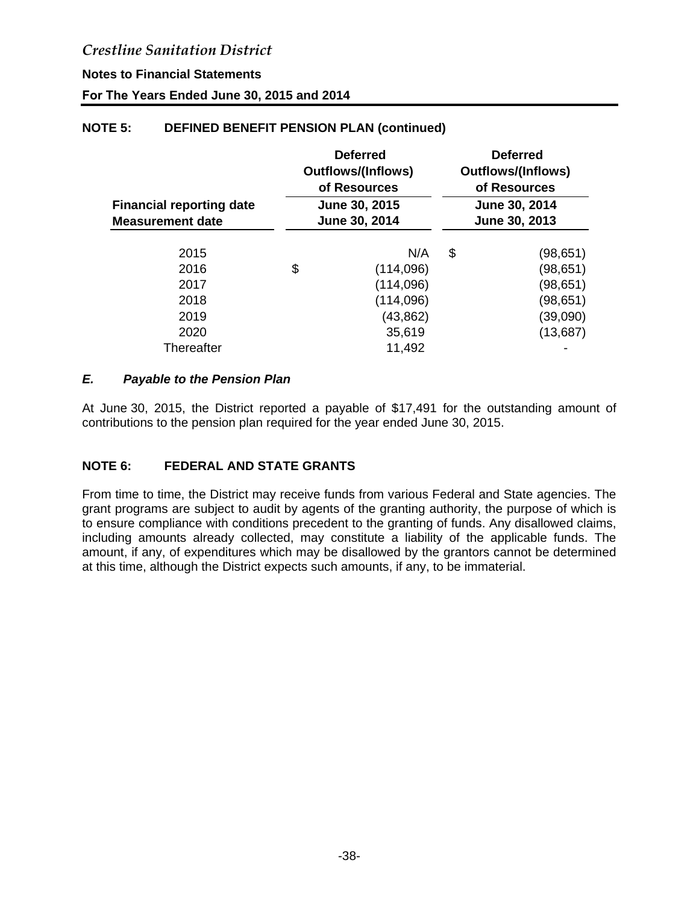## NOTE 5: DEFINED BENEFIT PENSION PLAN (continued)

| | Deferred Outflows/(Inflows) of Resources | Deferred Outflows/(Inflows) of Resources |
|---|---|---|
| **Financial reporting date** | **June 30, 2015** | **June 30, 2014** |
| **Measurement date** | **June 30, 2014** | **June 30, 2013** |
| 2015 | N/A | $ (98,651) |
| 2016 | $ (114,096) | (98,651) |
| 2017 | (114,096) | (98,651) |
| 2018 | (114,096) | (98,651) |
| 2019 | (43,862) | (39,090) |
| 2020 | 35,619 | (13,687) |
| Thereafter | 11,492 | - |

### *E. Payable to the Pension Plan*

At June 30, 2015, the District reported a payable of $17,491 for the outstanding amount of contributions to the pension plan required for the year ended June 30, 2015.

## NOTE 6: FEDERAL AND STATE GRANTS

From time to time, the District may receive funds from various Federal and State agencies. The grant programs are subject to audit by agents of the granting authority, the purpose of which is to ensure compliance with conditions precedent to the granting of funds. Any disallowed claims, including amounts already collected, may constitute a liability of the applicable funds. The amount, if any, of expenditures which may be disallowed by the grantors cannot be determined at this time, although the District expects such amounts, if any, to be immaterial.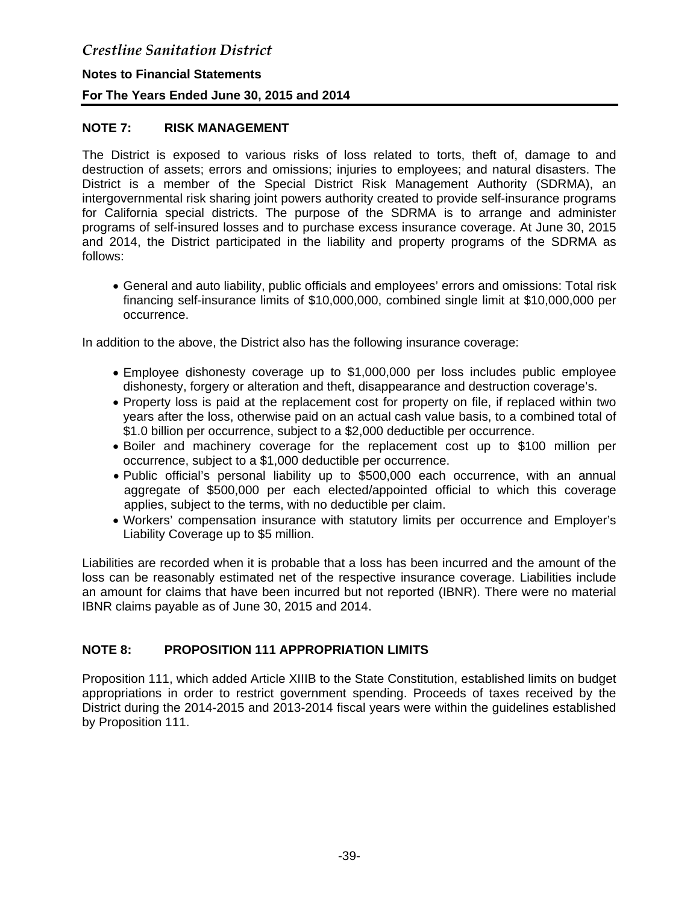## NOTE 7: RISK MANAGEMENT

The District is exposed to various risks of loss related to torts, theft of, damage to and destruction of assets; errors and omissions; injuries to employees; and natural disasters. The District is a member of the Special District Risk Management Authority (SDRMA), an intergovernmental risk sharing joint powers authority created to provide self-insurance programs for California special districts. The purpose of the SDRMA is to arrange and administer programs of self-insured losses and to purchase excess insurance coverage. At June 30, 2015 and 2014, the District participated in the liability and property programs of the SDRMA as follows:

- General and auto liability, public officials and employees' errors and omissions: Total risk financing self-insurance limits of $10,000,000, combined single limit at $10,000,000 per occurrence.

In addition to the above, the District also has the following insurance coverage:

- Employee dishonesty coverage up to $1,000,000 per loss includes public employee dishonesty, forgery or alteration and theft, disappearance and destruction coverage's.
- Property loss is paid at the replacement cost for property on file, if replaced within two years after the loss, otherwise paid on an actual cash value basis, to a combined total of $1.0 billion per occurrence, subject to a $2,000 deductible per occurrence.
- Boiler and machinery coverage for the replacement cost up to $100 million per occurrence, subject to a $1,000 deductible per occurrence.
- Public official's personal liability up to $500,000 each occurrence, with an annual aggregate of $500,000 per each elected/appointed official to which this coverage applies, subject to the terms, with no deductible per claim.
- Workers' compensation insurance with statutory limits per occurrence and Employer's Liability Coverage up to $5 million.

Liabilities are recorded when it is probable that a loss has been incurred and the amount of the loss can be reasonably estimated net of the respective insurance coverage. Liabilities include an amount for claims that have been incurred but not reported (IBNR). There were no material IBNR claims payable as of June 30, 2015 and 2014.

## NOTE 8: PROPOSITION 111 APPROPRIATION LIMITS

Proposition 111, which added Article XIIIB to the State Constitution, established limits on budget appropriations in order to restrict government spending. Proceeds of taxes received by the District during the 2014-2015 and 2013-2014 fiscal years were within the guidelines established by Proposition 111.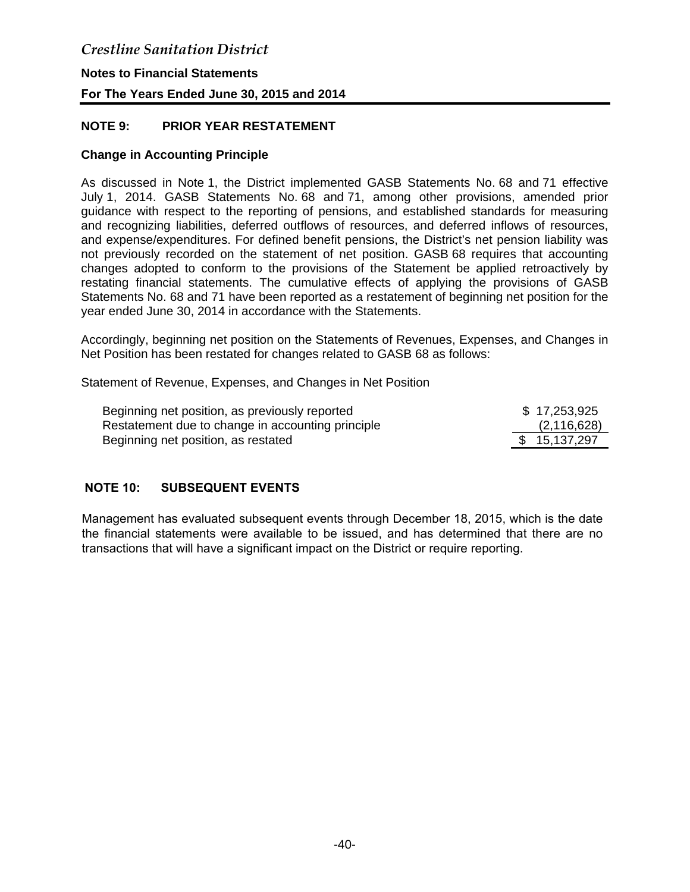## NOTE 9: PRIOR YEAR RESTATEMENT

### Change in Accounting Principle

As discussed in Note 1, the District implemented GASB Statements No. 68 and 71 effective July 1, 2014. GASB Statements No. 68 and 71, among other provisions, amended prior guidance with respect to the reporting of pensions, and established standards for measuring and recognizing liabilities, deferred outflows of resources, and deferred inflows of resources, and expense/expenditures. For defined benefit pensions, the District's net pension liability was not previously recorded on the statement of net position. GASB 68 requires that accounting changes adopted to conform to the provisions of the Statement be applied retroactively by restating financial statements. The cumulative effects of applying the provisions of GASB Statements No. 68 and 71 have been reported as a restatement of beginning net position for the year ended June 30, 2014 in accordance with the Statements.

Accordingly, beginning net position on the Statements of Revenues, Expenses, and Changes in Net Position has been restated for changes related to GASB 68 as follows:

Statement of Revenue, Expenses, and Changes in Net Position

| | |
|---|---|
| Beginning net position, as previously reported | $ 17,253,925 |
| Restatement due to change in accounting principle | (2,116,628) |
| Beginning net position, as restated | $ 15,137,297 |

## NOTE 10: SUBSEQUENT EVENTS

Management has evaluated subsequent events through December 18, 2015, which is the date the financial statements were available to be issued, and has determined that there are no transactions that will have a significant impact on the District or require reporting.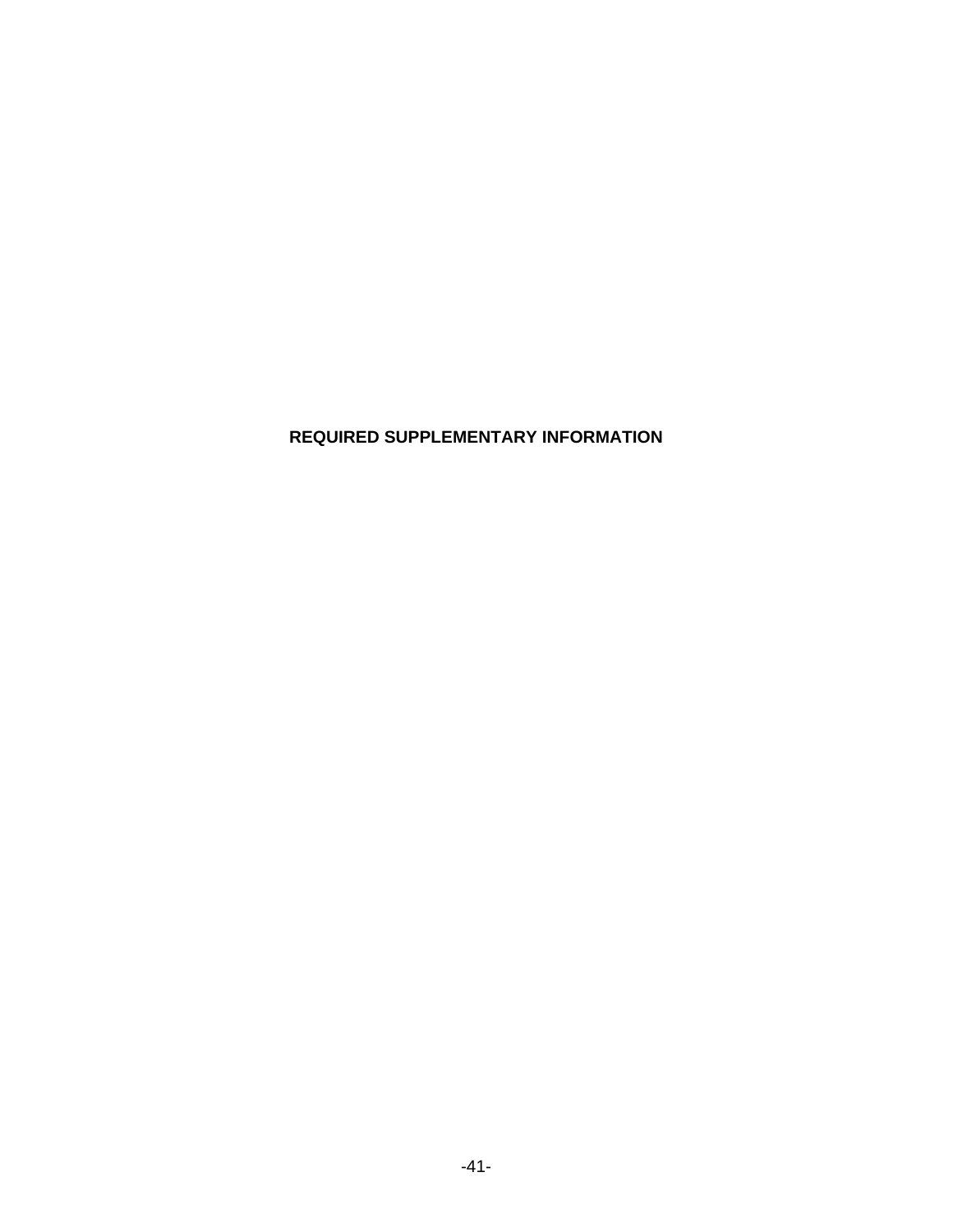# REQUIRED SUPPLEMENTARY INFORMATION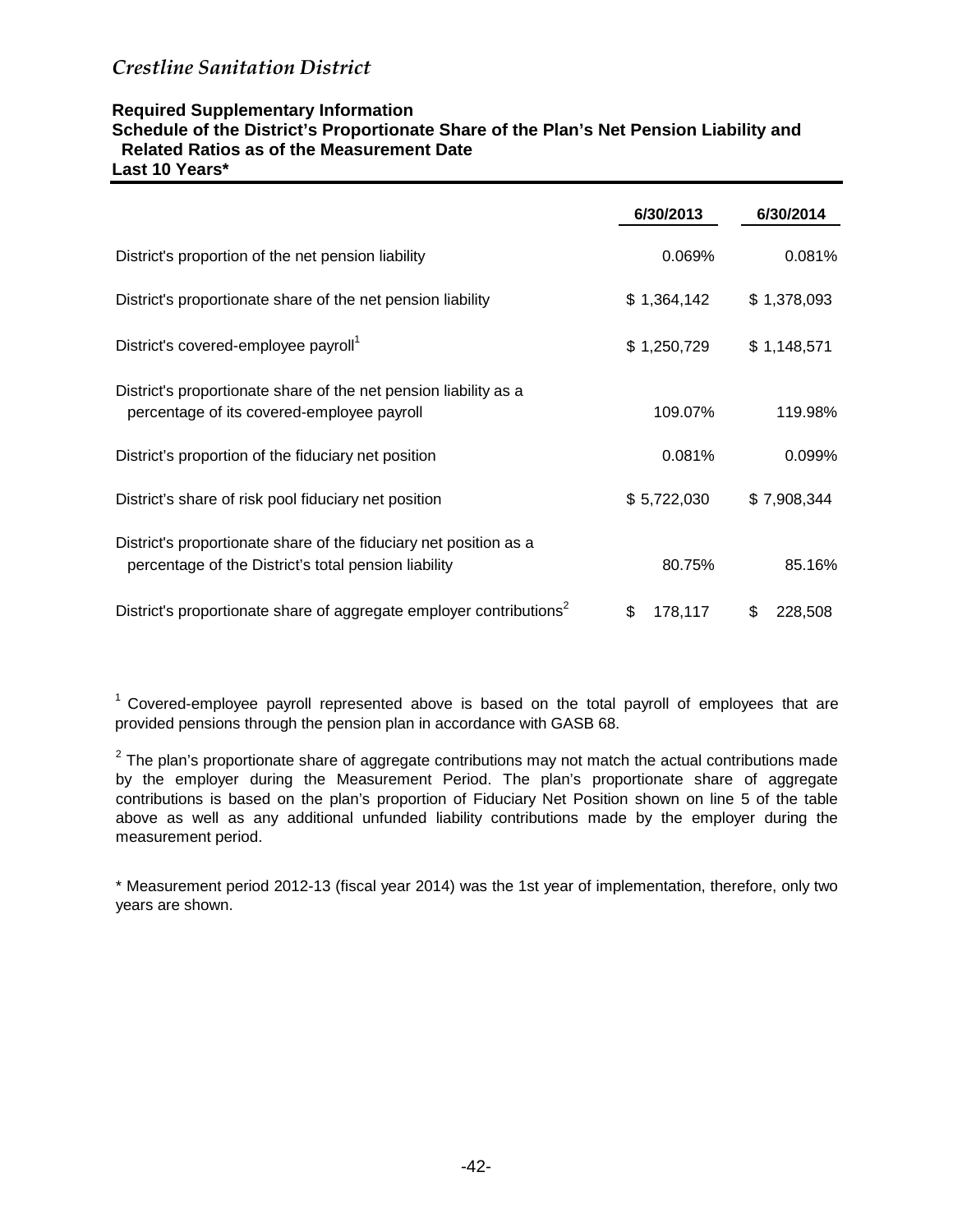*Crestline Sanitation District*

**Required Supplementary Information**
**Schedule of the District's Proportionate Share of the Plan's Net Pension Liability and Related Ratios as of the Measurement Date**
**Last 10 Years***

| | 6/30/2013 | 6/30/2014 |
|---|---|---|
| District's proportion of the net pension liability | 0.069% | 0.081% |
| District's proportionate share of the net pension liability | $ 1,364,142 | $ 1,378,093 |
| District's covered-employee payroll[1] | $ 1,250,729 | $ 1,148,571 |
| District's proportionate share of the net pension liability as a percentage of its covered-employee payroll | 109.07% | 119.98% |
| District's proportion of the fiduciary net position | 0.081% | 0.099% |
| District's share of risk pool fiduciary net position | $ 5,722,030 | $ 7,908,344 |
| District's proportionate share of the fiduciary net position as a percentage of the District's total pension liability | 80.75% | 85.16% |
| District's proportionate share of aggregate employer contributions[2] | $ 178,117 | $ 228,508 |

[1] Covered-employee payroll represented above is based on the total payroll of employees that are provided pensions through the pension plan in accordance with GASB 68.

[2] The plan's proportionate share of aggregate contributions may not match the actual contributions made by the employer during the Measurement Period. The plan's proportionate share of aggregate contributions is based on the plan's proportion of Fiduciary Net Position shown on line 5 of the table above as well as any additional unfunded liability contributions made by the employer during the measurement period.

* Measurement period 2012-13 (fiscal year 2014) was the 1st year of implementation, therefore, only two years are shown.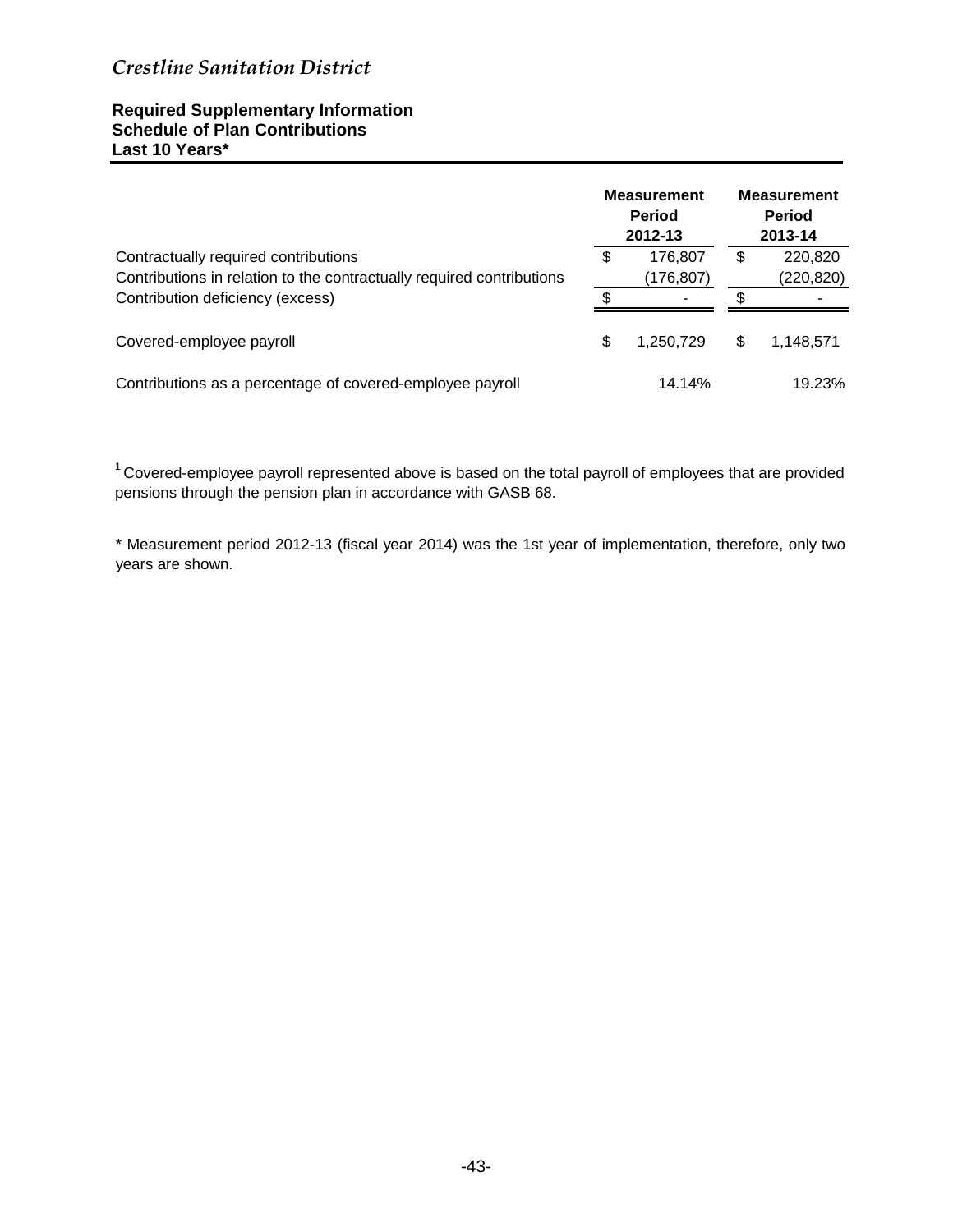*Crestline Sanitation District*

**Required Supplementary Information**
**Schedule of Plan Contributions**
**Last 10 Years***

| | Measurement Period 2012-13 | Measurement Period 2013-14 |
|---|---|---|
| Contractually required contributions | $ 176,807 | $ 220,820 |
| Contributions in relation to the contractually required contributions | (176,807) | (220,820) |
| Contribution deficiency (excess) | $ - | $ - |
| Covered-employee payroll | $ 1,250,729 | $ 1,148,571 |
| Contributions as a percentage of covered-employee payroll | 14.14% | 19.23% |

[1] Covered-employee payroll represented above is based on the total payroll of employees that are provided pensions through the pension plan in accordance with GASB 68.

* Measurement period 2012-13 (fiscal year 2014) was the 1st year of implementation, therefore, only two years are shown.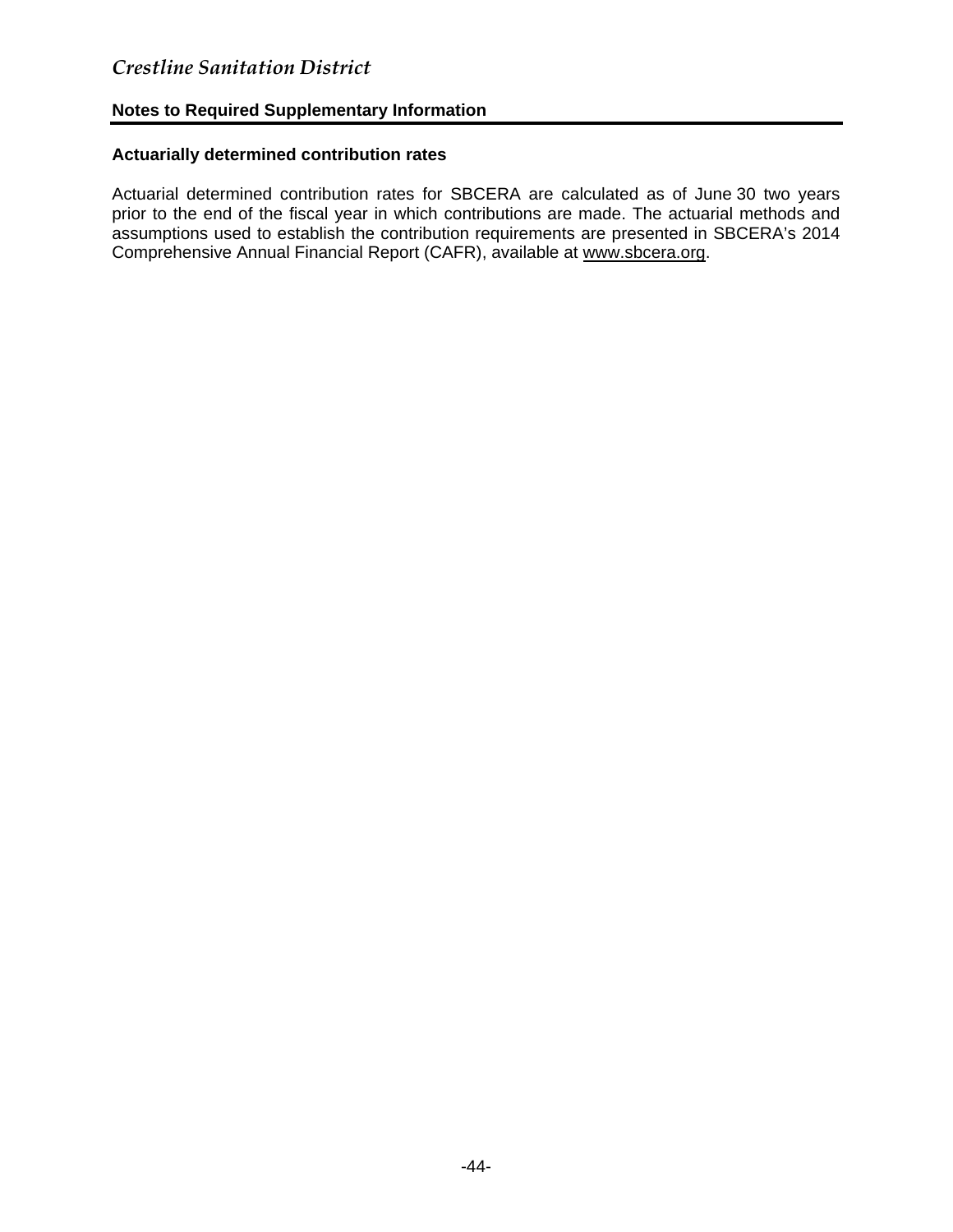## Notes to Required Supplementary Information

### Actuarially determined contribution rates

Actuarial determined contribution rates for SBCERA are calculated as of June 30 two years prior to the end of the fiscal year in which contributions are made. The actuarial methods and assumptions used to establish the contribution requirements are presented in SBCERA's 2014 Comprehensive Annual Financial Report (CAFR), available at www.sbcera.org.